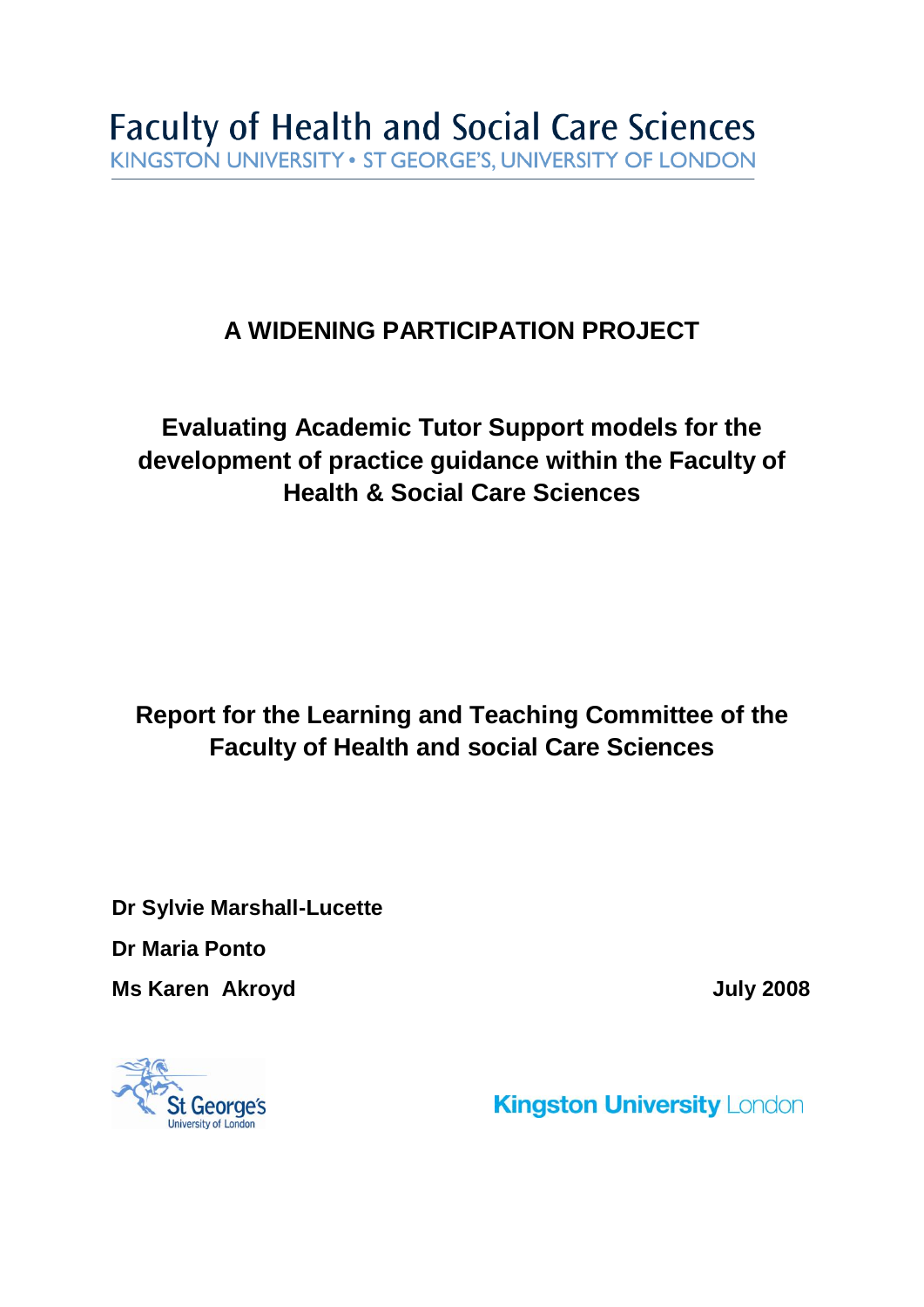Faculty of Health and Social Care Sciences

KINGSTON UNIVERSITY • ST GEORGE'S, UNIVERSITY OF LONDON

# A WIDENING PARTICIPATION PROJECT

## Evaluating Academic Tutor Support models for the development of practice guidance within the Faculty of Health & Social Care Sciences

## Report for the Learning and Teaching Committee of the Faculty of Health and social Care Sciences

**Dr Sylvie Marshall-Lucette**

**Dr Maria Ponto**

**Ms Karen Akroyd**

**July 2008**

St George's University of London

Kingston University London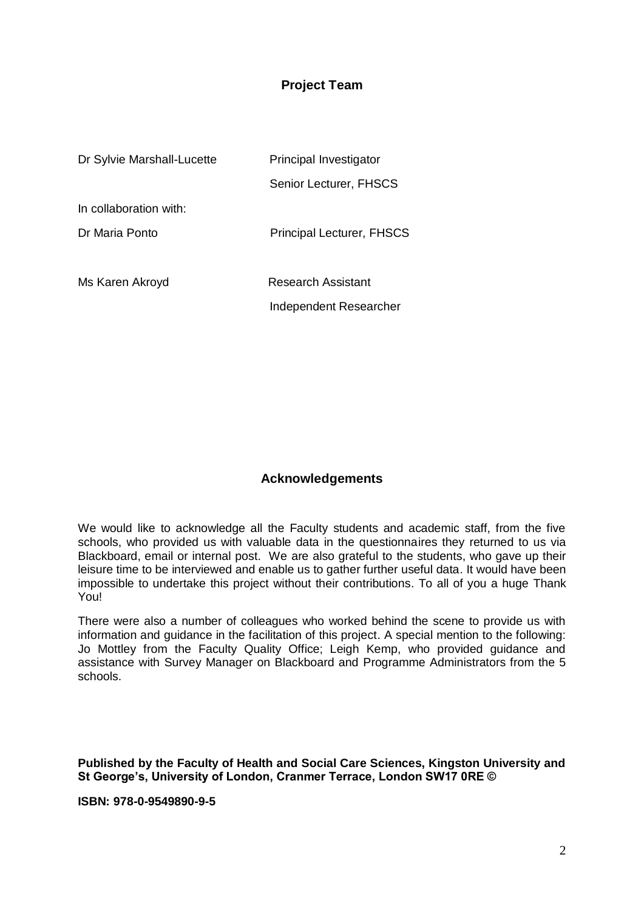## Project Team

| | |
|---|---|
| Dr Sylvie Marshall-Lucette | Principal Investigator |
| | Senior Lecturer, FHSCS |
| In collaboration with: | |
| Dr Maria Ponto | Principal Lecturer, FHSCS |
| | |
| Ms Karen Akroyd | Research Assistant |
| | Independent Researcher |

## Acknowledgements

We would like to acknowledge all the Faculty students and academic staff, from the five schools, who provided us with valuable data in the questionnaires they returned to us via Blackboard, email or internal post. We are also grateful to the students, who gave up their leisure time to be interviewed and enable us to gather further useful data. It would have been impossible to undertake this project without their contributions. To all of you a huge Thank You!

There were also a number of colleagues who worked behind the scene to provide us with information and guidance in the facilitation of this project. A special mention to the following: Jo Mottley from the Faculty Quality Office; Leigh Kemp, who provided guidance and assistance with Survey Manager on Blackboard and Programme Administrators from the 5 schools.

**Published by the Faculty of Health and Social Care Sciences, Kingston University and St George's, University of London, Cranmer Terrace, London SW17 0RE ©**

**ISBN: 978-0-9549890-9-5**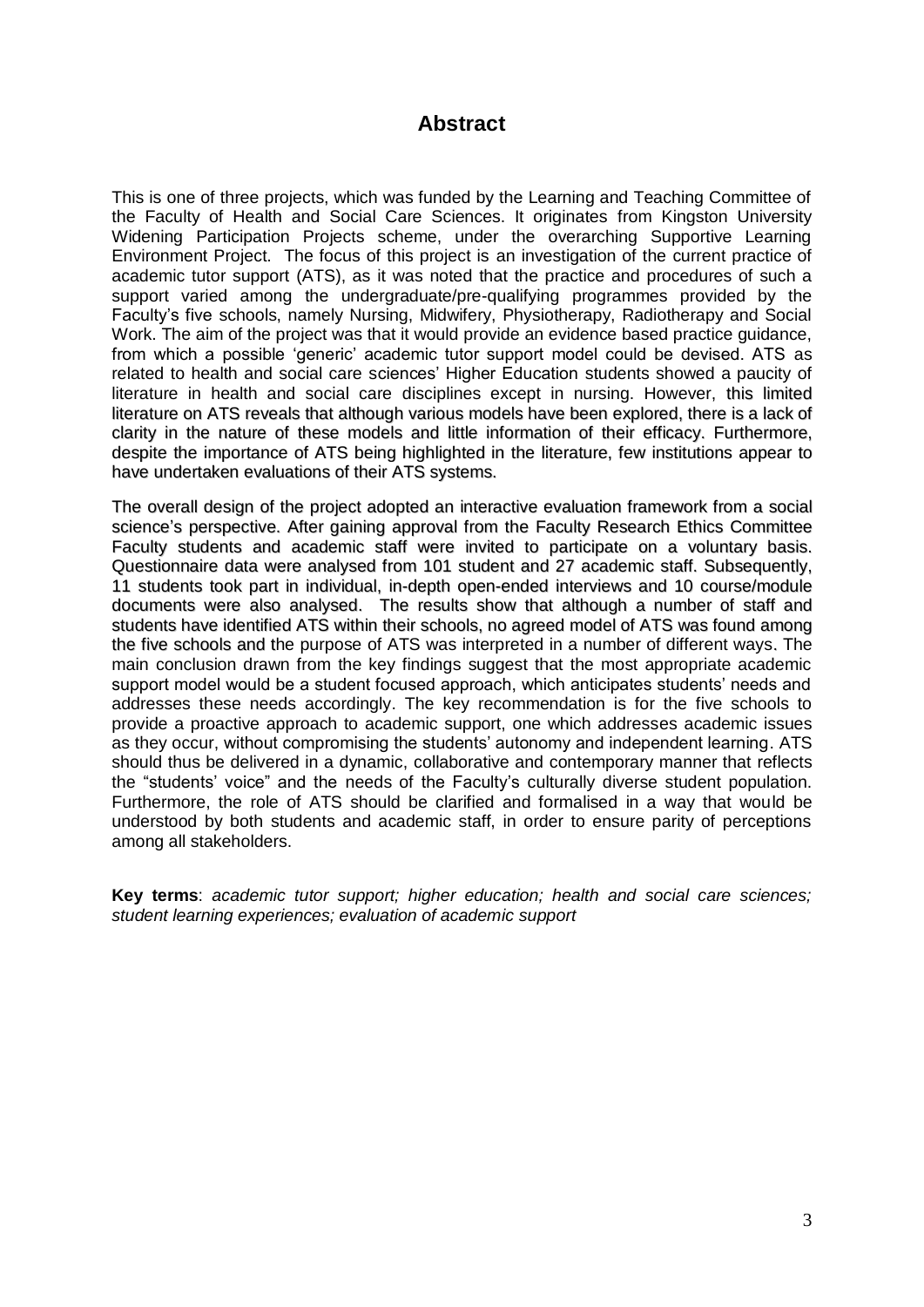# Abstract

This is one of three projects, which was funded by the Learning and Teaching Committee of the Faculty of Health and Social Care Sciences. It originates from Kingston University Widening Participation Projects scheme, under the overarching Supportive Learning Environment Project. The focus of this project is an investigation of the current practice of academic tutor support (ATS), as it was noted that the practice and procedures of such a support varied among the undergraduate/pre-qualifying programmes provided by the Faculty's five schools, namely Nursing, Midwifery, Physiotherapy, Radiotherapy and Social Work. The aim of the project was that it would provide an evidence based practice guidance, from which a possible 'generic' academic tutor support model could be devised. ATS as related to health and social care sciences' Higher Education students showed a paucity of literature in health and social care disciplines except in nursing. However, this limited literature on ATS reveals that although various models have been explored, there is a lack of clarity in the nature of these models and little information of their efficacy. Furthermore, despite the importance of ATS being highlighted in the literature, few institutions appear to have undertaken evaluations of their ATS systems.

The overall design of the project adopted an interactive evaluation framework from a social science's perspective. After gaining approval from the Faculty Research Ethics Committee Faculty students and academic staff were invited to participate on a voluntary basis. Questionnaire data were analysed from 101 student and 27 academic staff. Subsequently, 11 students took part in individual, in-depth open-ended interviews and 10 course/module documents were also analysed. The results show that although a number of staff and students have identified ATS within their schools, no agreed model of ATS was found among the five schools and the purpose of ATS was interpreted in a number of different ways. The main conclusion drawn from the key findings suggest that the most appropriate academic support model would be a student focused approach, which anticipates students' needs and addresses these needs accordingly. The key recommendation is for the five schools to provide a proactive approach to academic support, one which addresses academic issues as they occur, without compromising the students' autonomy and independent learning. ATS should thus be delivered in a dynamic, collaborative and contemporary manner that reflects the "students' voice" and the needs of the Faculty's culturally diverse student population. Furthermore, the role of ATS should be clarified and formalised in a way that would be understood by both students and academic staff, in order to ensure parity of perceptions among all stakeholders.

**Key terms**: *academic tutor support; higher education; health and social care sciences; student learning experiences; evaluation of academic support*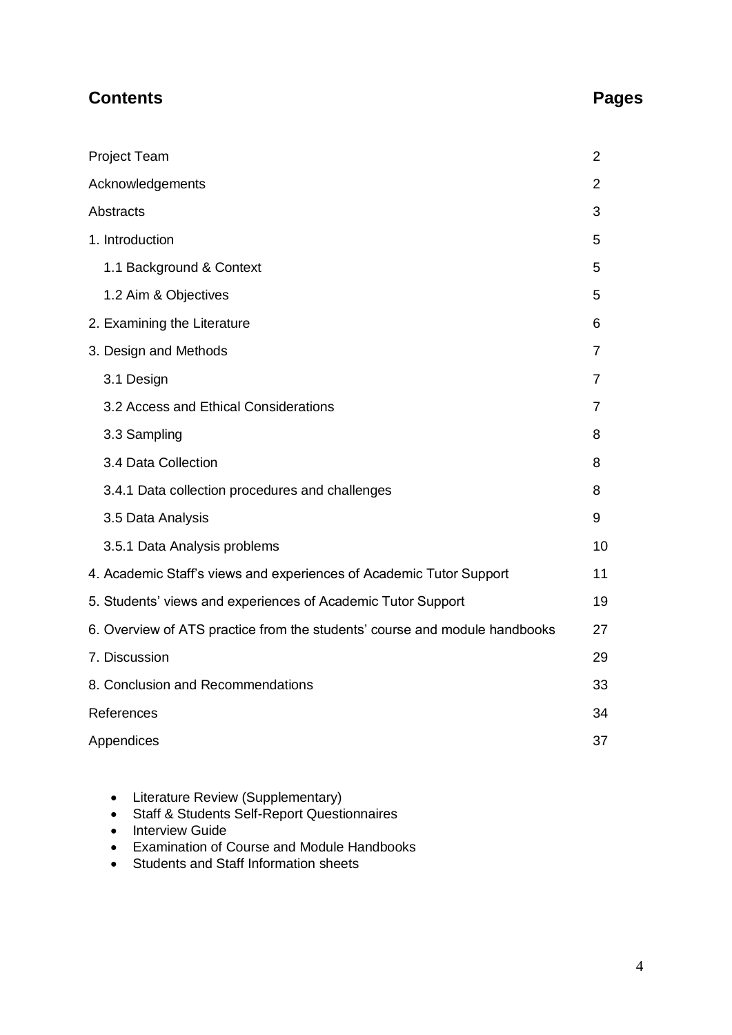## Contents

| Contents | Pages |
|---|---|
| Project Team | 2 |
| Acknowledgements | 2 |
| Abstracts | 3 |
| 1. Introduction | 5 |
| 1.1 Background & Context | 5 |
| 1.2 Aim & Objectives | 5 |
| 2. Examining the Literature | 6 |
| 3. Design and Methods | 7 |
| 3.1 Design | 7 |
| 3.2 Access and Ethical Considerations | 7 |
| 3.3 Sampling | 8 |
| 3.4 Data Collection | 8 |
| 3.4.1 Data collection procedures and challenges | 8 |
| 3.5 Data Analysis | 9 |
| 3.5.1 Data Analysis problems | 10 |
| 4. Academic Staff's views and experiences of Academic Tutor Support | 11 |
| 5. Students' views and experiences of Academic Tutor Support | 19 |
| 6. Overview of ATS practice from the students' course and module handbooks | 27 |
| 7. Discussion | 29 |
| 8. Conclusion and Recommendations | 33 |
| References | 34 |
| Appendices | 37 |

- Literature Review (Supplementary)
- Staff & Students Self-Report Questionnaires
- Interview Guide
- Examination of Course and Module Handbooks
- Students and Staff Information sheets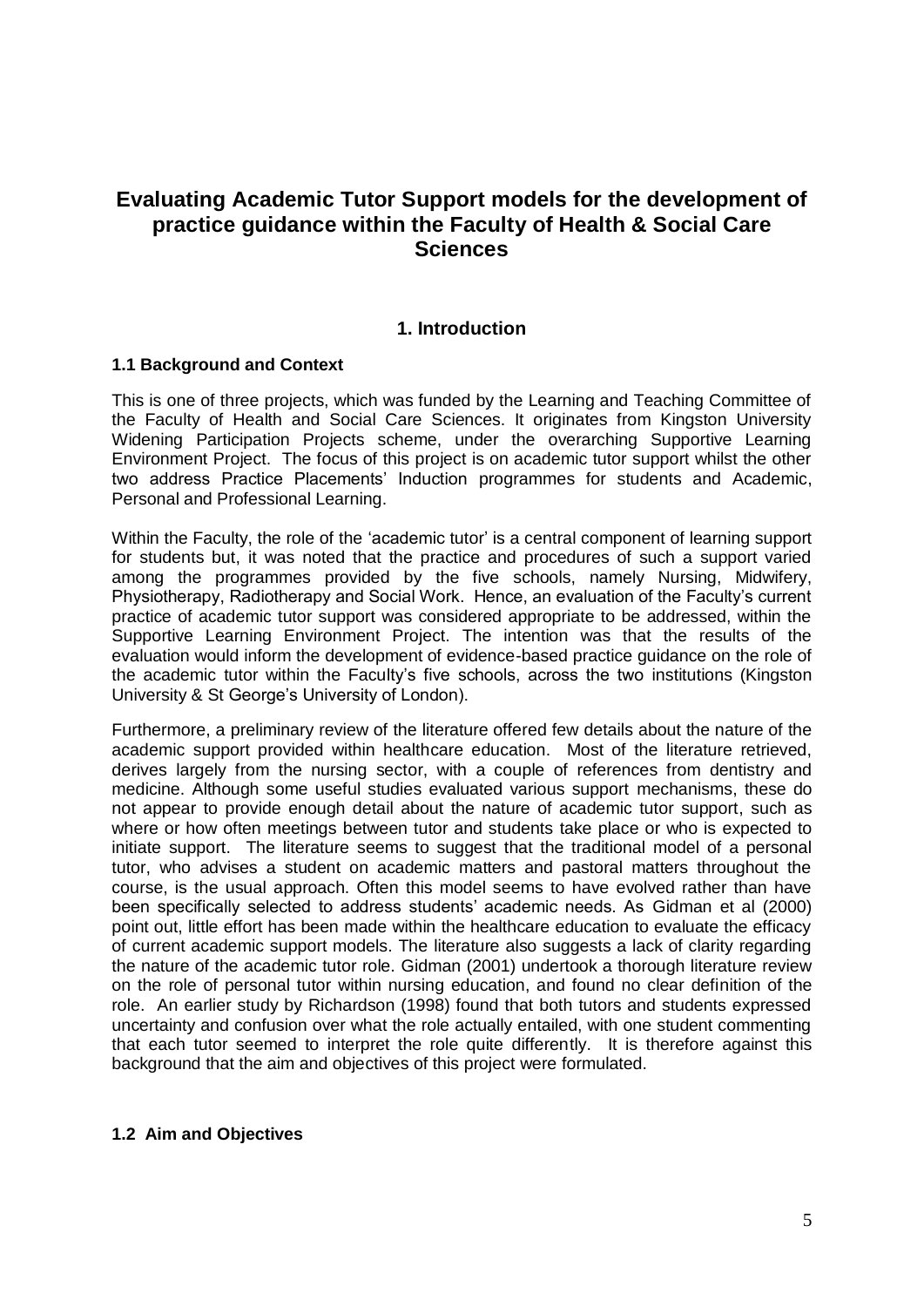# Evaluating Academic Tutor Support models for the development of practice guidance within the Faculty of Health & Social Care Sciences

## 1. Introduction

### 1.1 Background and Context

This is one of three projects, which was funded by the Learning and Teaching Committee of the Faculty of Health and Social Care Sciences. It originates from Kingston University Widening Participation Projects scheme, under the overarching Supportive Learning Environment Project. The focus of this project is on academic tutor support whilst the other two address Practice Placements' Induction programmes for students and Academic, Personal and Professional Learning.

Within the Faculty, the role of the 'academic tutor' is a central component of learning support for students but, it was noted that the practice and procedures of such a support varied among the programmes provided by the five schools, namely Nursing, Midwifery, Physiotherapy, Radiotherapy and Social Work. Hence, an evaluation of the Faculty's current practice of academic tutor support was considered appropriate to be addressed, within the Supportive Learning Environment Project. The intention was that the results of the evaluation would inform the development of evidence-based practice guidance on the role of the academic tutor within the Faculty's five schools, across the two institutions (Kingston University & St George's University of London).

Furthermore, a preliminary review of the literature offered few details about the nature of the academic support provided within healthcare education. Most of the literature retrieved, derives largely from the nursing sector, with a couple of references from dentistry and medicine. Although some useful studies evaluated various support mechanisms, these do not appear to provide enough detail about the nature of academic tutor support, such as where or how often meetings between tutor and students take place or who is expected to initiate support. The literature seems to suggest that the traditional model of a personal tutor, who advises a student on academic matters and pastoral matters throughout the course, is the usual approach. Often this model seems to have evolved rather than have been specifically selected to address students' academic needs. As Gidman et al (2000) point out, little effort has been made within the healthcare education to evaluate the efficacy of current academic support models. The literature also suggests a lack of clarity regarding the nature of the academic tutor role. Gidman (2001) undertook a thorough literature review on the role of personal tutor within nursing education, and found no clear definition of the role. An earlier study by Richardson (1998) found that both tutors and students expressed uncertainty and confusion over what the role actually entailed, with one student commenting that each tutor seemed to interpret the role quite differently. It is therefore against this background that the aim and objectives of this project were formulated.

### 1.2 Aim and Objectives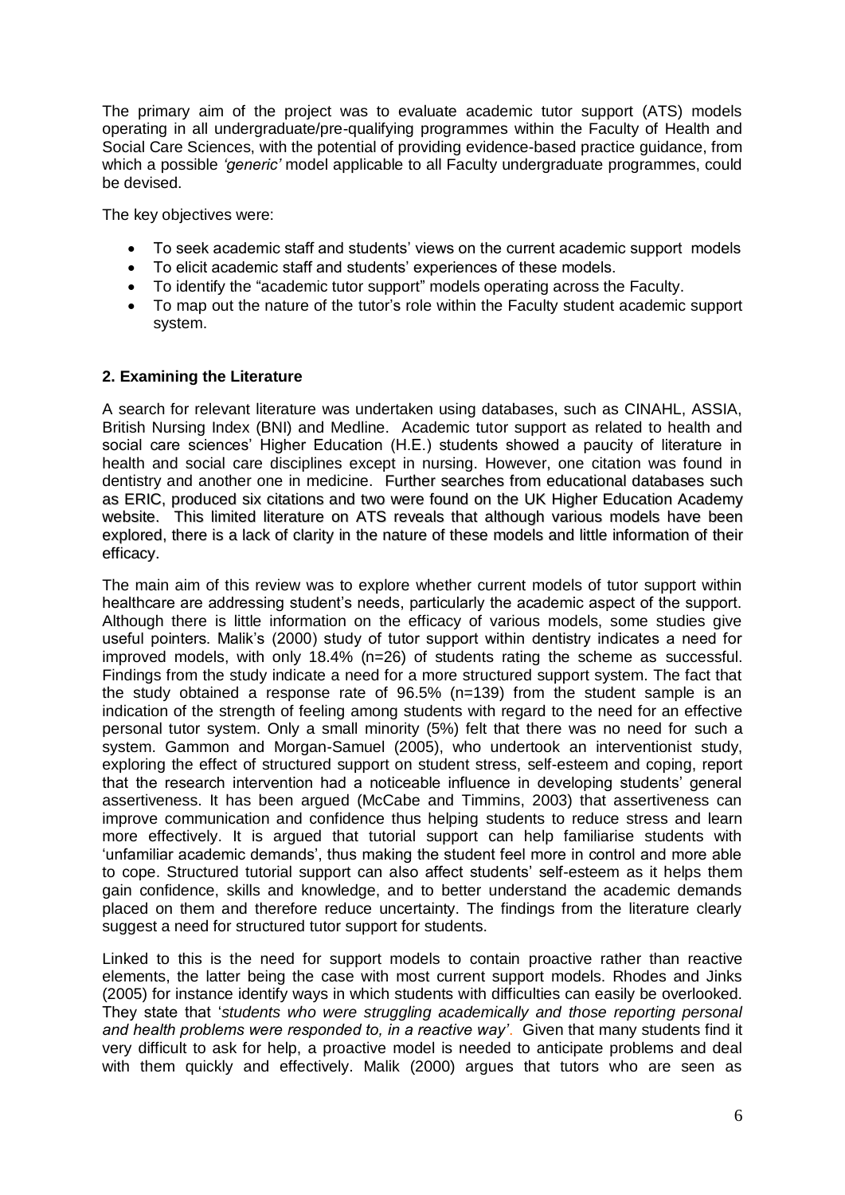The primary aim of the project was to evaluate academic tutor support (ATS) models operating in all undergraduate/pre-qualifying programmes within the Faculty of Health and Social Care Sciences, with the potential of providing evidence-based practice guidance, from which a possible *'generic'* model applicable to all Faculty undergraduate programmes, could be devised.

The key objectives were:

- To seek academic staff and students' views on the current academic support models
- To elicit academic staff and students' experiences of these models.
- To identify the "academic tutor support" models operating across the Faculty.
- To map out the nature of the tutor's role within the Faculty student academic support system.

## 2. Examining the Literature

A search for relevant literature was undertaken using databases, such as CINAHL, ASSIA, British Nursing Index (BNI) and Medline. Academic tutor support as related to health and social care sciences' Higher Education (H.E.) students showed a paucity of literature in health and social care disciplines except in nursing. However, one citation was found in dentistry and another one in medicine. Further searches from educational databases such as ERIC, produced six citations and two were found on the UK Higher Education Academy website. This limited literature on ATS reveals that although various models have been explored, there is a lack of clarity in the nature of these models and little information of their efficacy.

The main aim of this review was to explore whether current models of tutor support within healthcare are addressing student's needs, particularly the academic aspect of the support. Although there is little information on the efficacy of various models, some studies give useful pointers. Malik's (2000) study of tutor support within dentistry indicates a need for improved models, with only 18.4% (n=26) of students rating the scheme as successful. Findings from the study indicate a need for a more structured support system. The fact that the study obtained a response rate of 96.5% (n=139) from the student sample is an indication of the strength of feeling among students with regard to the need for an effective personal tutor system. Only a small minority (5%) felt that there was no need for such a system. Gammon and Morgan-Samuel (2005), who undertook an interventionist study, exploring the effect of structured support on student stress, self-esteem and coping, report that the research intervention had a noticeable influence in developing students' general assertiveness. It has been argued (McCabe and Timmins, 2003) that assertiveness can improve communication and confidence thus helping students to reduce stress and learn more effectively. It is argued that tutorial support can help familiarise students with 'unfamiliar academic demands', thus making the student feel more in control and more able to cope. Structured tutorial support can also affect students' self-esteem as it helps them gain confidence, skills and knowledge, and to better understand the academic demands placed on them and therefore reduce uncertainty. The findings from the literature clearly suggest a need for structured tutor support for students.

Linked to this is the need for support models to contain proactive rather than reactive elements, the latter being the case with most current support models. Rhodes and Jinks (2005) for instance identify ways in which students with difficulties can easily be overlooked. They state that '*students who were struggling academically and those reporting personal and health problems were responded to, in a reactive way*'. Given that many students find it very difficult to ask for help, a proactive model is needed to anticipate problems and deal with them quickly and effectively. Malik (2000) argues that tutors who are seen as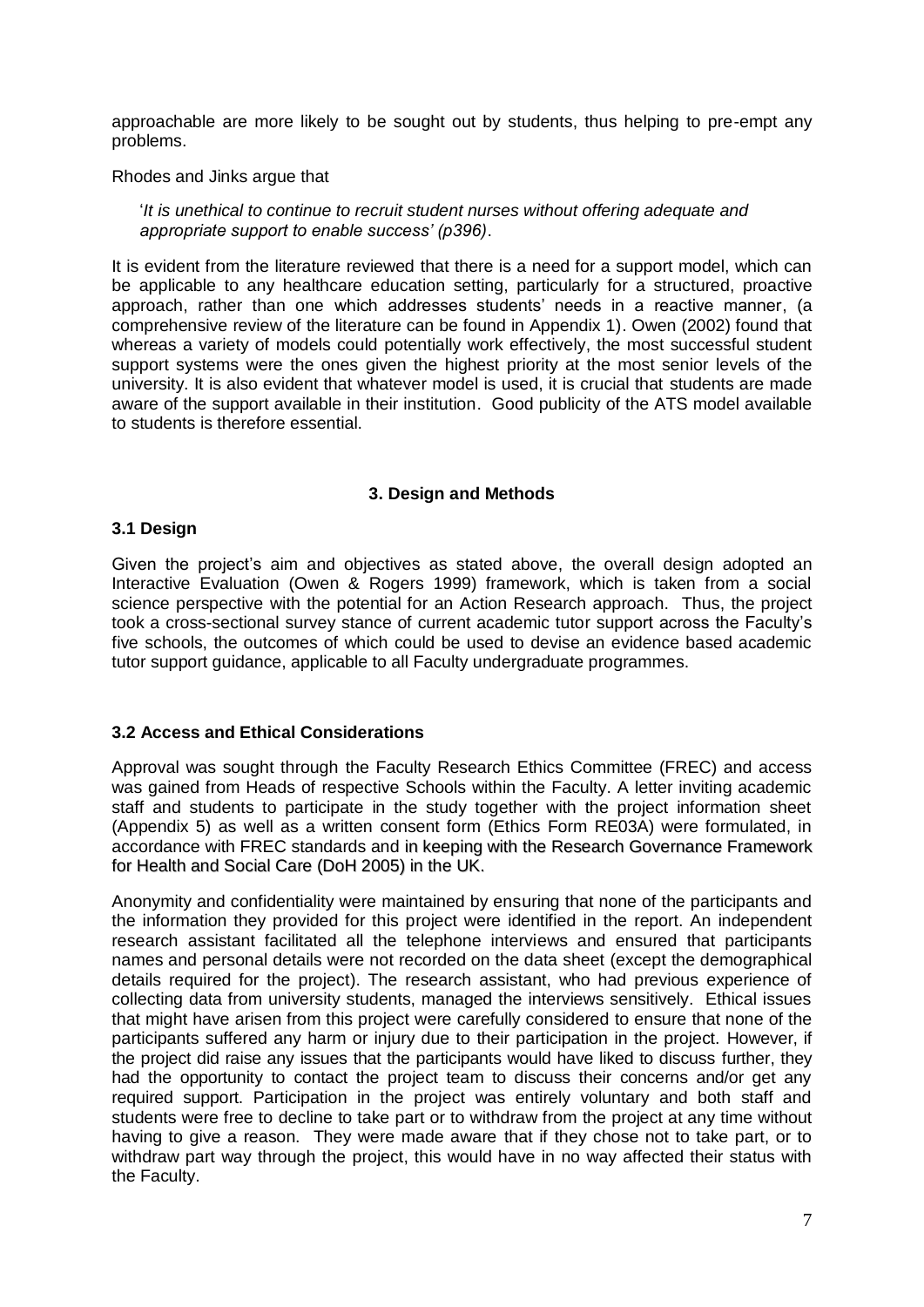approachable are more likely to be sought out by students, thus helping to pre-empt any problems.

Rhodes and Jinks argue that

> '*It is unethical to continue to recruit student nurses without offering adequate and appropriate support to enable success' (p396)*.

It is evident from the literature reviewed that there is a need for a support model, which can be applicable to any healthcare education setting, particularly for a structured, proactive approach, rather than one which addresses students' needs in a reactive manner, (a comprehensive review of the literature can be found in Appendix 1). Owen (2002) found that whereas a variety of models could potentially work effectively, the most successful student support systems were the ones given the highest priority at the most senior levels of the university. It is also evident that whatever model is used, it is crucial that students are made aware of the support available in their institution. Good publicity of the ATS model available to students is therefore essential.

## 3. Design and Methods

### 3.1 Design

Given the project's aim and objectives as stated above, the overall design adopted an Interactive Evaluation (Owen & Rogers 1999) framework, which is taken from a social science perspective with the potential for an Action Research approach. Thus, the project took a cross-sectional survey stance of current academic tutor support across the Faculty's five schools, the outcomes of which could be used to devise an evidence based academic tutor support guidance, applicable to all Faculty undergraduate programmes.

### 3.2 Access and Ethical Considerations

Approval was sought through the Faculty Research Ethics Committee (FREC) and access was gained from Heads of respective Schools within the Faculty. A letter inviting academic staff and students to participate in the study together with the project information sheet (Appendix 5) as well as a written consent form (Ethics Form RE03A) were formulated, in accordance with FREC standards and in keeping with the Research Governance Framework for Health and Social Care (DoH 2005) in the UK.

Anonymity and confidentiality were maintained by ensuring that none of the participants and the information they provided for this project were identified in the report. An independent research assistant facilitated all the telephone interviews and ensured that participants names and personal details were not recorded on the data sheet (except the demographical details required for the project). The research assistant, who had previous experience of collecting data from university students, managed the interviews sensitively. Ethical issues that might have arisen from this project were carefully considered to ensure that none of the participants suffered any harm or injury due to their participation in the project. However, if the project did raise any issues that the participants would have liked to discuss further, they had the opportunity to contact the project team to discuss their concerns and/or get any required support. Participation in the project was entirely voluntary and both staff and students were free to decline to take part or to withdraw from the project at any time without having to give a reason. They were made aware that if they chose not to take part, or to withdraw part way through the project, this would have in no way affected their status with the Faculty.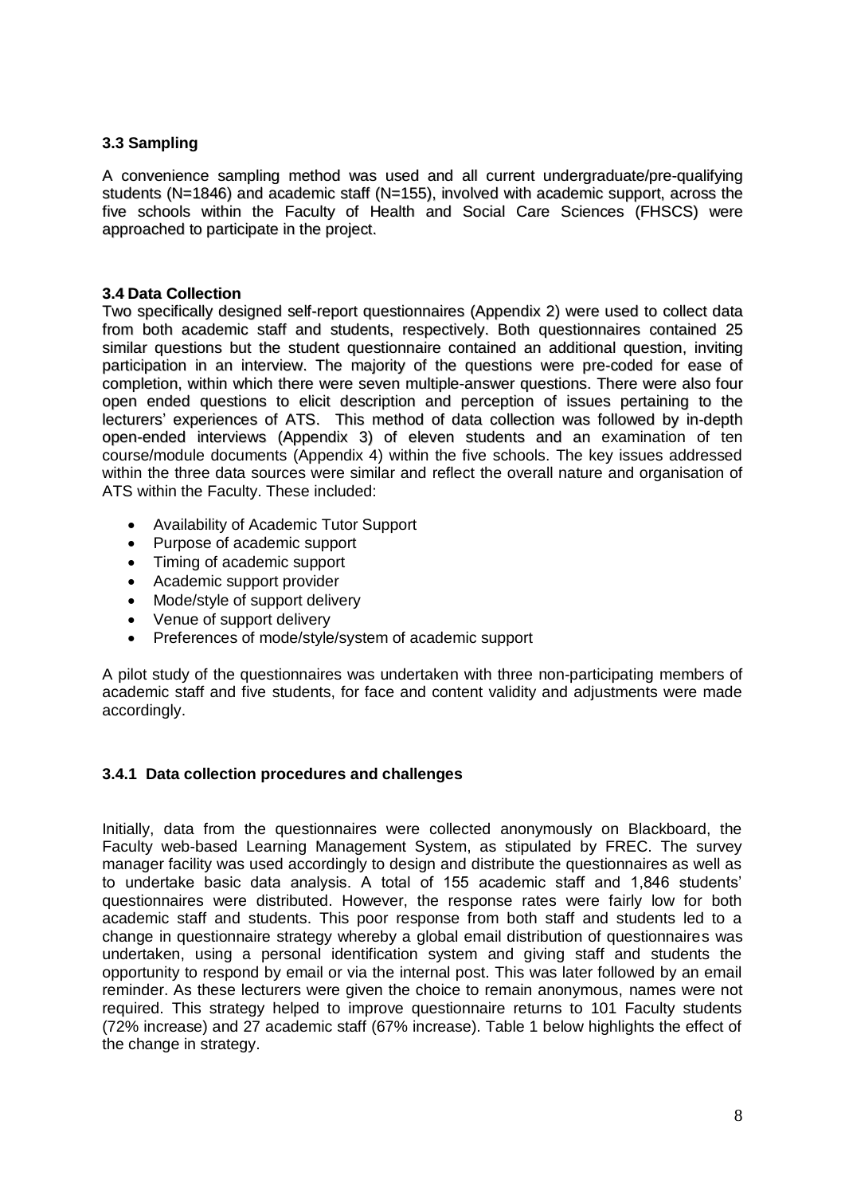### 3.3 Sampling

A convenience sampling method was used and all current undergraduate/pre-qualifying students (N=1846) and academic staff (N=155), involved with academic support, across the five schools within the Faculty of Health and Social Care Sciences (FHSCS) were approached to participate in the project.

### 3.4 Data Collection

Two specifically designed self-report questionnaires (Appendix 2) were used to collect data from both academic staff and students, respectively. Both questionnaires contained 25 similar questions but the student questionnaire contained an additional question, inviting participation in an interview. The majority of the questions were pre-coded for ease of completion, within which there were seven multiple-answer questions. There were also four open ended questions to elicit description and perception of issues pertaining to the lecturers' experiences of ATS. This method of data collection was followed by in-depth open-ended interviews (Appendix 3) of eleven students and an examination of ten course/module documents (Appendix 4) within the five schools. The key issues addressed within the three data sources were similar and reflect the overall nature and organisation of ATS within the Faculty. These included:

- Availability of Academic Tutor Support
- Purpose of academic support
- Timing of academic support
- Academic support provider
- Mode/style of support delivery
- Venue of support delivery
- Preferences of mode/style/system of academic support

A pilot study of the questionnaires was undertaken with three non-participating members of academic staff and five students, for face and content validity and adjustments were made accordingly.

#### 3.4.1 Data collection procedures and challenges

Initially, data from the questionnaires were collected anonymously on Blackboard, the Faculty web-based Learning Management System, as stipulated by FREC. The survey manager facility was used accordingly to design and distribute the questionnaires as well as to undertake basic data analysis. A total of 155 academic staff and 1,846 students' questionnaires were distributed. However, the response rates were fairly low for both academic staff and students. This poor response from both staff and students led to a change in questionnaire strategy whereby a global email distribution of questionnaires was undertaken, using a personal identification system and giving staff and students the opportunity to respond by email or via the internal post. This was later followed by an email reminder. As these lecturers were given the choice to remain anonymous, names were not required. This strategy helped to improve questionnaire returns to 101 Faculty students (72% increase) and 27 academic staff (67% increase). Table 1 below highlights the effect of the change in strategy.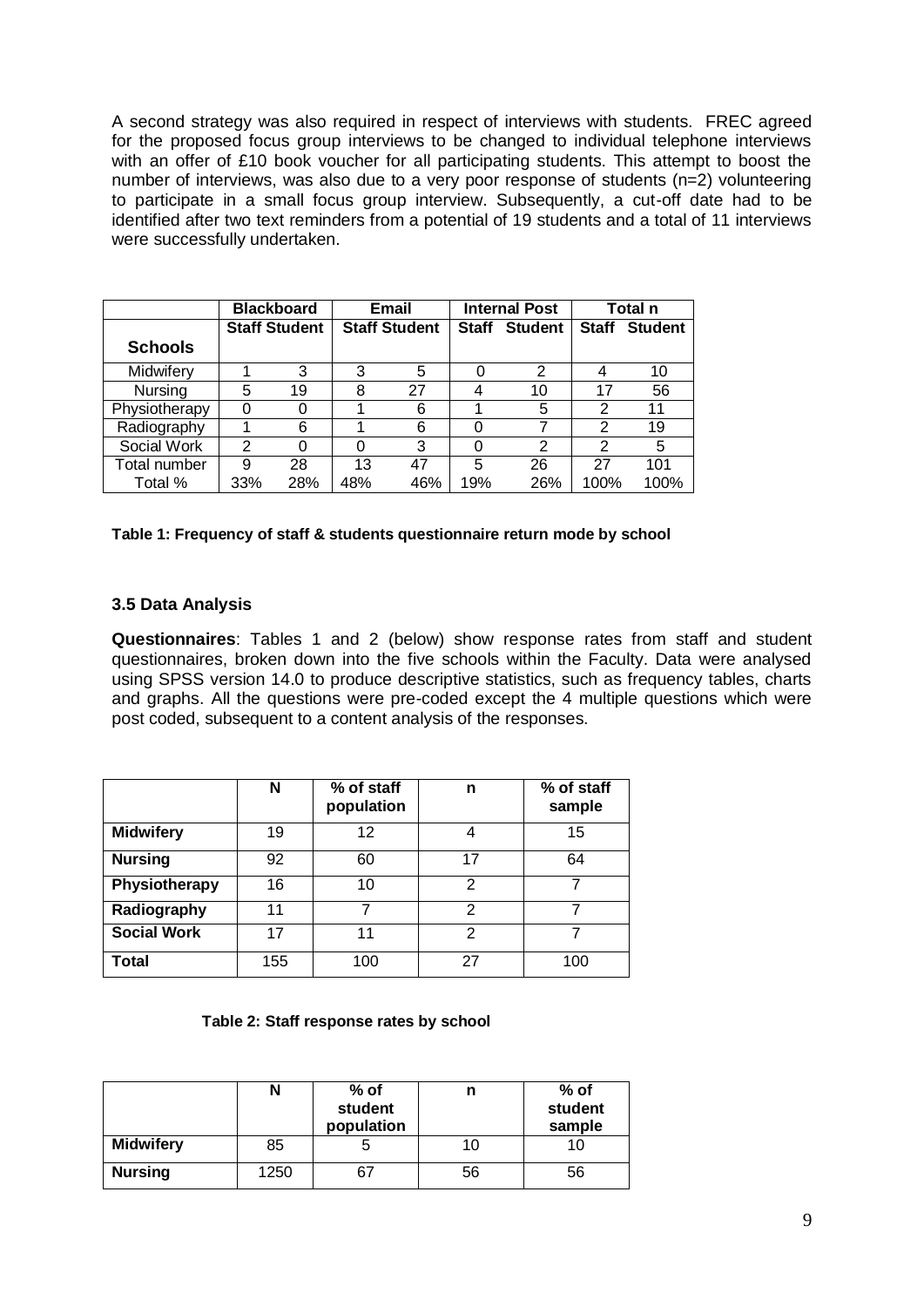A second strategy was also required in respect of interviews with students. FREC agreed for the proposed focus group interviews to be changed to individual telephone interviews with an offer of £10 book voucher for all participating students. This attempt to boost the number of interviews, was also due to a very poor response of students (n=2) volunteering to participate in a small focus group interview. Subsequently, a cut-off date had to be identified after two text reminders from a potential of 19 students and a total of 11 interviews were successfully undertaken.

| | Blackboard | | Email | | Internal Post | | Total n | |
|---|---|---|---|---|---|---|---|---|
| **Schools** | **Staff** | **Student** | **Staff** | **Student** | **Staff** | **Student** | **Staff** | **Student** |
| Midwifery | 1 | 3 | 3 | 5 | 0 | 2 | 4 | 10 |
| Nursing | 5 | 19 | 8 | 27 | 4 | 10 | 17 | 56 |
| Physiotherapy | 0 | 0 | 1 | 6 | 1 | 5 | 2 | 11 |
| Radiography | 1 | 6 | 1 | 6 | 0 | 7 | 2 | 19 |
| Social Work | 2 | 0 | 0 | 3 | 0 | 2 | 2 | 5 |
| Total number | 9 | 28 | 13 | 47 | 5 | 26 | 27 | 101 |
| Total % | 33% | 28% | 48% | 46% | 19% | 26% | 100% | 100% |

**Table 1: Frequency of staff & students questionnaire return mode by school**

### 3.5 Data Analysis

**Questionnaires**: Tables 1 and 2 (below) show response rates from staff and student questionnaires, broken down into the five schools within the Faculty. Data were analysed using SPSS version 14.0 to produce descriptive statistics, such as frequency tables, charts and graphs. All the questions were pre-coded except the 4 multiple questions which were post coded, subsequent to a content analysis of the responses.

| | N | % of staff population | n | % of staff sample |
|---|---|---|---|---|
| **Midwifery** | 19 | 12 | 4 | 15 |
| **Nursing** | 92 | 60 | 17 | 64 |
| **Physiotherapy** | 16 | 10 | 2 | 7 |
| **Radiography** | 11 | 7 | 2 | 7 |
| **Social Work** | 17 | 11 | 2 | 7 |
| **Total** | 155 | 100 | 27 | 100 |

**Table 2: Staff response rates by school**

| | N | % of student population | n | % of student sample |
|---|---|---|---|---|
| **Midwifery** | 85 | 5 | 10 | 10 |
| **Nursing** | 1250 | 67 | 56 | 56 |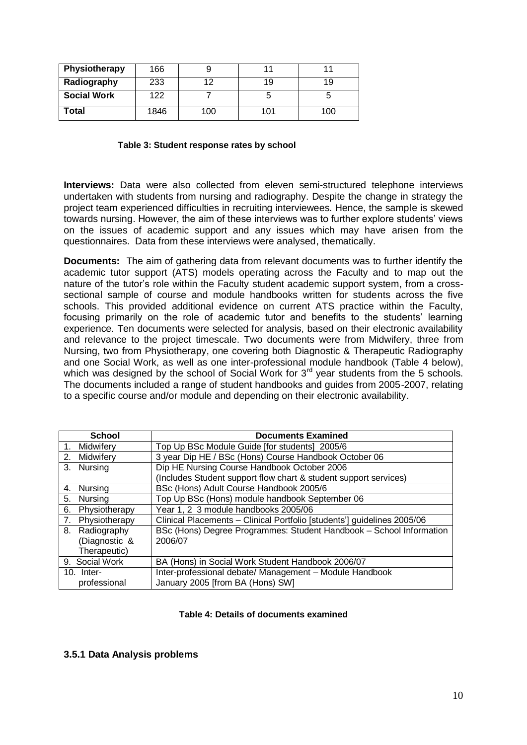| Physiotherapy | 166 | 9 | 11 | 11 |
|---|---|---|---|---|
| Radiography | 233 | 12 | 19 | 19 |
| Social Work | 122 | 7 | 5 | 5 |
| Total | 1846 | 100 | 101 | 100 |

**Table 3: Student response rates by school**

**Interviews:** Data were also collected from eleven semi-structured telephone interviews undertaken with students from nursing and radiography. Despite the change in strategy the project team experienced difficulties in recruiting interviewees. Hence, the sample is skewed towards nursing. However, the aim of these interviews was to further explore students' views on the issues of academic support and any issues which may have arisen from the questionnaires. Data from these interviews were analysed, thematically.

**Documents:** The aim of gathering data from relevant documents was to further identify the academic tutor support (ATS) models operating across the Faculty and to map out the nature of the tutor's role within the Faculty student academic support system, from a cross-sectional sample of course and module handbooks written for students across the five schools. This provided additional evidence on current ATS practice within the Faculty, focusing primarily on the role of academic tutor and benefits to the students' learning experience. Ten documents were selected for analysis, based on their electronic availability and relevance to the project timescale. Two documents were from Midwifery, three from Nursing, two from Physiotherapy, one covering both Diagnostic & Therapeutic Radiography and one Social Work, as well as one inter-professional module handbook (Table 4 below), which was designed by the school of Social Work for 3rd year students from the 5 schools. The documents included a range of student handbooks and guides from 2005-2007, relating to a specific course and/or module and depending on their electronic availability.

| School | Documents Examined |
|---|---|
| 1. Midwifery | Top Up BSc Module Guide [for students] 2005/6 |
| 2. Midwifery | 3 year Dip HE / BSc (Hons) Course Handbook October 06 |
| 3. Nursing | Dip HE Nursing Course Handbook October 2006<br>(Includes Student support flow chart & student support services) |
| 4. Nursing | BSc (Hons) Adult Course Handbook 2005/6 |
| 5. Nursing | Top Up BSc (Hons) module handbook September 06 |
| 6. Physiotherapy | Year 1, 2 3 module handbooks 2005/06 |
| 7. Physiotherapy | Clinical Placements – Clinical Portfolio [students'] guidelines 2005/06 |
| 8. Radiography (Diagnostic & Therapeutic) | BSc (Hons) Degree Programmes: Student Handbook – School Information 2006/07 |
| 9. Social Work | BA (Hons) in Social Work Student Handbook 2006/07 |
| 10. Inter-professional | Inter-professional debate/ Management – Module Handbook January 2005 [from BA (Hons) SW] |

**Table 4: Details of documents examined**

### 3.5.1 Data Analysis problems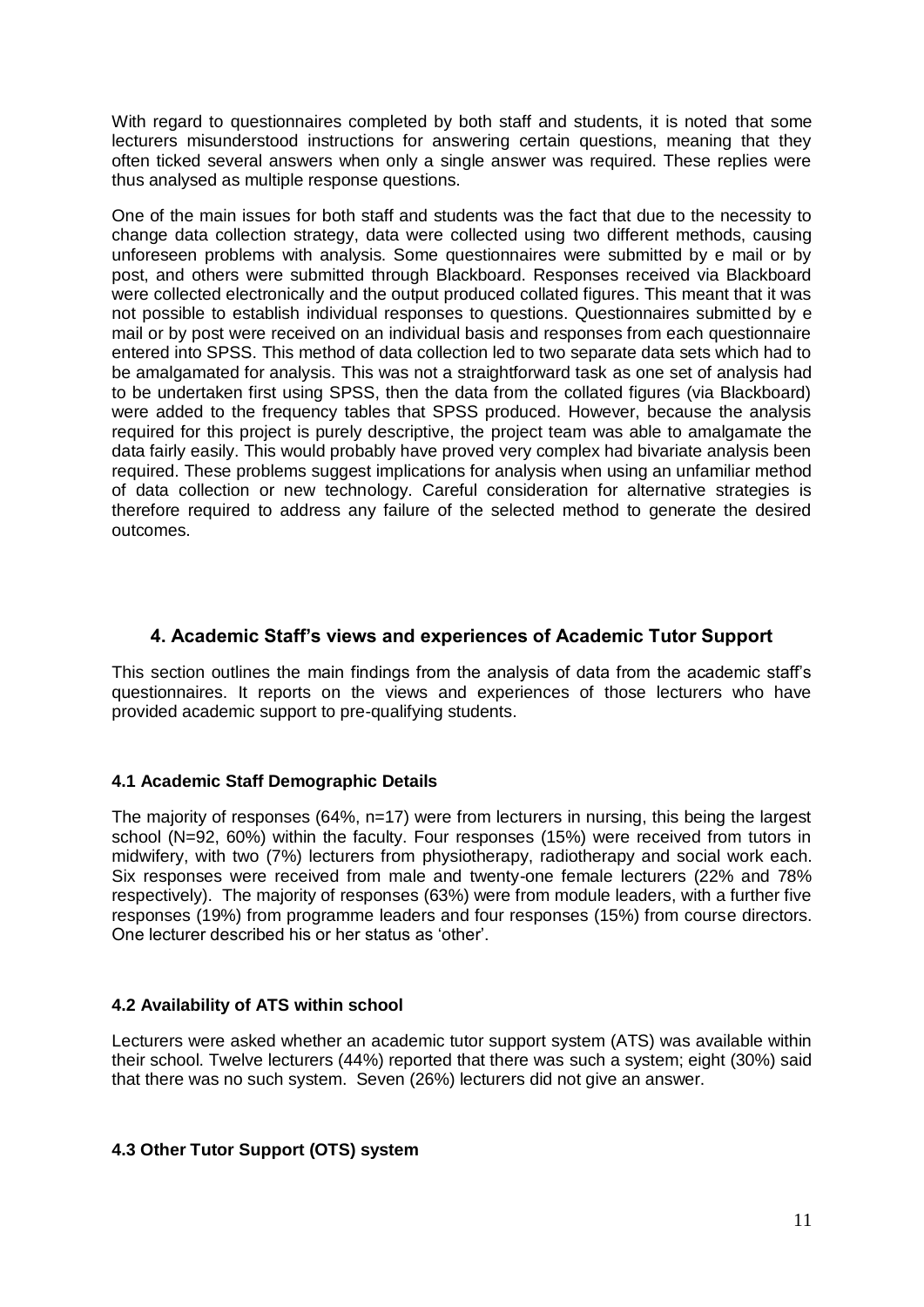With regard to questionnaires completed by both staff and students, it is noted that some lecturers misunderstood instructions for answering certain questions, meaning that they often ticked several answers when only a single answer was required. These replies were thus analysed as multiple response questions.

One of the main issues for both staff and students was the fact that due to the necessity to change data collection strategy, data were collected using two different methods, causing unforeseen problems with analysis. Some questionnaires were submitted by e mail or by post, and others were submitted through Blackboard. Responses received via Blackboard were collected electronically and the output produced collated figures. This meant that it was not possible to establish individual responses to questions. Questionnaires submitted by e mail or by post were received on an individual basis and responses from each questionnaire entered into SPSS. This method of data collection led to two separate data sets which had to be amalgamated for analysis. This was not a straightforward task as one set of analysis had to be undertaken first using SPSS, then the data from the collated figures (via Blackboard) were added to the frequency tables that SPSS produced. However, because the analysis required for this project is purely descriptive, the project team was able to amalgamate the data fairly easily. This would probably have proved very complex had bivariate analysis been required. These problems suggest implications for analysis when using an unfamiliar method of data collection or new technology. Careful consideration for alternative strategies is therefore required to address any failure of the selected method to generate the desired outcomes.

## 4. Academic Staff's views and experiences of Academic Tutor Support

This section outlines the main findings from the analysis of data from the academic staff's questionnaires. It reports on the views and experiences of those lecturers who have provided academic support to pre-qualifying students.

### 4.1 Academic Staff Demographic Details

The majority of responses (64%, n=17) were from lecturers in nursing, this being the largest school (N=92, 60%) within the faculty. Four responses (15%) were received from tutors in midwifery, with two (7%) lecturers from physiotherapy, radiotherapy and social work each. Six responses were received from male and twenty-one female lecturers (22% and 78% respectively). The majority of responses (63%) were from module leaders, with a further five responses (19%) from programme leaders and four responses (15%) from course directors. One lecturer described his or her status as 'other'.

### 4.2 Availability of ATS within school

Lecturers were asked whether an academic tutor support system (ATS) was available within their school. Twelve lecturers (44%) reported that there was such a system; eight (30%) said that there was no such system. Seven (26%) lecturers did not give an answer.

### 4.3 Other Tutor Support (OTS) system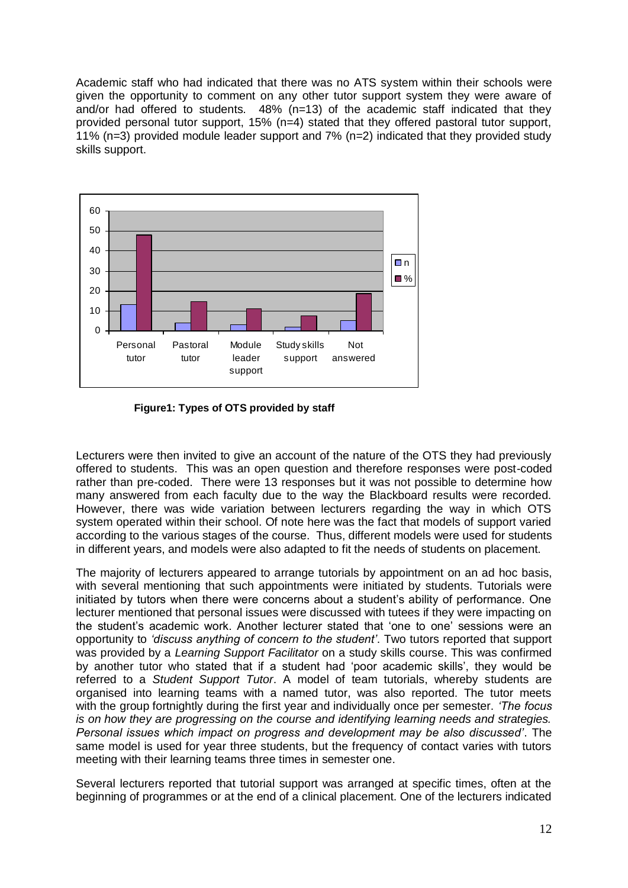Academic staff who had indicated that there was no ATS system within their schools were given the opportunity to comment on any other tutor support system they were aware of and/or had offered to students. 48% (n=13) of the academic staff indicated that they provided personal tutor support, 15% (n=4) stated that they offered pastoral tutor support, 11% (n=3) provided module leader support and 7% (n=2) indicated that they provided study skills support.

**Figure1: Types of OTS provided by staff**

Lecturers were then invited to give an account of the nature of the OTS they had previously offered to students. This was an open question and therefore responses were post-coded rather than pre-coded. There were 13 responses but it was not possible to determine how many answered from each faculty due to the way the Blackboard results were recorded. However, there was wide variation between lecturers regarding the way in which OTS system operated within their school. Of note here was the fact that models of support varied according to the various stages of the course. Thus, different models were used for students in different years, and models were also adapted to fit the needs of students on placement.

The majority of lecturers appeared to arrange tutorials by appointment on an ad hoc basis, with several mentioning that such appointments were initiated by students. Tutorials were initiated by tutors when there were concerns about a student's ability of performance. One lecturer mentioned that personal issues were discussed with tutees if they were impacting on the student's academic work. Another lecturer stated that 'one to one' sessions were an opportunity to *'discuss anything of concern to the student'*. Two tutors reported that support was provided by a *Learning Support Facilitator* on a study skills course. This was confirmed by another tutor who stated that if a student had 'poor academic skills', they would be referred to a *Student Support Tutor*. A model of team tutorials, whereby students are organised into learning teams with a named tutor, was also reported. The tutor meets with the group fortnightly during the first year and individually once per semester. *'The focus is on how they are progressing on the course and identifying learning needs and strategies. Personal issues which impact on progress and development may be also discussed'*. The same model is used for year three students, but the frequency of contact varies with tutors meeting with their learning teams three times in semester one.

Several lecturers reported that tutorial support was arranged at specific times, often at the beginning of programmes or at the end of a clinical placement. One of the lecturers indicated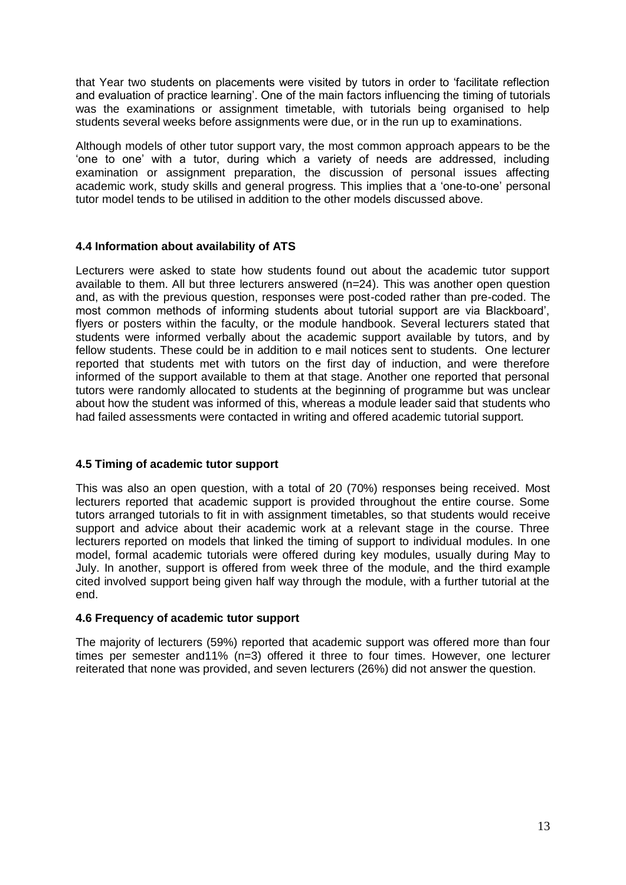that Year two students on placements were visited by tutors in order to 'facilitate reflection and evaluation of practice learning'. One of the main factors influencing the timing of tutorials was the examinations or assignment timetable, with tutorials being organised to help students several weeks before assignments were due, or in the run up to examinations.

Although models of other tutor support vary, the most common approach appears to be the 'one to one' with a tutor, during which a variety of needs are addressed, including examination or assignment preparation, the discussion of personal issues affecting academic work, study skills and general progress. This implies that a 'one-to-one' personal tutor model tends to be utilised in addition to the other models discussed above.

### 4.4 Information about availability of ATS

Lecturers were asked to state how students found out about the academic tutor support available to them. All but three lecturers answered (n=24). This was another open question and, as with the previous question, responses were post-coded rather than pre-coded. The most common methods of informing students about tutorial support are via Blackboard', flyers or posters within the faculty, or the module handbook. Several lecturers stated that students were informed verbally about the academic support available by tutors, and by fellow students. These could be in addition to e mail notices sent to students. One lecturer reported that students met with tutors on the first day of induction, and were therefore informed of the support available to them at that stage. Another one reported that personal tutors were randomly allocated to students at the beginning of programme but was unclear about how the student was informed of this, whereas a module leader said that students who had failed assessments were contacted in writing and offered academic tutorial support.

### 4.5 Timing of academic tutor support

This was also an open question, with a total of 20 (70%) responses being received. Most lecturers reported that academic support is provided throughout the entire course. Some tutors arranged tutorials to fit in with assignment timetables, so that students would receive support and advice about their academic work at a relevant stage in the course. Three lecturers reported on models that linked the timing of support to individual modules. In one model, formal academic tutorials were offered during key modules, usually during May to July. In another, support is offered from week three of the module, and the third example cited involved support being given half way through the module, with a further tutorial at the end.

### 4.6 Frequency of academic tutor support

The majority of lecturers (59%) reported that academic support was offered more than four times per semester and11% (n=3) offered it three to four times. However, one lecturer reiterated that none was provided, and seven lecturers (26%) did not answer the question.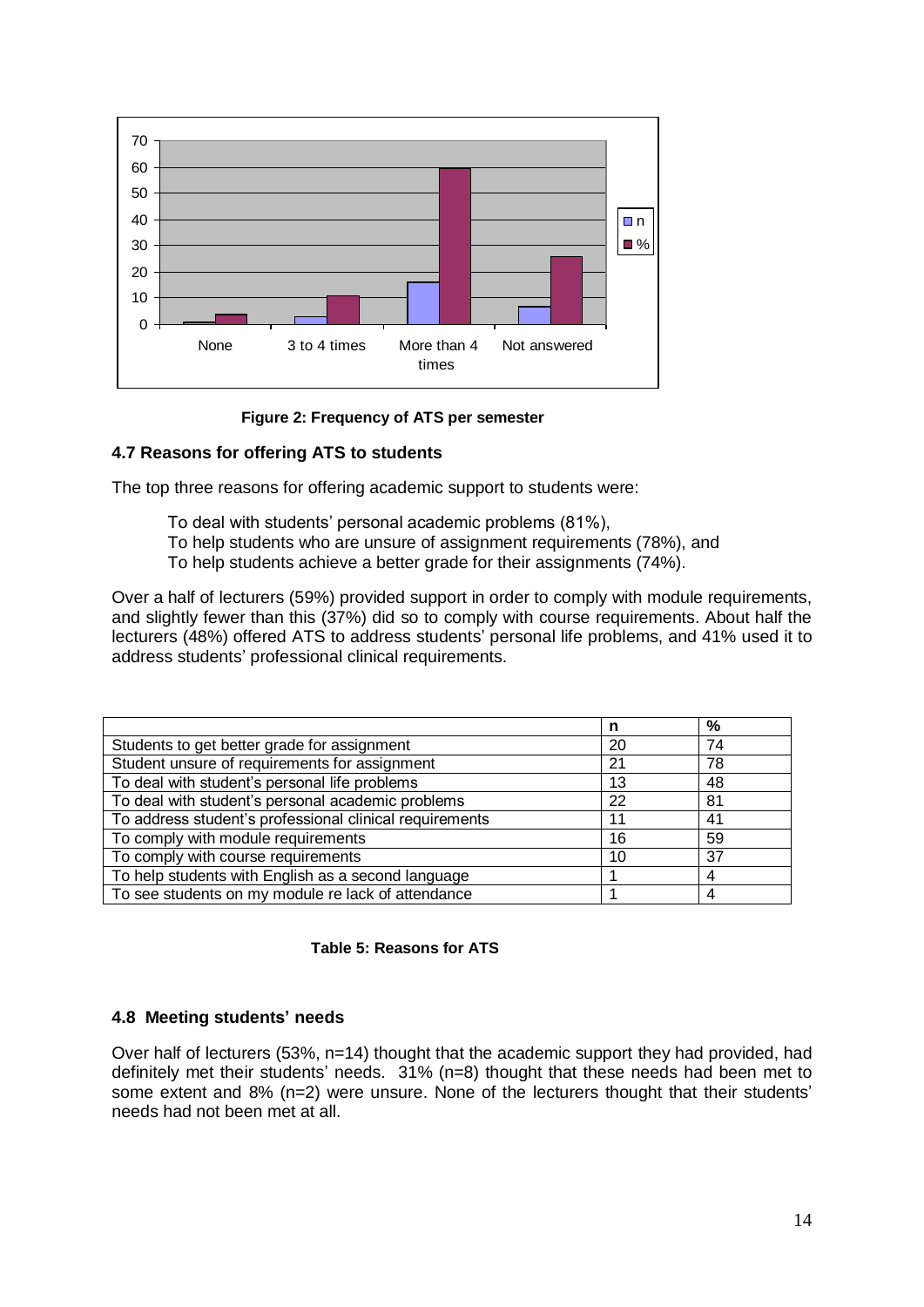**Figure 2: Frequency of ATS per semester**

### 4.7 Reasons for offering ATS to students

The top three reasons for offering academic support to students were:

To deal with students' personal academic problems (81%),
To help students who are unsure of assignment requirements (78%), and
To help students achieve a better grade for their assignments (74%).

Over a half of lecturers (59%) provided support in order to comply with module requirements, and slightly fewer than this (37%) did so to comply with course requirements. About half the lecturers (48%) offered ATS to address students' personal life problems, and 41% used it to address students' professional clinical requirements.

| | **n** | **%** |
|---|---|---|
| Students to get better grade for assignment | 20 | 74 |
| Student unsure of requirements for assignment | 21 | 78 |
| To deal with student's personal life problems | 13 | 48 |
| To deal with student's personal academic problems | 22 | 81 |
| To address student's professional clinical requirements | 11 | 41 |
| To comply with module requirements | 16 | 59 |
| To comply with course requirements | 10 | 37 |
| To help students with English as a second language | 1 | 4 |
| To see students on my module re lack of attendance | 1 | 4 |

**Table 5: Reasons for ATS**

### 4.8 Meeting students' needs

Over half of lecturers (53%, n=14) thought that the academic support they had provided, had definitely met their students' needs. 31% (n=8) thought that these needs had been met to some extent and 8% (n=2) were unsure. None of the lecturers thought that their students' needs had not been met at all.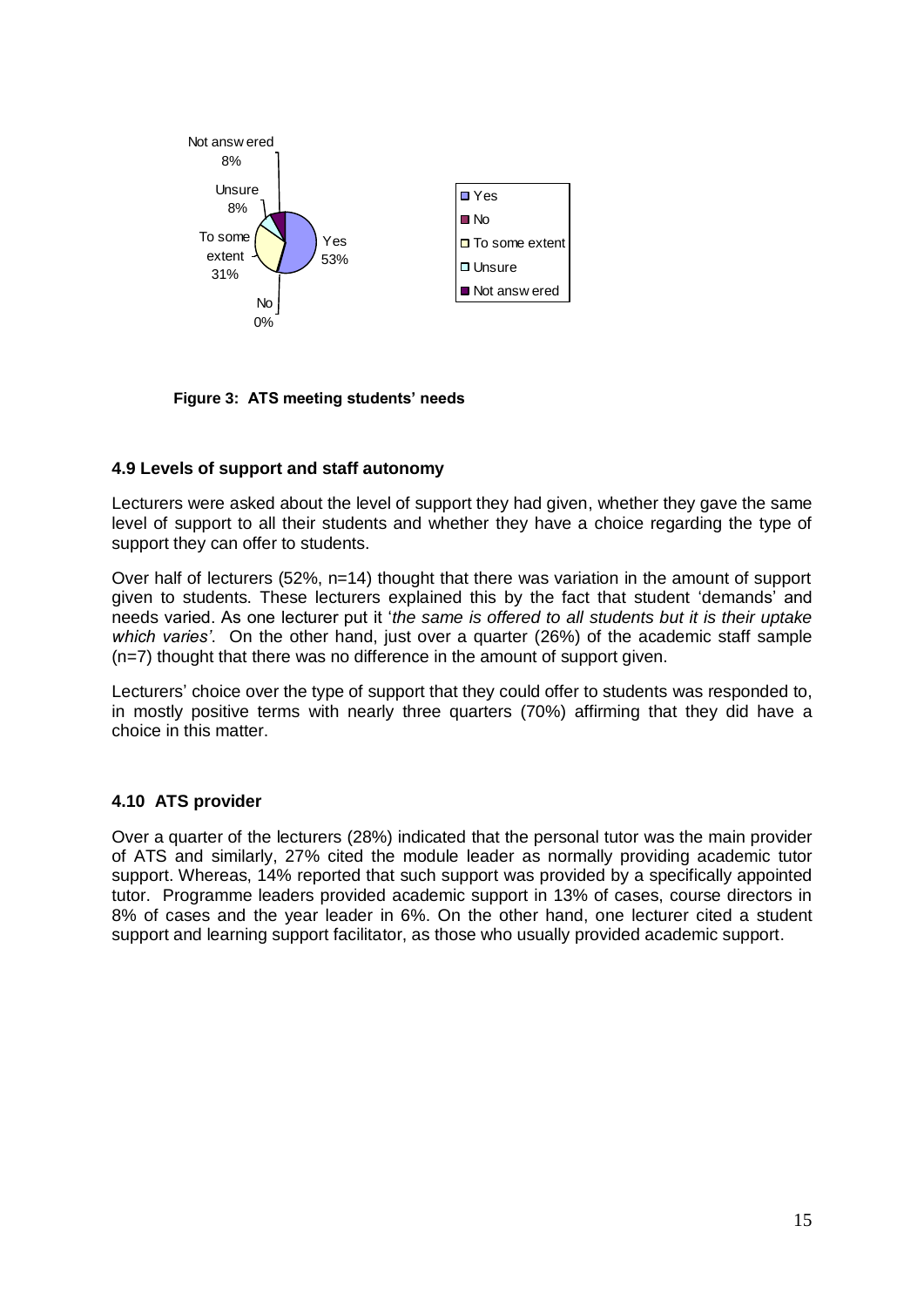Not answered 8%

Unsure 8%

To some extent 31%

Yes 53%

No 0%

- Yes
- No
- To some extent
- Unsure
- Not answered

**Figure 3: ATS meeting students' needs**

### 4.9 Levels of support and staff autonomy

Lecturers were asked about the level of support they had given, whether they gave the same level of support to all their students and whether they have a choice regarding the type of support they can offer to students.

Over half of lecturers (52%, n=14) thought that there was variation in the amount of support given to students. These lecturers explained this by the fact that student 'demands' and needs varied. As one lecturer put it '*the same is offered to all students but it is their uptake which varies'*. On the other hand, just over a quarter (26%) of the academic staff sample (n=7) thought that there was no difference in the amount of support given.

Lecturers' choice over the type of support that they could offer to students was responded to, in mostly positive terms with nearly three quarters (70%) affirming that they did have a choice in this matter.

### 4.10 ATS provider

Over a quarter of the lecturers (28%) indicated that the personal tutor was the main provider of ATS and similarly, 27% cited the module leader as normally providing academic tutor support. Whereas, 14% reported that such support was provided by a specifically appointed tutor. Programme leaders provided academic support in 13% of cases, course directors in 8% of cases and the year leader in 6%. On the other hand, one lecturer cited a student support and learning support facilitator, as those who usually provided academic support.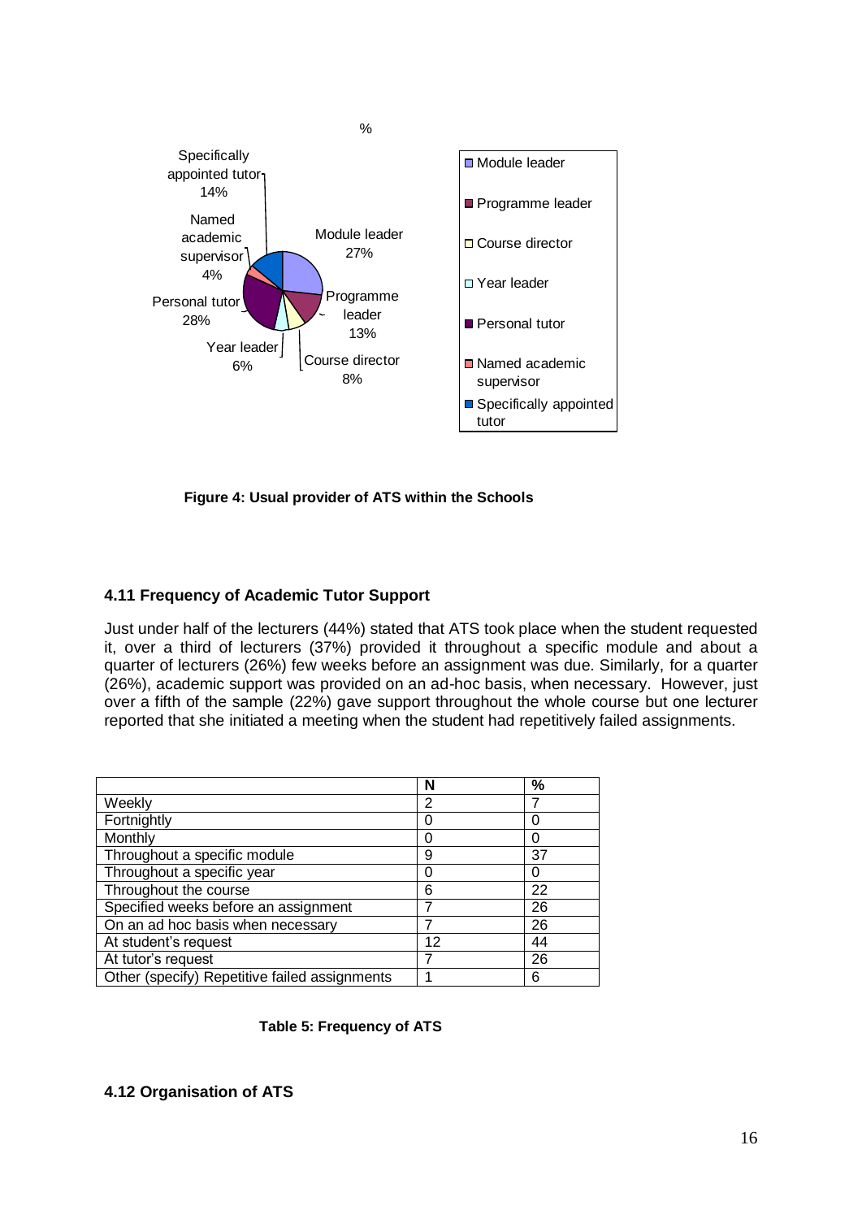**Figure 4: Usual provider of ATS within the Schools**

### 4.11 Frequency of Academic Tutor Support

Just under half of the lecturers (44%) stated that ATS took place when the student requested it, over a third of lecturers (37%) provided it throughout a specific module and about a quarter of lecturers (26%) few weeks before an assignment was due. Similarly, for a quarter (26%), academic support was provided on an ad-hoc basis, when necessary. However, just over a fifth of the sample (22%) gave support throughout the whole course but one lecturer reported that she initiated a meeting when the student had repetitively failed assignments.

| | N | % |
|---|---|---|
| Weekly | 2 | 7 |
| Fortnightly | 0 | 0 |
| Monthly | 0 | 0 |
| Throughout a specific module | 9 | 37 |
| Throughout a specific year | 0 | 0 |
| Throughout the course | 6 | 22 |
| Specified weeks before an assignment | 7 | 26 |
| On an ad hoc basis when necessary | 7 | 26 |
| At student's request | 12 | 44 |
| At tutor's request | 7 | 26 |
| Other (specify) Repetitive failed assignments | 1 | 6 |

**Table 5: Frequency of ATS**

### 4.12 Organisation of ATS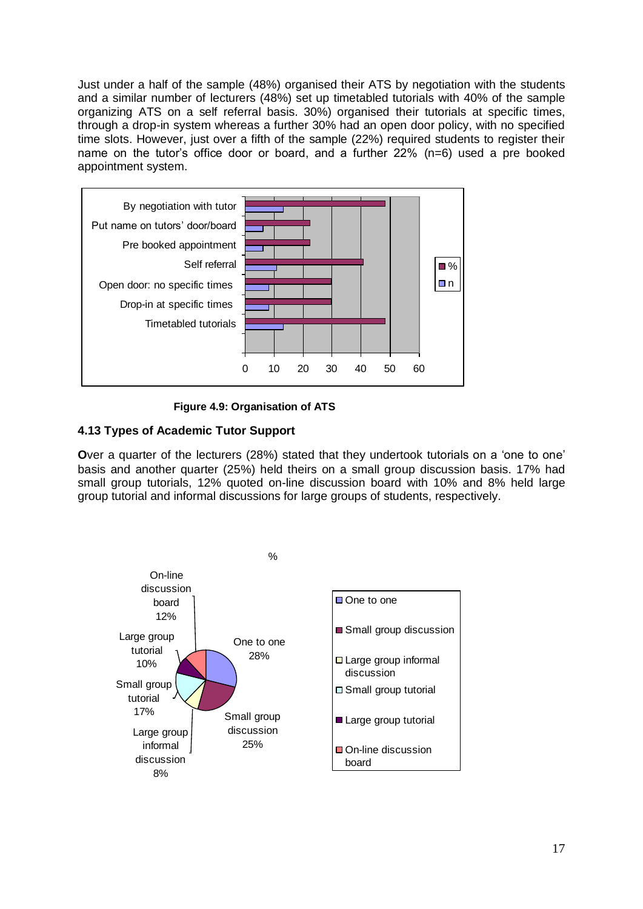Just under a half of the sample (48%) organised their ATS by negotiation with the students and a similar number of lecturers (48%) set up timetabled tutorials with 40% of the sample organizing ATS on a self referral basis. 30%) organised their tutorials at specific times, through a drop-in system whereas a further 30% had an open door policy, with no specified time slots. However, just over a fifth of the sample (22%) required students to register their name on the tutor's office door or board, and a further 22% (n=6) used a pre booked appointment system.

**Figure 4.9: Organisation of ATS**

## 4.13 Types of Academic Tutor Support

**O**ver a quarter of the lecturers (28%) stated that they undertook tutorials on a 'one to one' basis and another quarter (25%) held theirs on a small group discussion basis. 17% had small group tutorials, 12% quoted on-line discussion board with 10% and 8% held large group tutorial and informal discussions for large groups of students, respectively.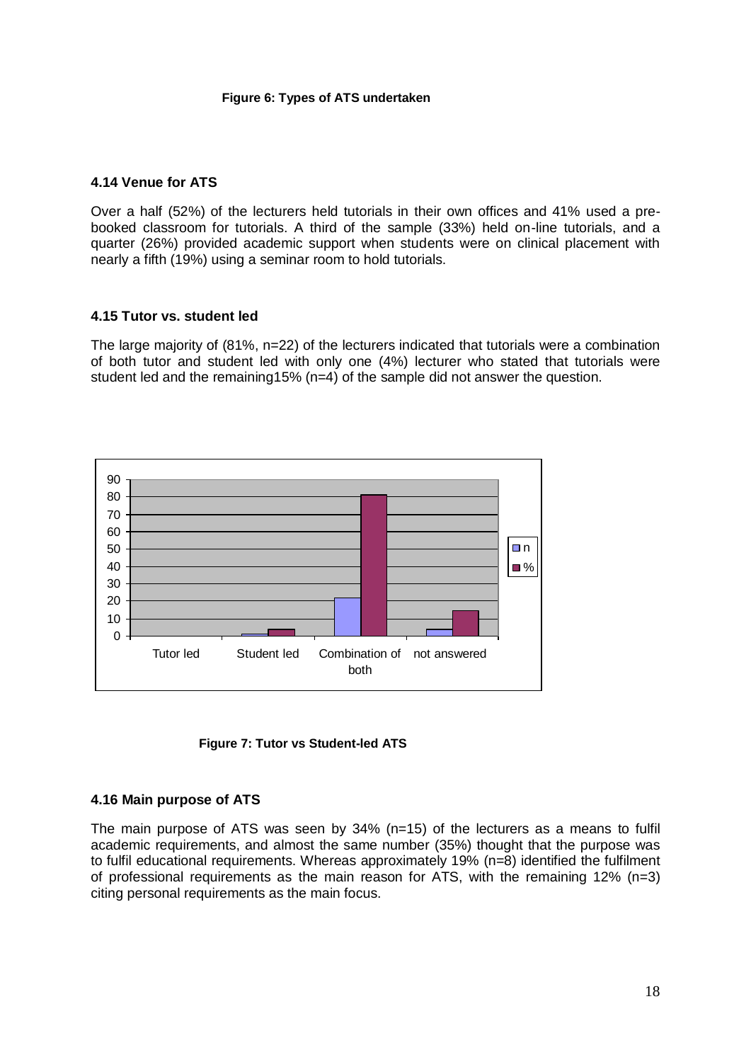**Figure 6: Types of ATS undertaken**

### 4.14 Venue for ATS

Over a half (52%) of the lecturers held tutorials in their own offices and 41% used a pre-booked classroom for tutorials. A third of the sample (33%) held on-line tutorials, and a quarter (26%) provided academic support when students were on clinical placement with nearly a fifth (19%) using a seminar room to hold tutorials.

### 4.15 Tutor vs. student led

The large majority of (81%, n=22) of the lecturers indicated that tutorials were a combination of both tutor and student led with only one (4%) lecturer who stated that tutorials were student led and the remaining15% (n=4) of the sample did not answer the question.

**Figure 7: Tutor vs Student-led ATS**

### 4.16 Main purpose of ATS

The main purpose of ATS was seen by 34% (n=15) of the lecturers as a means to fulfil academic requirements, and almost the same number (35%) thought that the purpose was to fulfil educational requirements. Whereas approximately 19% (n=8) identified the fulfilment of professional requirements as the main reason for ATS, with the remaining 12% (n=3) citing personal requirements as the main focus.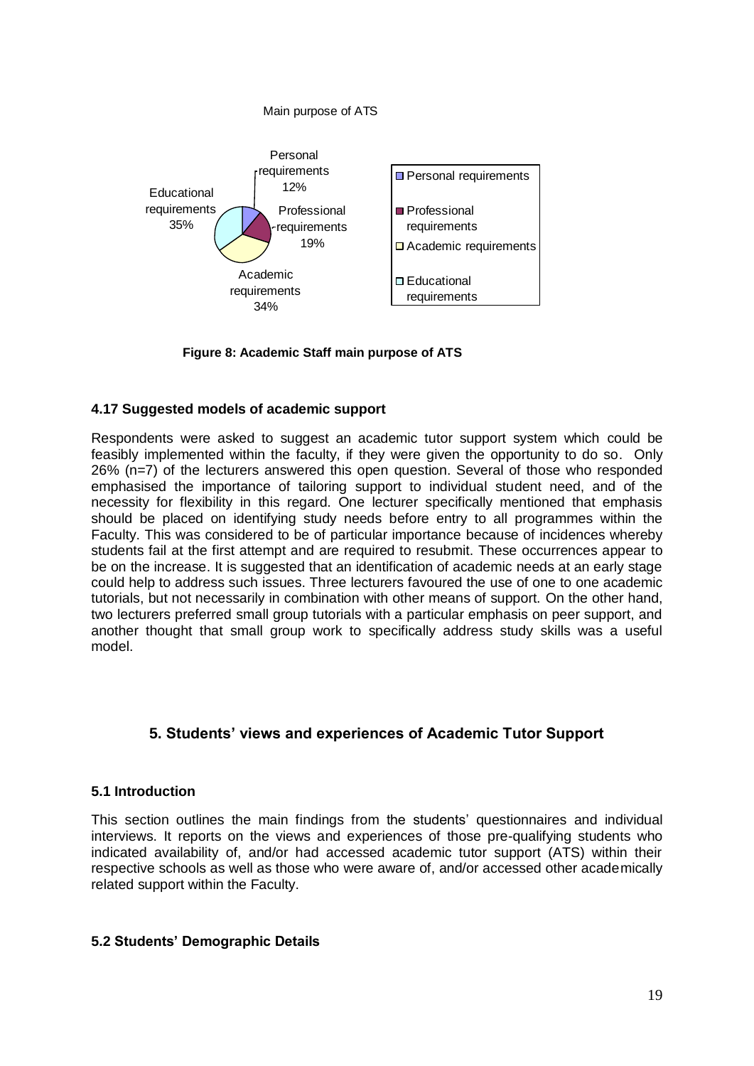Main purpose of ATS

| Category | Percentage |
| --- | --- |
| Personal requirements | 12% |
| Professional requirements | 19% |
| Academic requirements | 34% |
| Educational requirements | 35% |

**Figure 8: Academic Staff main purpose of ATS**

### 4.17 Suggested models of academic support

Respondents were asked to suggest an academic tutor support system which could be feasibly implemented within the faculty, if they were given the opportunity to do so. Only 26% (n=7) of the lecturers answered this open question. Several of those who responded emphasised the importance of tailoring support to individual student need, and of the necessity for flexibility in this regard. One lecturer specifically mentioned that emphasis should be placed on identifying study needs before entry to all programmes within the Faculty. This was considered to be of particular importance because of incidences whereby students fail at the first attempt and are required to resubmit. These occurrences appear to be on the increase. It is suggested that an identification of academic needs at an early stage could help to address such issues. Three lecturers favoured the use of one to one academic tutorials, but not necessarily in combination with other means of support. On the other hand, two lecturers preferred small group tutorials with a particular emphasis on peer support, and another thought that small group work to specifically address study skills was a useful model.

## 5. Students' views and experiences of Academic Tutor Support

### 5.1 Introduction

This section outlines the main findings from the students' questionnaires and individual interviews. It reports on the views and experiences of those pre-qualifying students who indicated availability of, and/or had accessed academic tutor support (ATS) within their respective schools as well as those who were aware of, and/or accessed other academically related support within the Faculty.

### 5.2 Students' Demographic Details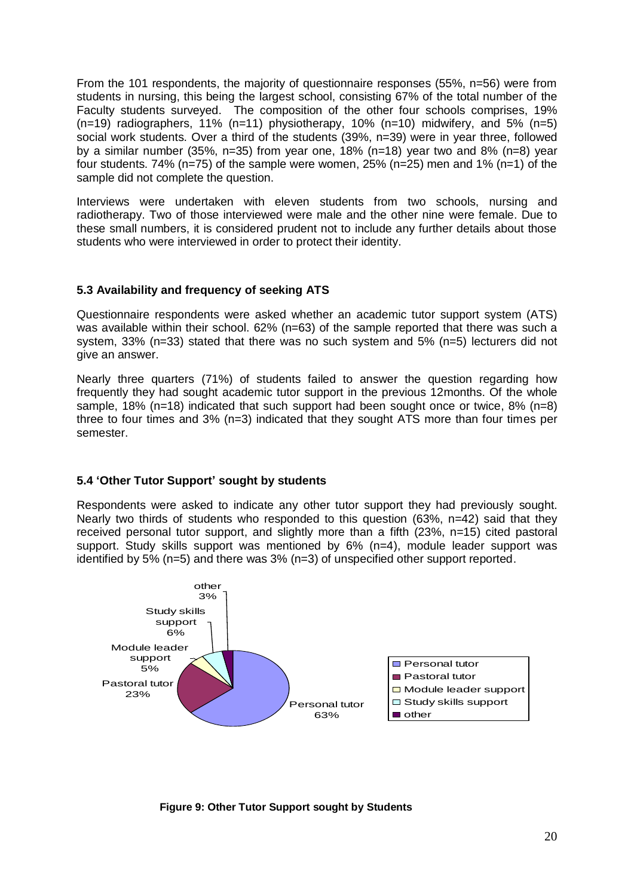From the 101 respondents, the majority of questionnaire responses (55%, n=56) were from students in nursing, this being the largest school, consisting 67% of the total number of the Faculty students surveyed. The composition of the other four schools comprises, 19% (n=19) radiographers, 11% (n=11) physiotherapy, 10% (n=10) midwifery, and 5% (n=5) social work students. Over a third of the students (39%, n=39) were in year three, followed by a similar number (35%, n=35) from year one, 18% (n=18) year two and 8% (n=8) year four students. 74% (n=75) of the sample were women, 25% (n=25) men and 1% (n=1) of the sample did not complete the question.

Interviews were undertaken with eleven students from two schools, nursing and radiotherapy. Two of those interviewed were male and the other nine were female. Due to these small numbers, it is considered prudent not to include any further details about those students who were interviewed in order to protect their identity.

### 5.3 Availability and frequency of seeking ATS

Questionnaire respondents were asked whether an academic tutor support system (ATS) was available within their school. 62% (n=63) of the sample reported that there was such a system, 33% (n=33) stated that there was no such system and 5% (n=5) lecturers did not give an answer.

Nearly three quarters (71%) of students failed to answer the question regarding how frequently they had sought academic tutor support in the previous 12months. Of the whole sample, 18% (n=18) indicated that such support had been sought once or twice, 8% (n=8) three to four times and 3% (n=3) indicated that they sought ATS more than four times per semester.

### 5.4 'Other Tutor Support' sought by students

Respondents were asked to indicate any other tutor support they had previously sought. Nearly two thirds of students who responded to this question (63%, n=42) said that they received personal tutor support, and slightly more than a fifth (23%, n=15) cited pastoral support. Study skills support was mentioned by 6% (n=4), module leader support was identified by 5% (n=5) and there was 3% (n=3) of unspecified other support reported.

| Support type | Percentage |
|---|---|
| Personal tutor | 63% |
| Pastoral tutor | 23% |
| Module leader support | 5% |
| Study skills support | 6% |
| other | 3% |

**Figure 9: Other Tutor Support sought by Students**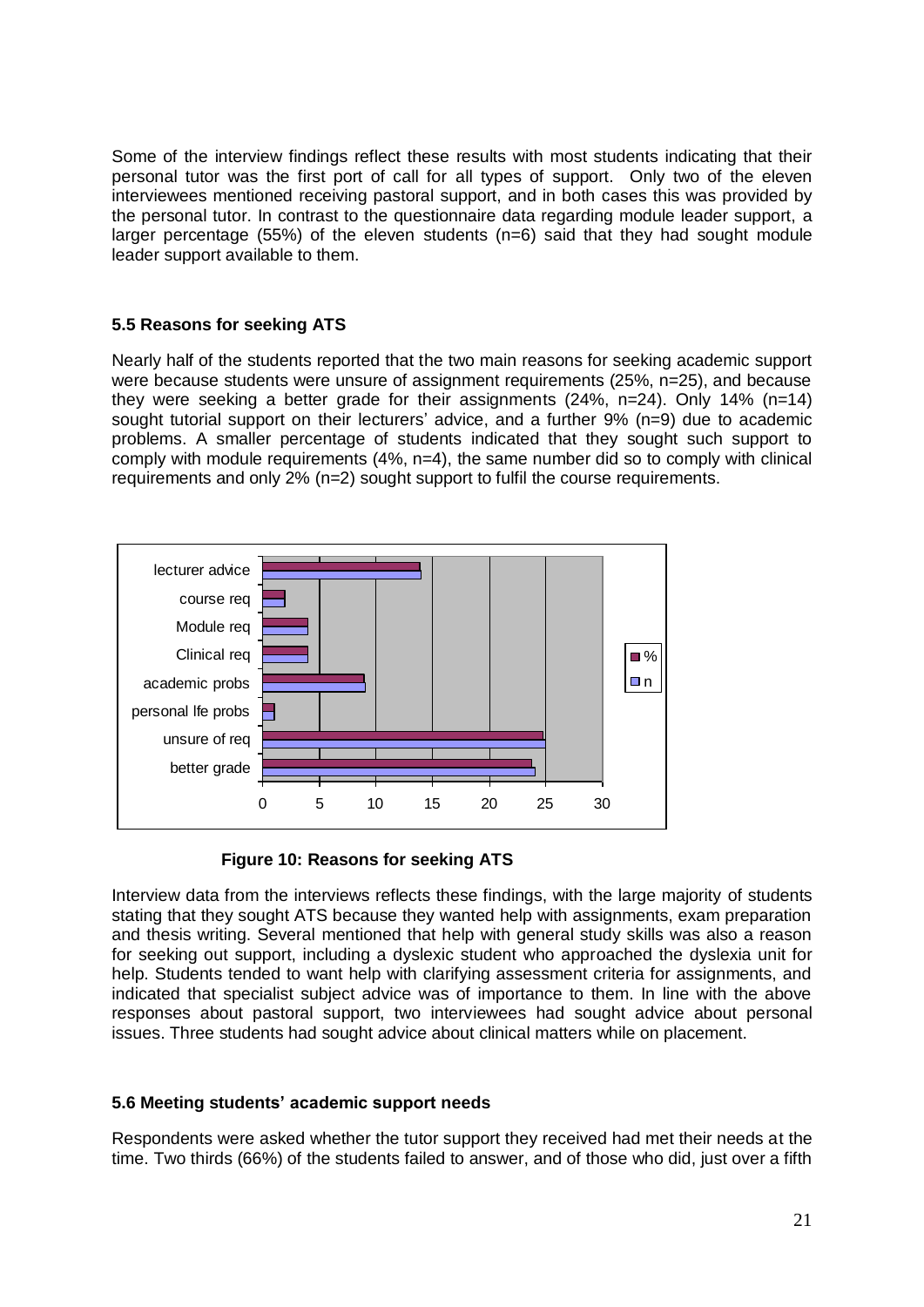Some of the interview findings reflect these results with most students indicating that their personal tutor was the first port of call for all types of support. Only two of the eleven interviewees mentioned receiving pastoral support, and in both cases this was provided by the personal tutor. In contrast to the questionnaire data regarding module leader support, a larger percentage (55%) of the eleven students (n=6) said that they had sought module leader support available to them.

### 5.5 Reasons for seeking ATS

Nearly half of the students reported that the two main reasons for seeking academic support were because students were unsure of assignment requirements (25%, n=25), and because they were seeking a better grade for their assignments (24%, n=24). Only 14% (n=14) sought tutorial support on their lecturers' advice, and a further 9% (n=9) due to academic problems. A smaller percentage of students indicated that they sought such support to comply with module requirements (4%, n=4), the same number did so to comply with clinical requirements and only 2% (n=2) sought support to fulfil the course requirements.

| Reason | % | n |
|---|---|---|
| lecturer advice | 14 | 14 |
| course req | 2 | 2 |
| Module req | 4 | 4 |
| Clinical req | 4 | 4 |
| academic probs | 9 | 9 |
| personal lfe probs | 1 | 1 |
| unsure of req | 25 | 25 |
| better grade | 24 | 24 |

**Figure 10: Reasons for seeking ATS**

Interview data from the interviews reflects these findings, with the large majority of students stating that they sought ATS because they wanted help with assignments, exam preparation and thesis writing. Several mentioned that help with general study skills was also a reason for seeking out support, including a dyslexic student who approached the dyslexia unit for help. Students tended to want help with clarifying assessment criteria for assignments, and indicated that specialist subject advice was of importance to them. In line with the above responses about pastoral support, two interviewees had sought advice about personal issues. Three students had sought advice about clinical matters while on placement.

### 5.6 Meeting students' academic support needs

Respondents were asked whether the tutor support they received had met their needs at the time. Two thirds (66%) of the students failed to answer, and of those who did, just over a fifth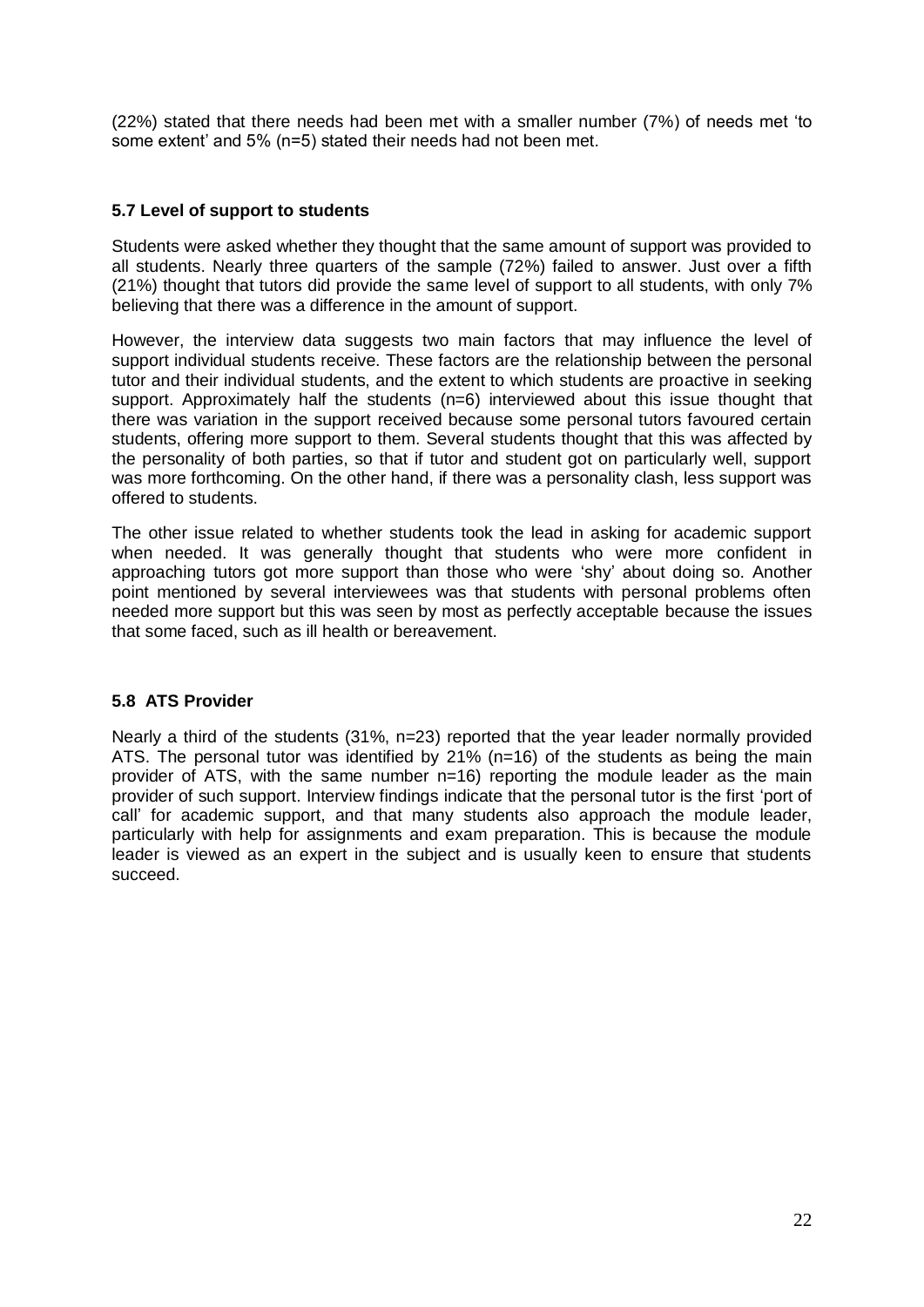(22%) stated that there needs had been met with a smaller number (7%) of needs met 'to some extent' and 5% (n=5) stated their needs had not been met.

### 5.7 Level of support to students

Students were asked whether they thought that the same amount of support was provided to all students. Nearly three quarters of the sample (72%) failed to answer. Just over a fifth (21%) thought that tutors did provide the same level of support to all students, with only 7% believing that there was a difference in the amount of support.

However, the interview data suggests two main factors that may influence the level of support individual students receive. These factors are the relationship between the personal tutor and their individual students, and the extent to which students are proactive in seeking support. Approximately half the students (n=6) interviewed about this issue thought that there was variation in the support received because some personal tutors favoured certain students, offering more support to them. Several students thought that this was affected by the personality of both parties, so that if tutor and student got on particularly well, support was more forthcoming. On the other hand, if there was a personality clash, less support was offered to students.

The other issue related to whether students took the lead in asking for academic support when needed. It was generally thought that students who were more confident in approaching tutors got more support than those who were 'shy' about doing so. Another point mentioned by several interviewees was that students with personal problems often needed more support but this was seen by most as perfectly acceptable because the issues that some faced, such as ill health or bereavement.

### 5.8 ATS Provider

Nearly a third of the students (31%, n=23) reported that the year leader normally provided ATS. The personal tutor was identified by 21% (n=16) of the students as being the main provider of ATS, with the same number n=16) reporting the module leader as the main provider of such support. Interview findings indicate that the personal tutor is the first 'port of call' for academic support, and that many students also approach the module leader, particularly with help for assignments and exam preparation. This is because the module leader is viewed as an expert in the subject and is usually keen to ensure that students succeed.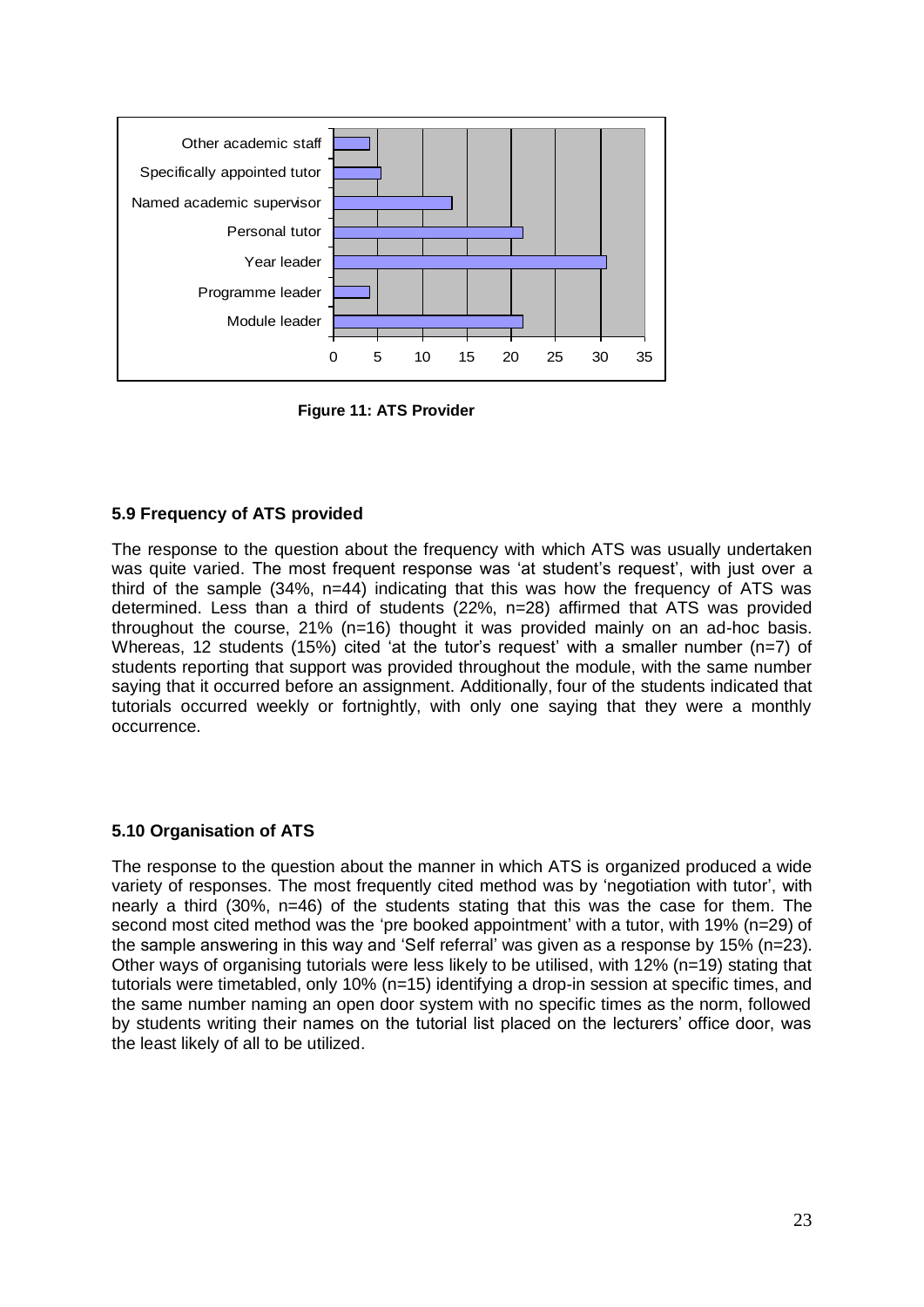Figure 11: ATS Provider

### 5.9 Frequency of ATS provided

The response to the question about the frequency with which ATS was usually undertaken was quite varied. The most frequent response was 'at student's request', with just over a third of the sample (34%, n=44) indicating that this was how the frequency of ATS was determined. Less than a third of students (22%, n=28) affirmed that ATS was provided throughout the course, 21% (n=16) thought it was provided mainly on an ad-hoc basis. Whereas, 12 students (15%) cited 'at the tutor's request' with a smaller number (n=7) of students reporting that support was provided throughout the module, with the same number saying that it occurred before an assignment. Additionally, four of the students indicated that tutorials occurred weekly or fortnightly, with only one saying that they were a monthly occurrence.

### 5.10 Organisation of ATS

The response to the question about the manner in which ATS is organized produced a wide variety of responses. The most frequently cited method was by 'negotiation with tutor', with nearly a third (30%, n=46) of the students stating that this was the case for them. The second most cited method was the 'pre booked appointment' with a tutor, with 19% (n=29) of the sample answering in this way and 'Self referral' was given as a response by 15% (n=23). Other ways of organising tutorials were less likely to be utilised, with 12% (n=19) stating that tutorials were timetabled, only 10% (n=15) identifying a drop-in session at specific times, and the same number naming an open door system with no specific times as the norm, followed by students writing their names on the tutorial list placed on the lecturers' office door, was the least likely of all to be utilized.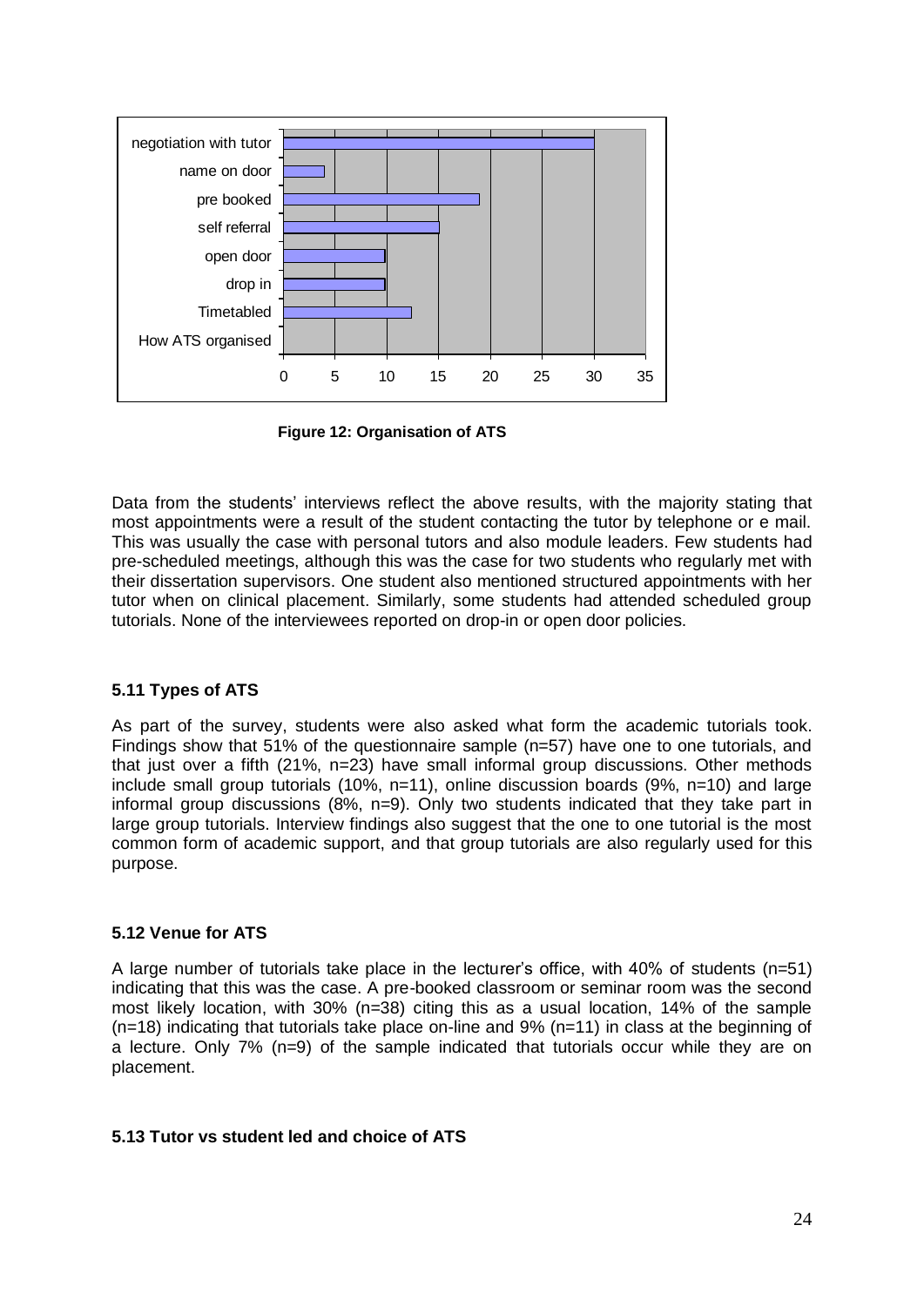**Figure 12: Organisation of ATS**

Data from the students' interviews reflect the above results, with the majority stating that most appointments were a result of the student contacting the tutor by telephone or e mail. This was usually the case with personal tutors and also module leaders. Few students had pre-scheduled meetings, although this was the case for two students who regularly met with their dissertation supervisors. One student also mentioned structured appointments with her tutor when on clinical placement. Similarly, some students had attended scheduled group tutorials. None of the interviewees reported on drop-in or open door policies.

### 5.11 Types of ATS

As part of the survey, students were also asked what form the academic tutorials took. Findings show that 51% of the questionnaire sample (n=57) have one to one tutorials, and that just over a fifth (21%, n=23) have small informal group discussions. Other methods include small group tutorials (10%, n=11), online discussion boards (9%, n=10) and large informal group discussions (8%, n=9). Only two students indicated that they take part in large group tutorials. Interview findings also suggest that the one to one tutorial is the most common form of academic support, and that group tutorials are also regularly used for this purpose.

### 5.12 Venue for ATS

A large number of tutorials take place in the lecturer's office, with 40% of students (n=51) indicating that this was the case. A pre-booked classroom or seminar room was the second most likely location, with 30% (n=38) citing this as a usual location, 14% of the sample (n=18) indicating that tutorials take place on-line and 9% (n=11) in class at the beginning of a lecture. Only 7% (n=9) of the sample indicated that tutorials occur while they are on placement.

### 5.13 Tutor vs student led and choice of ATS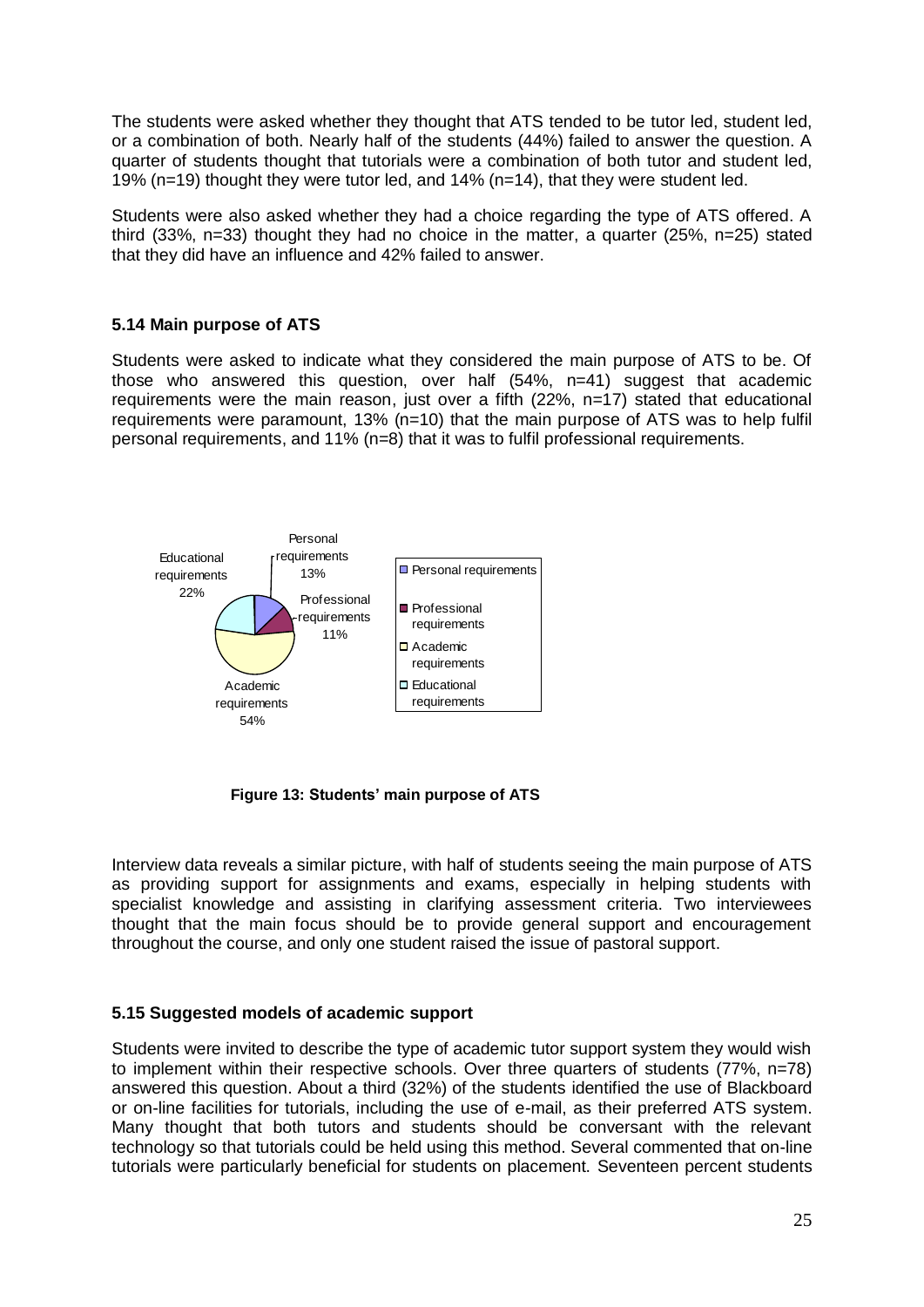The students were asked whether they thought that ATS tended to be tutor led, student led, or a combination of both. Nearly half of the students (44%) failed to answer the question. A quarter of students thought that tutorials were a combination of both tutor and student led, 19% (n=19) thought they were tutor led, and 14% (n=14), that they were student led.

Students were also asked whether they had a choice regarding the type of ATS offered. A third (33%, n=33) thought they had no choice in the matter, a quarter (25%, n=25) stated that they did have an influence and 42% failed to answer.

### 5.14 Main purpose of ATS

Students were asked to indicate what they considered the main purpose of ATS to be. Of those who answered this question, over half (54%, n=41) suggest that academic requirements were the main reason, just over a fifth (22%, n=17) stated that educational requirements were paramount, 13% (n=10) that the main purpose of ATS was to help fulfil personal requirements, and 11% (n=8) that it was to fulfil professional requirements.

**Figure 13: Students' main purpose of ATS**

Interview data reveals a similar picture, with half of students seeing the main purpose of ATS as providing support for assignments and exams, especially in helping students with specialist knowledge and assisting in clarifying assessment criteria. Two interviewees thought that the main focus should be to provide general support and encouragement throughout the course, and only one student raised the issue of pastoral support.

### 5.15 Suggested models of academic support

Students were invited to describe the type of academic tutor support system they would wish to implement within their respective schools. Over three quarters of students (77%, n=78) answered this question. About a third (32%) of the students identified the use of Blackboard or on-line facilities for tutorials, including the use of e-mail, as their preferred ATS system. Many thought that both tutors and students should be conversant with the relevant technology so that tutorials could be held using this method. Several commented that on-line tutorials were particularly beneficial for students on placement. Seventeen percent students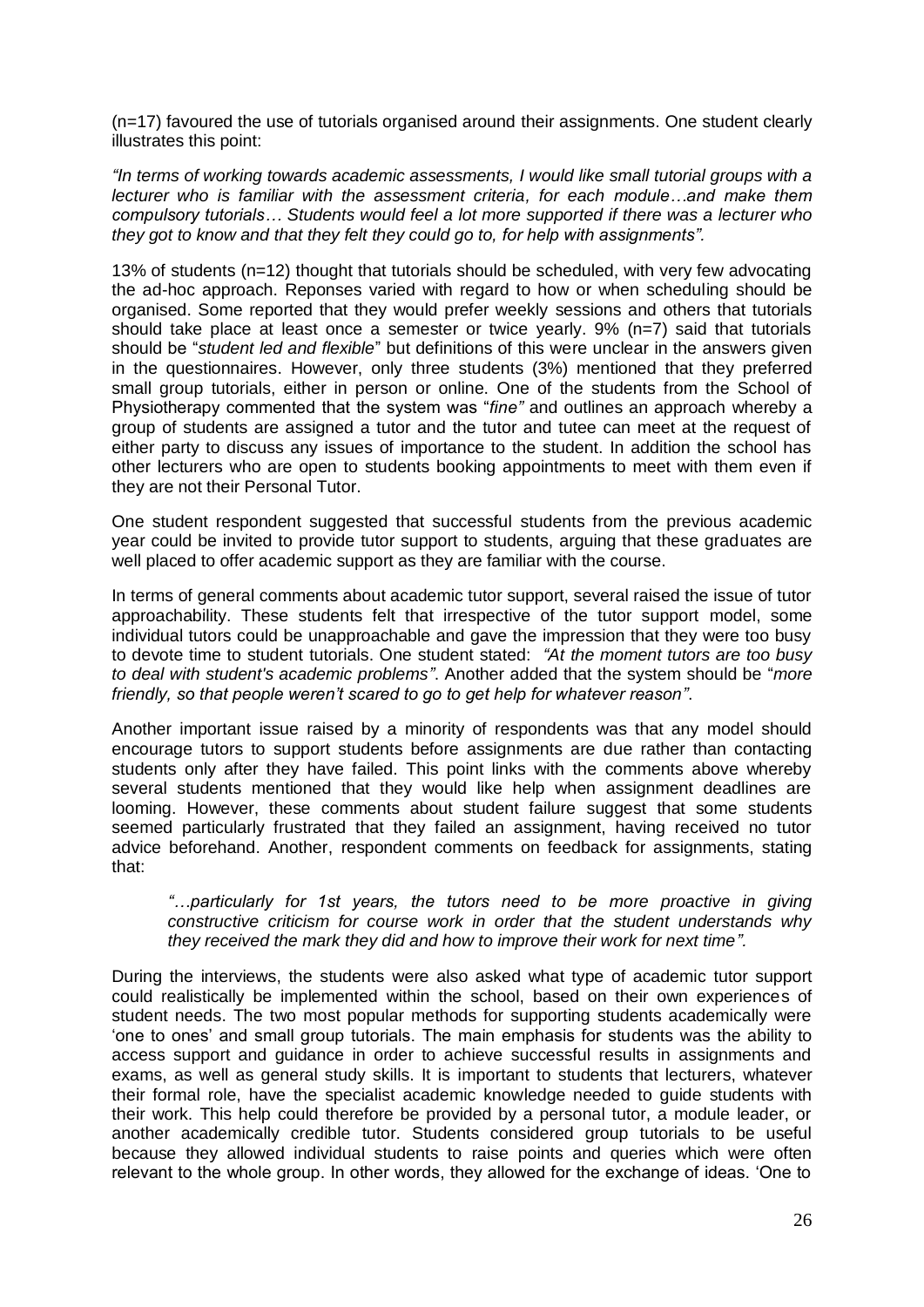(n=17) favoured the use of tutorials organised around their assignments. One student clearly illustrates this point:

*"In terms of working towards academic assessments, I would like small tutorial groups with a lecturer who is familiar with the assessment criteria, for each module…and make them compulsory tutorials… Students would feel a lot more supported if there was a lecturer who they got to know and that they felt they could go to, for help with assignments".*

13% of students (n=12) thought that tutorials should be scheduled, with very few advocating the ad-hoc approach. Reponses varied with regard to how or when scheduling should be organised. Some reported that they would prefer weekly sessions and others that tutorials should take place at least once a semester or twice yearly. 9% (n=7) said that tutorials should be "*student led and flexible*" but definitions of this were unclear in the answers given in the questionnaires. However, only three students (3%) mentioned that they preferred small group tutorials, either in person or online. One of the students from the School of Physiotherapy commented that the system was "*fine"* and outlines an approach whereby a group of students are assigned a tutor and the tutor and tutee can meet at the request of either party to discuss any issues of importance to the student. In addition the school has other lecturers who are open to students booking appointments to meet with them even if they are not their Personal Tutor.

One student respondent suggested that successful students from the previous academic year could be invited to provide tutor support to students, arguing that these graduates are well placed to offer academic support as they are familiar with the course.

In terms of general comments about academic tutor support, several raised the issue of tutor approachability. These students felt that irrespective of the tutor support model, some individual tutors could be unapproachable and gave the impression that they were too busy to devote time to student tutorials. One student stated: *"At the moment tutors are too busy to deal with student's academic problems"*. Another added that the system should be "*more friendly, so that people weren't scared to go to get help for whatever reason"*.

Another important issue raised by a minority of respondents was that any model should encourage tutors to support students before assignments are due rather than contacting students only after they have failed. This point links with the comments above whereby several students mentioned that they would like help when assignment deadlines are looming. However, these comments about student failure suggest that some students seemed particularly frustrated that they failed an assignment, having received no tutor advice beforehand. Another, respondent comments on feedback for assignments, stating that:

> *"…particularly for 1st years, the tutors need to be more proactive in giving constructive criticism for course work in order that the student understands why they received the mark they did and how to improve their work for next time".*

During the interviews, the students were also asked what type of academic tutor support could realistically be implemented within the school, based on their own experiences of student needs. The two most popular methods for supporting students academically were 'one to ones' and small group tutorials. The main emphasis for students was the ability to access support and guidance in order to achieve successful results in assignments and exams, as well as general study skills. It is important to students that lecturers, whatever their formal role, have the specialist academic knowledge needed to guide students with their work. This help could therefore be provided by a personal tutor, a module leader, or another academically credible tutor. Students considered group tutorials to be useful because they allowed individual students to raise points and queries which were often relevant to the whole group. In other words, they allowed for the exchange of ideas. 'One to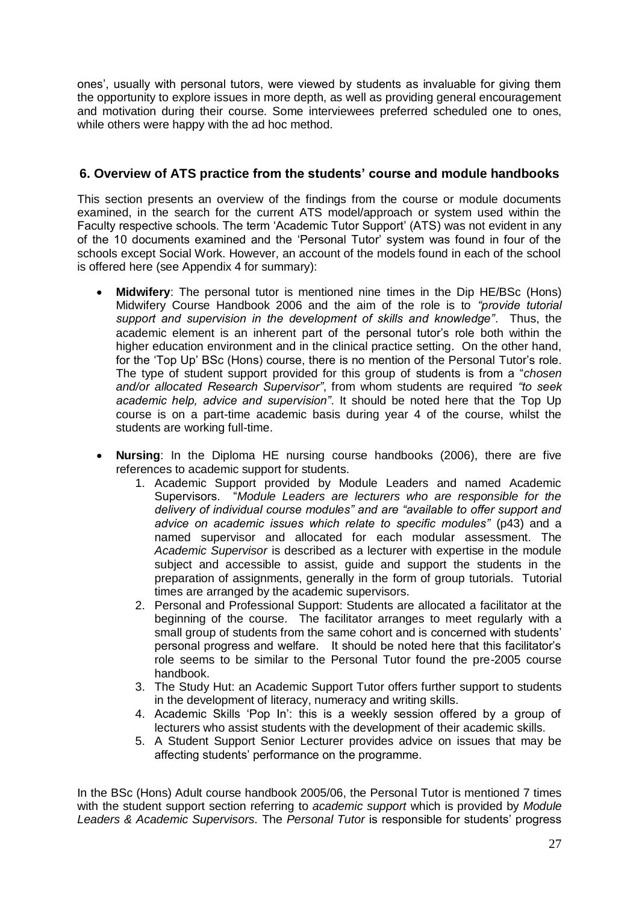ones', usually with personal tutors, were viewed by students as invaluable for giving them the opportunity to explore issues in more depth, as well as providing general encouragement and motivation during their course. Some interviewees preferred scheduled one to ones, while others were happy with the ad hoc method.

## 6. Overview of ATS practice from the students' course and module handbooks

This section presents an overview of the findings from the course or module documents examined, in the search for the current ATS model/approach or system used within the Faculty respective schools. The term 'Academic Tutor Support' (ATS) was not evident in any of the 10 documents examined and the 'Personal Tutor' system was found in four of the schools except Social Work. However, an account of the models found in each of the school is offered here (see Appendix 4 for summary):

- **Midwifery**: The personal tutor is mentioned nine times in the Dip HE/BSc (Hons) Midwifery Course Handbook 2006 and the aim of the role is to *"provide tutorial support and supervision in the development of skills and knowledge"*. Thus, the academic element is an inherent part of the personal tutor's role both within the higher education environment and in the clinical practice setting. On the other hand, for the 'Top Up' BSc (Hons) course, there is no mention of the Personal Tutor's role. The type of student support provided for this group of students is from a "*chosen and/or allocated Research Supervisor"*, from whom students are required *"to seek academic help, advice and supervision"*. It should be noted here that the Top Up course is on a part-time academic basis during year 4 of the course, whilst the students are working full-time.

- **Nursing**: In the Diploma HE nursing course handbooks (2006), there are five references to academic support for students.
  1. Academic Support provided by Module Leaders and named Academic Supervisors. "*Module Leaders are lecturers who are responsible for the delivery of individual course modules" and are "available to offer support and advice on academic issues which relate to specific modules"* (p43) and a named supervisor and allocated for each modular assessment. The *Academic Supervisor* is described as a lecturer with expertise in the module subject and accessible to assist, guide and support the students in the preparation of assignments, generally in the form of group tutorials. Tutorial times are arranged by the academic supervisors.
  2. Personal and Professional Support: Students are allocated a facilitator at the beginning of the course. The facilitator arranges to meet regularly with a small group of students from the same cohort and is concerned with students' personal progress and welfare. It should be noted here that this facilitator's role seems to be similar to the Personal Tutor found the pre-2005 course handbook.
  3. The Study Hut: an Academic Support Tutor offers further support to students in the development of literacy, numeracy and writing skills.
  4. Academic Skills 'Pop In': this is a weekly session offered by a group of lecturers who assist students with the development of their academic skills.
  5. A Student Support Senior Lecturer provides advice on issues that may be affecting students' performance on the programme.

In the BSc (Hons) Adult course handbook 2005/06, the Personal Tutor is mentioned 7 times with the student support section referring to *academic support* which is provided by *Module Leaders & Academic Supervisors*. The *Personal Tutor* is responsible for students' progress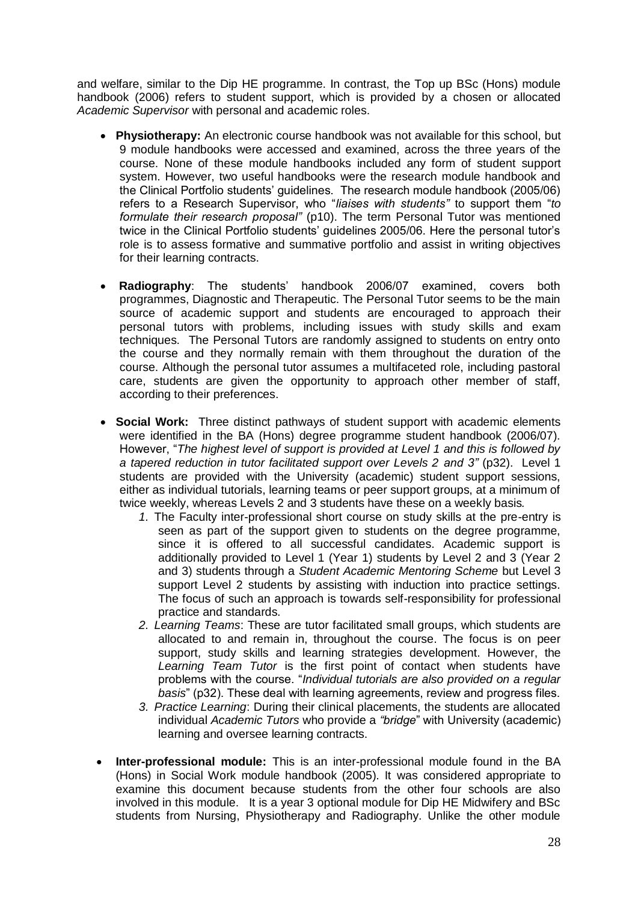and welfare, similar to the Dip HE programme. In contrast, the Top up BSc (Hons) module handbook (2006) refers to student support, which is provided by a chosen or allocated *Academic Supervisor* with personal and academic roles.

- **Physiotherapy:** An electronic course handbook was not available for this school, but 9 module handbooks were accessed and examined, across the three years of the course. None of these module handbooks included any form of student support system. However, two useful handbooks were the research module handbook and the Clinical Portfolio students' guidelines. The research module handbook (2005/06) refers to a Research Supervisor, who "*liaises with students"* to support them "*to formulate their research proposal"* (p10). The term Personal Tutor was mentioned twice in the Clinical Portfolio students' guidelines 2005/06. Here the personal tutor's role is to assess formative and summative portfolio and assist in writing objectives for their learning contracts.

- **Radiography**: The students' handbook 2006/07 examined, covers both programmes, Diagnostic and Therapeutic. The Personal Tutor seems to be the main source of academic support and students are encouraged to approach their personal tutors with problems, including issues with study skills and exam techniques. The Personal Tutors are randomly assigned to students on entry onto the course and they normally remain with them throughout the duration of the course. Although the personal tutor assumes a multifaceted role, including pastoral care, students are given the opportunity to approach other member of staff, according to their preferences.

- **Social Work:** Three distinct pathways of student support with academic elements were identified in the BA (Hons) degree programme student handbook (2006/07). However, "*The highest level of support is provided at Level 1 and this is followed by a tapered reduction in tutor facilitated support over Levels 2 and 3"* (p32). Level 1 students are provided with the University (academic) student support sessions, either as individual tutorials, learning teams or peer support groups, at a minimum of twice weekly, whereas Levels 2 and 3 students have these on a weekly basis.
  1. The Faculty inter-professional short course on study skills at the pre-entry is seen as part of the support given to students on the degree programme, since it is offered to all successful candidates. Academic support is additionally provided to Level 1 (Year 1) students by Level 2 and 3 (Year 2 and 3) students through a *Student Academic Mentoring Scheme* but Level 3 support Level 2 students by assisting with induction into practice settings. The focus of such an approach is towards self-responsibility for professional practice and standards.
  2. *Learning Teams*: These are tutor facilitated small groups, which students are allocated to and remain in, throughout the course. The focus is on peer support, study skills and learning strategies development. However, the *Learning Team Tutor* is the first point of contact when students have problems with the course. "*Individual tutorials are also provided on a regular basis*" (p32). These deal with learning agreements, review and progress files.
  3. *Practice Learning*: During their clinical placements, the students are allocated individual *Academic Tutors* who provide a *"bridge*" with University (academic) learning and oversee learning contracts.

- **Inter-professional module:** This is an inter-professional module found in the BA (Hons) in Social Work module handbook (2005). It was considered appropriate to examine this document because students from the other four schools are also involved in this module. It is a year 3 optional module for Dip HE Midwifery and BSc students from Nursing, Physiotherapy and Radiography. Unlike the other module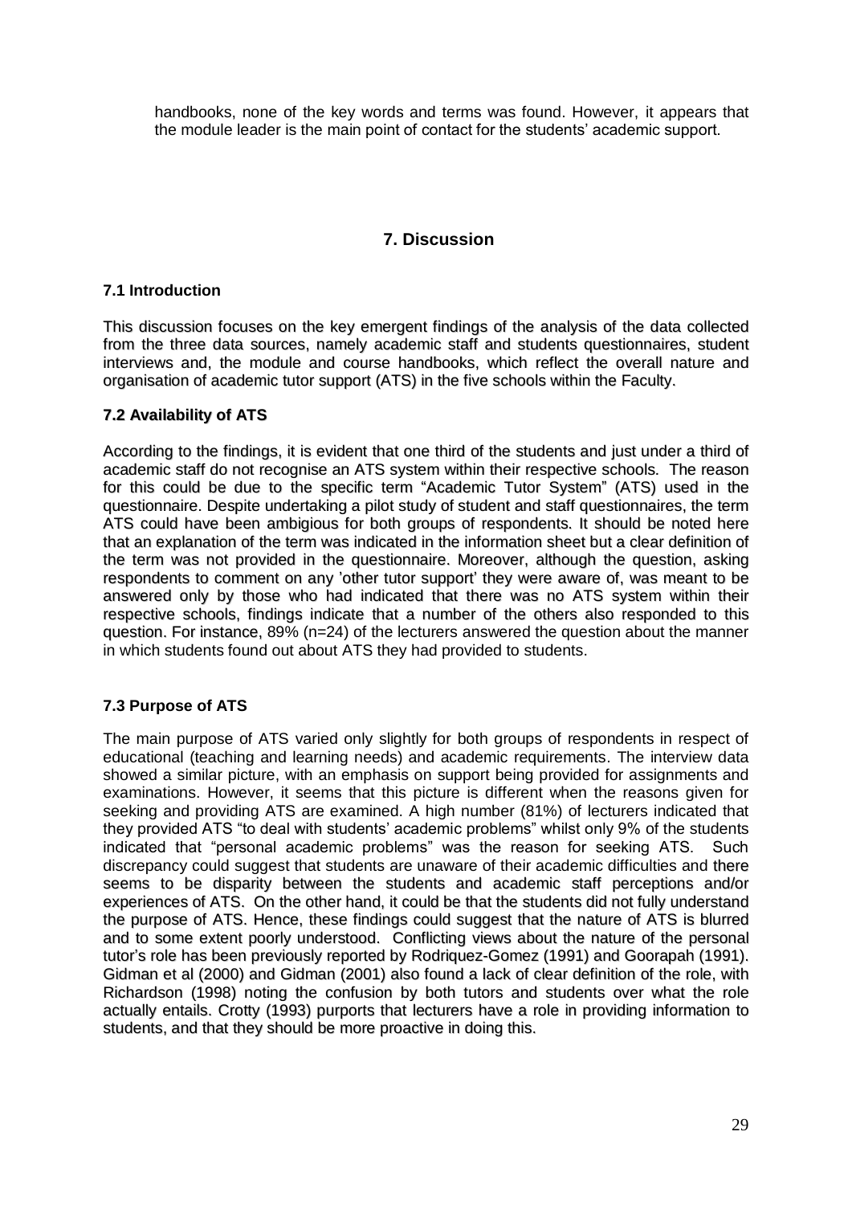handbooks, none of the key words and terms was found. However, it appears that the module leader is the main point of contact for the students' academic support.

# 7. Discussion

## 7.1 Introduction

This discussion focuses on the key emergent findings of the analysis of the data collected from the three data sources, namely academic staff and students questionnaires, student interviews and, the module and course handbooks, which reflect the overall nature and organisation of academic tutor support (ATS) in the five schools within the Faculty.

## 7.2 Availability of ATS

According to the findings, it is evident that one third of the students and just under a third of academic staff do not recognise an ATS system within their respective schools. The reason for this could be due to the specific term "Academic Tutor System" (ATS) used in the questionnaire. Despite undertaking a pilot study of student and staff questionnaires, the term ATS could have been ambigious for both groups of respondents. It should be noted here that an explanation of the term was indicated in the information sheet but a clear definition of the term was not provided in the questionnaire. Moreover, although the question, asking respondents to comment on any 'other tutor support' they were aware of, was meant to be answered only by those who had indicated that there was no ATS system within their respective schools, findings indicate that a number of the others also responded to this question. For instance, 89% (n=24) of the lecturers answered the question about the manner in which students found out about ATS they had provided to students.

## 7.3 Purpose of ATS

The main purpose of ATS varied only slightly for both groups of respondents in respect of educational (teaching and learning needs) and academic requirements. The interview data showed a similar picture, with an emphasis on support being provided for assignments and examinations. However, it seems that this picture is different when the reasons given for seeking and providing ATS are examined. A high number (81%) of lecturers indicated that they provided ATS "to deal with students' academic problems" whilst only 9% of the students indicated that "personal academic problems" was the reason for seeking ATS. Such discrepancy could suggest that students are unaware of their academic difficulties and there seems to be disparity between the students and academic staff perceptions and/or experiences of ATS. On the other hand, it could be that the students did not fully understand the purpose of ATS. Hence, these findings could suggest that the nature of ATS is blurred and to some extent poorly understood. Conflicting views about the nature of the personal tutor's role has been previously reported by Rodriquez-Gomez (1991) and Goorapah (1991). Gidman et al (2000) and Gidman (2001) also found a lack of clear definition of the role, with Richardson (1998) noting the confusion by both tutors and students over what the role actually entails. Crotty (1993) purports that lecturers have a role in providing information to students, and that they should be more proactive in doing this.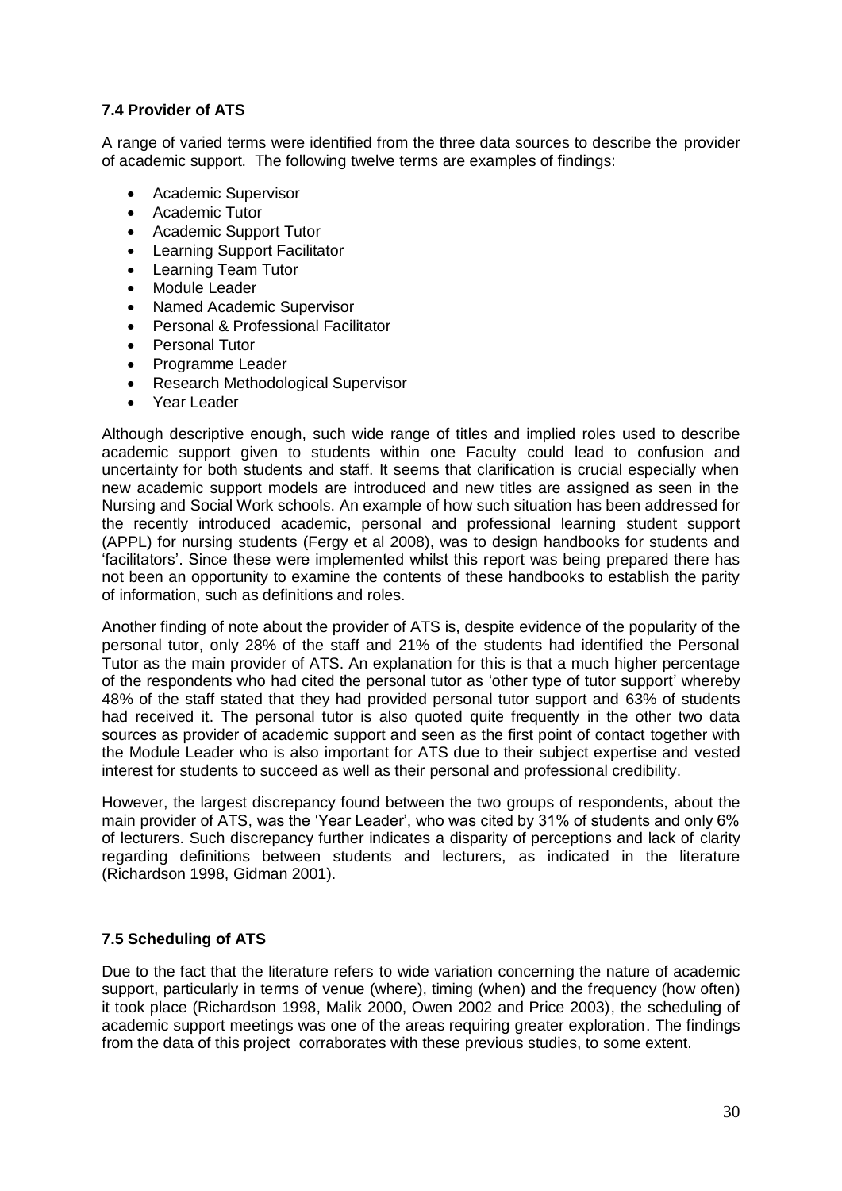### 7.4 Provider of ATS

A range of varied terms were identified from the three data sources to describe the provider of academic support. The following twelve terms are examples of findings:

- Academic Supervisor
- Academic Tutor
- Academic Support Tutor
- Learning Support Facilitator
- Learning Team Tutor
- Module Leader
- Named Academic Supervisor
- Personal & Professional Facilitator
- Personal Tutor
- Programme Leader
- Research Methodological Supervisor
- Year Leader

Although descriptive enough, such wide range of titles and implied roles used to describe academic support given to students within one Faculty could lead to confusion and uncertainty for both students and staff. It seems that clarification is crucial especially when new academic support models are introduced and new titles are assigned as seen in the Nursing and Social Work schools. An example of how such situation has been addressed for the recently introduced academic, personal and professional learning student support (APPL) for nursing students (Fergy et al 2008), was to design handbooks for students and 'facilitators'. Since these were implemented whilst this report was being prepared there has not been an opportunity to examine the contents of these handbooks to establish the parity of information, such as definitions and roles.

Another finding of note about the provider of ATS is, despite evidence of the popularity of the personal tutor, only 28% of the staff and 21% of the students had identified the Personal Tutor as the main provider of ATS. An explanation for this is that a much higher percentage of the respondents who had cited the personal tutor as 'other type of tutor support' whereby 48% of the staff stated that they had provided personal tutor support and 63% of students had received it. The personal tutor is also quoted quite frequently in the other two data sources as provider of academic support and seen as the first point of contact together with the Module Leader who is also important for ATS due to their subject expertise and vested interest for students to succeed as well as their personal and professional credibility.

However, the largest discrepancy found between the two groups of respondents, about the main provider of ATS, was the 'Year Leader', who was cited by 31% of students and only 6% of lecturers. Such discrepancy further indicates a disparity of perceptions and lack of clarity regarding definitions between students and lecturers, as indicated in the literature (Richardson 1998, Gidman 2001).

### 7.5 Scheduling of ATS

Due to the fact that the literature refers to wide variation concerning the nature of academic support, particularly in terms of venue (where), timing (when) and the frequency (how often) it took place (Richardson 1998, Malik 2000, Owen 2002 and Price 2003), the scheduling of academic support meetings was one of the areas requiring greater exploration. The findings from the data of this project corraborates with these previous studies, to some extent.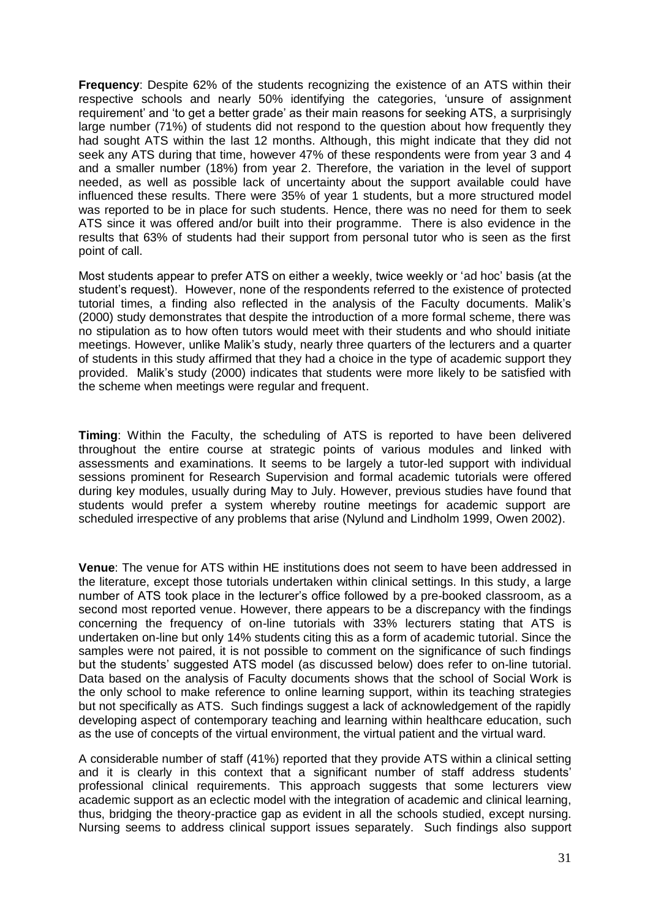**Frequency**: Despite 62% of the students recognizing the existence of an ATS within their respective schools and nearly 50% identifying the categories, 'unsure of assignment requirement' and 'to get a better grade' as their main reasons for seeking ATS, a surprisingly large number (71%) of students did not respond to the question about how frequently they had sought ATS within the last 12 months. Although, this might indicate that they did not seek any ATS during that time, however 47% of these respondents were from year 3 and 4 and a smaller number (18%) from year 2. Therefore, the variation in the level of support needed, as well as possible lack of uncertainty about the support available could have influenced these results. There were 35% of year 1 students, but a more structured model was reported to be in place for such students. Hence, there was no need for them to seek ATS since it was offered and/or built into their programme. There is also evidence in the results that 63% of students had their support from personal tutor who is seen as the first point of call.

Most students appear to prefer ATS on either a weekly, twice weekly or 'ad hoc' basis (at the student's request). However, none of the respondents referred to the existence of protected tutorial times, a finding also reflected in the analysis of the Faculty documents. Malik's (2000) study demonstrates that despite the introduction of a more formal scheme, there was no stipulation as to how often tutors would meet with their students and who should initiate meetings. However, unlike Malik's study, nearly three quarters of the lecturers and a quarter of students in this study affirmed that they had a choice in the type of academic support they provided. Malik's study (2000) indicates that students were more likely to be satisfied with the scheme when meetings were regular and frequent.

**Timing**: Within the Faculty, the scheduling of ATS is reported to have been delivered throughout the entire course at strategic points of various modules and linked with assessments and examinations. It seems to be largely a tutor-led support with individual sessions prominent for Research Supervision and formal academic tutorials were offered during key modules, usually during May to July. However, previous studies have found that students would prefer a system whereby routine meetings for academic support are scheduled irrespective of any problems that arise (Nylund and Lindholm 1999, Owen 2002).

**Venue**: The venue for ATS within HE institutions does not seem to have been addressed in the literature, except those tutorials undertaken within clinical settings. In this study, a large number of ATS took place in the lecturer's office followed by a pre-booked classroom, as a second most reported venue. However, there appears to be a discrepancy with the findings concerning the frequency of on-line tutorials with 33% lecturers stating that ATS is undertaken on-line but only 14% students citing this as a form of academic tutorial. Since the samples were not paired, it is not possible to comment on the significance of such findings but the students' suggested ATS model (as discussed below) does refer to on-line tutorial. Data based on the analysis of Faculty documents shows that the school of Social Work is the only school to make reference to online learning support, within its teaching strategies but not specifically as ATS. Such findings suggest a lack of acknowledgement of the rapidly developing aspect of contemporary teaching and learning within healthcare education, such as the use of concepts of the virtual environment, the virtual patient and the virtual ward.

A considerable number of staff (41%) reported that they provide ATS within a clinical setting and it is clearly in this context that a significant number of staff address students' professional clinical requirements. This approach suggests that some lecturers view academic support as an eclectic model with the integration of academic and clinical learning, thus, bridging the theory-practice gap as evident in all the schools studied, except nursing. Nursing seems to address clinical support issues separately. Such findings also support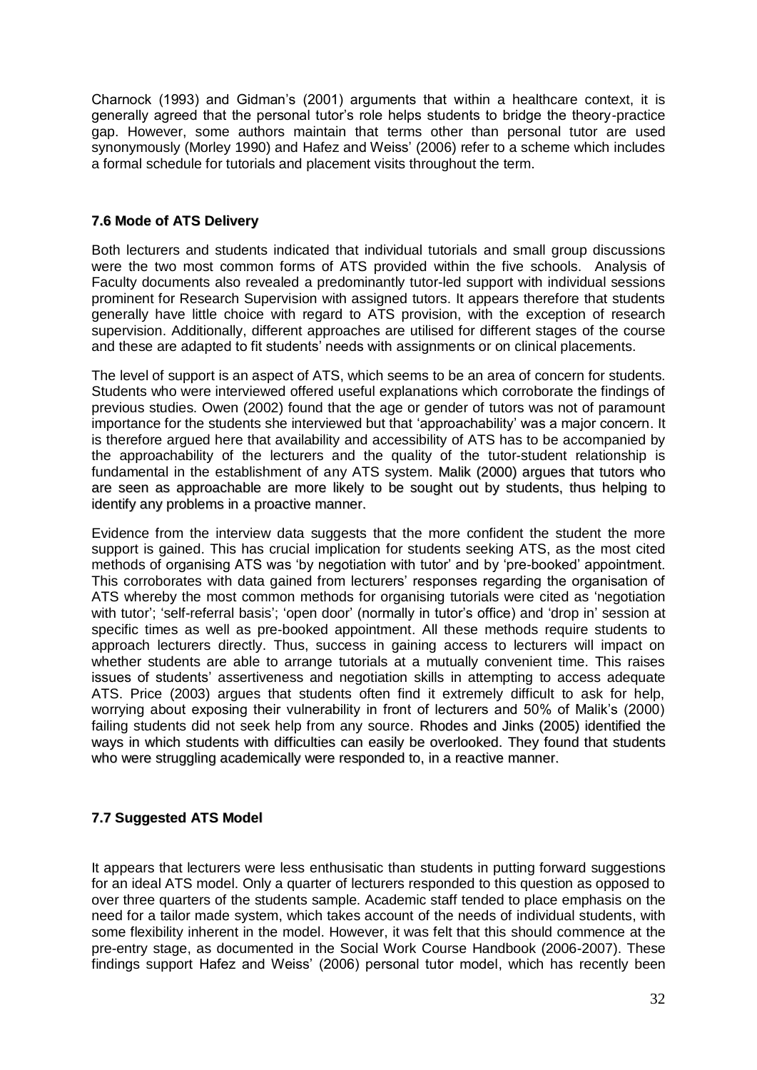Charnock (1993) and Gidman's (2001) arguments that within a healthcare context, it is generally agreed that the personal tutor's role helps students to bridge the theory-practice gap. However, some authors maintain that terms other than personal tutor are used synonymously (Morley 1990) and Hafez and Weiss' (2006) refer to a scheme which includes a formal schedule for tutorials and placement visits throughout the term.

### 7.6 Mode of ATS Delivery

Both lecturers and students indicated that individual tutorials and small group discussions were the two most common forms of ATS provided within the five schools. Analysis of Faculty documents also revealed a predominantly tutor-led support with individual sessions prominent for Research Supervision with assigned tutors. It appears therefore that students generally have little choice with regard to ATS provision, with the exception of research supervision. Additionally, different approaches are utilised for different stages of the course and these are adapted to fit students' needs with assignments or on clinical placements.

The level of support is an aspect of ATS, which seems to be an area of concern for students. Students who were interviewed offered useful explanations which corroborate the findings of previous studies. Owen (2002) found that the age or gender of tutors was not of paramount importance for the students she interviewed but that 'approachability' was a major concern. It is therefore argued here that availability and accessibility of ATS has to be accompanied by the approachability of the lecturers and the quality of the tutor-student relationship is fundamental in the establishment of any ATS system. Malik (2000) argues that tutors who are seen as approachable are more likely to be sought out by students, thus helping to identify any problems in a proactive manner.

Evidence from the interview data suggests that the more confident the student the more support is gained. This has crucial implication for students seeking ATS, as the most cited methods of organising ATS was 'by negotiation with tutor' and by 'pre-booked' appointment. This corroborates with data gained from lecturers' responses regarding the organisation of ATS whereby the most common methods for organising tutorials were cited as 'negotiation with tutor'; 'self-referral basis'; 'open door' (normally in tutor's office) and 'drop in' session at specific times as well as pre-booked appointment. All these methods require students to approach lecturers directly. Thus, success in gaining access to lecturers will impact on whether students are able to arrange tutorials at a mutually convenient time. This raises issues of students' assertiveness and negotiation skills in attempting to access adequate ATS. Price (2003) argues that students often find it extremely difficult to ask for help, worrying about exposing their vulnerability in front of lecturers and 50% of Malik's (2000) failing students did not seek help from any source. Rhodes and Jinks (2005) identified the ways in which students with difficulties can easily be overlooked. They found that students who were struggling academically were responded to, in a reactive manner.

### 7.7 Suggested ATS Model

It appears that lecturers were less enthusisatic than students in putting forward suggestions for an ideal ATS model. Only a quarter of lecturers responded to this question as opposed to over three quarters of the students sample. Academic staff tended to place emphasis on the need for a tailor made system, which takes account of the needs of individual students, with some flexibility inherent in the model. However, it was felt that this should commence at the pre-entry stage, as documented in the Social Work Course Handbook (2006-2007). These findings support Hafez and Weiss' (2006) personal tutor model, which has recently been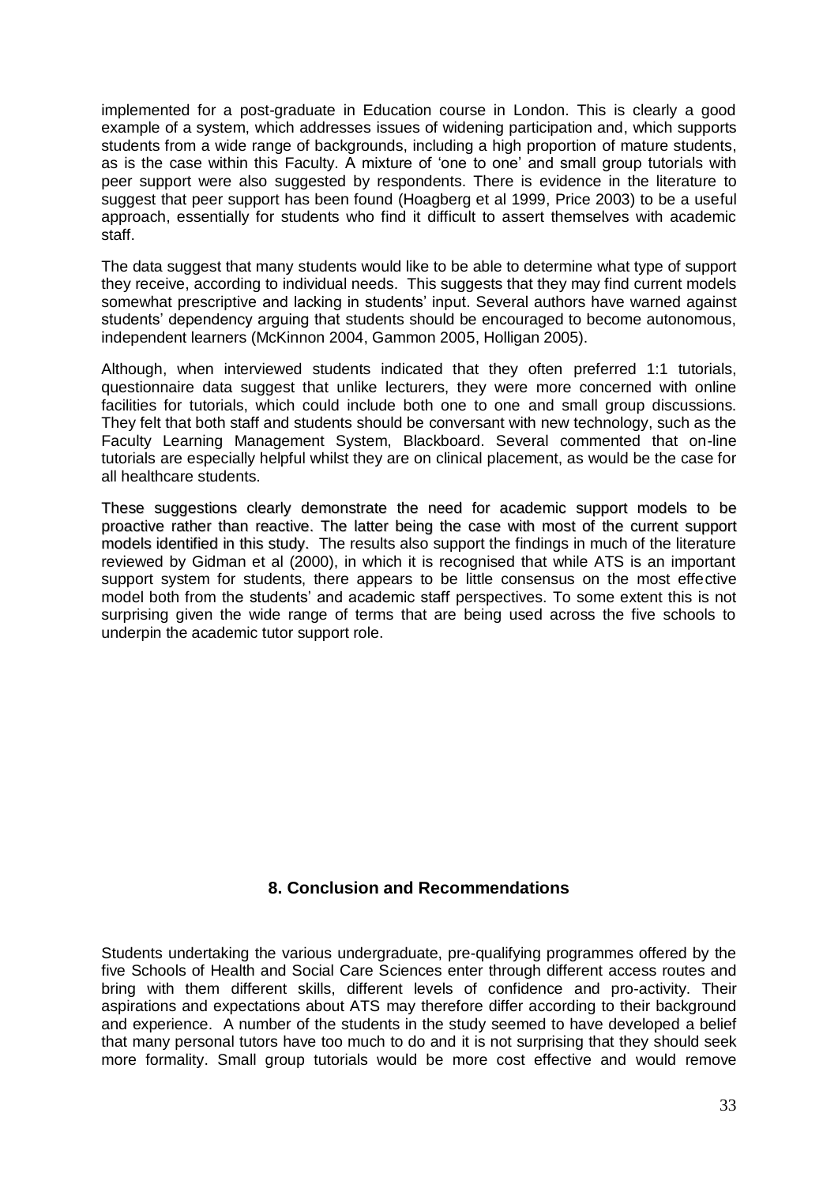implemented for a post-graduate in Education course in London. This is clearly a good example of a system, which addresses issues of widening participation and, which supports students from a wide range of backgrounds, including a high proportion of mature students, as is the case within this Faculty. A mixture of 'one to one' and small group tutorials with peer support were also suggested by respondents. There is evidence in the literature to suggest that peer support has been found (Hoagberg et al 1999, Price 2003) to be a useful approach, essentially for students who find it difficult to assert themselves with academic staff.

The data suggest that many students would like to be able to determine what type of support they receive, according to individual needs. This suggests that they may find current models somewhat prescriptive and lacking in students' input. Several authors have warned against students' dependency arguing that students should be encouraged to become autonomous, independent learners (McKinnon 2004, Gammon 2005, Holligan 2005).

Although, when interviewed students indicated that they often preferred 1:1 tutorials, questionnaire data suggest that unlike lecturers, they were more concerned with online facilities for tutorials, which could include both one to one and small group discussions. They felt that both staff and students should be conversant with new technology, such as the Faculty Learning Management System, Blackboard. Several commented that on-line tutorials are especially helpful whilst they are on clinical placement, as would be the case for all healthcare students.

These suggestions clearly demonstrate the need for academic support models to be proactive rather than reactive. The latter being the case with most of the current support models identified in this study. The results also support the findings in much of the literature reviewed by Gidman et al (2000), in which it is recognised that while ATS is an important support system for students, there appears to be little consensus on the most effective model both from the students' and academic staff perspectives. To some extent this is not surprising given the wide range of terms that are being used across the five schools to underpin the academic tutor support role.

## 8. Conclusion and Recommendations

Students undertaking the various undergraduate, pre-qualifying programmes offered by the five Schools of Health and Social Care Sciences enter through different access routes and bring with them different skills, different levels of confidence and pro-activity. Their aspirations and expectations about ATS may therefore differ according to their background and experience. A number of the students in the study seemed to have developed a belief that many personal tutors have too much to do and it is not surprising that they should seek more formality. Small group tutorials would be more cost effective and would remove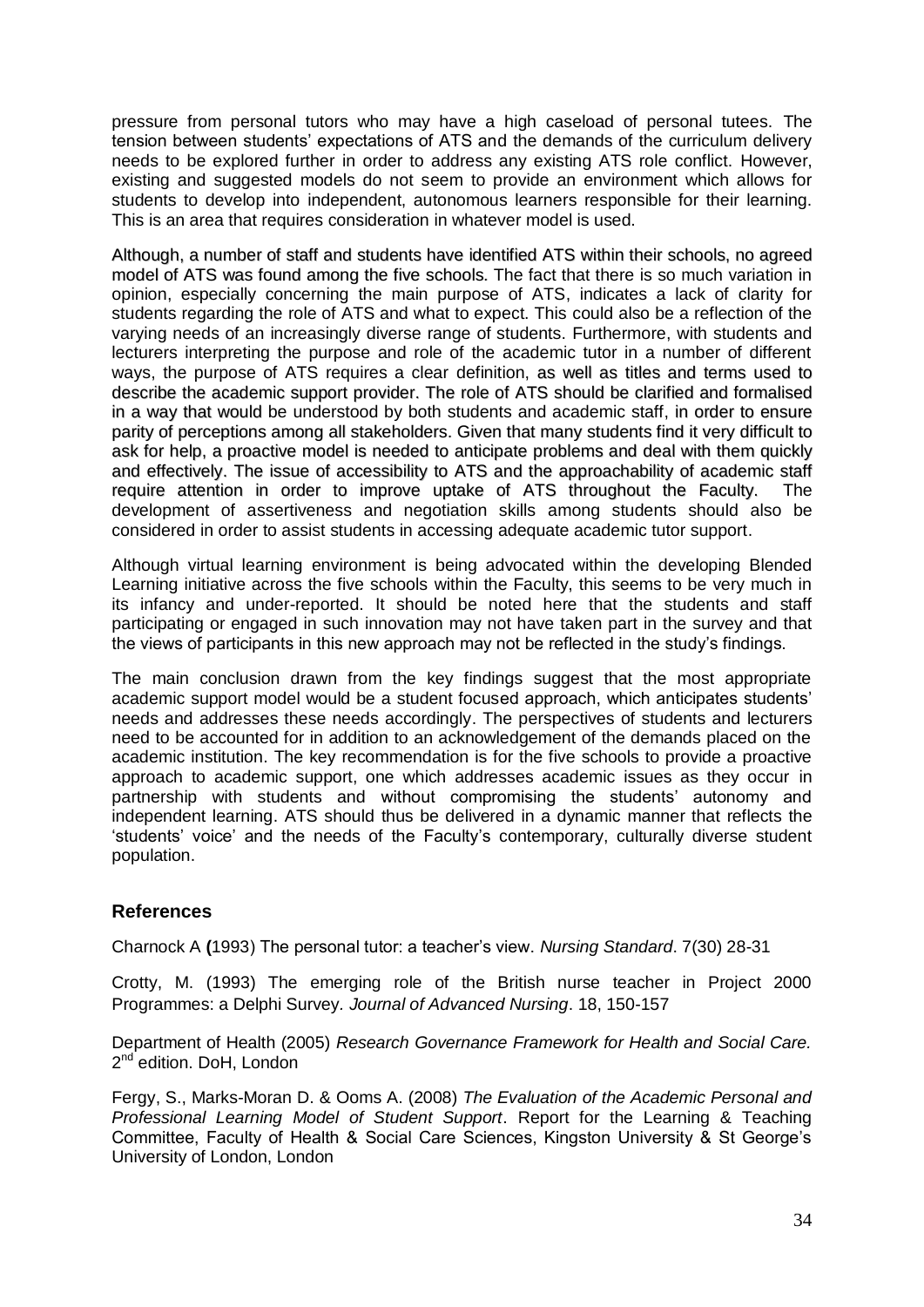pressure from personal tutors who may have a high caseload of personal tutees. The tension between students' expectations of ATS and the demands of the curriculum delivery needs to be explored further in order to address any existing ATS role conflict. However, existing and suggested models do not seem to provide an environment which allows for students to develop into independent, autonomous learners responsible for their learning. This is an area that requires consideration in whatever model is used.

Although, a number of staff and students have identified ATS within their schools, no agreed model of ATS was found among the five schools. The fact that there is so much variation in opinion, especially concerning the main purpose of ATS, indicates a lack of clarity for students regarding the role of ATS and what to expect. This could also be a reflection of the varying needs of an increasingly diverse range of students. Furthermore, with students and lecturers interpreting the purpose and role of the academic tutor in a number of different ways, the purpose of ATS requires a clear definition, as well as titles and terms used to describe the academic support provider. The role of ATS should be clarified and formalised in a way that would be understood by both students and academic staff, in order to ensure parity of perceptions among all stakeholders. Given that many students find it very difficult to ask for help, a proactive model is needed to anticipate problems and deal with them quickly and effectively. The issue of accessibility to ATS and the approachability of academic staff require attention in order to improve uptake of ATS throughout the Faculty. The development of assertiveness and negotiation skills among students should also be considered in order to assist students in accessing adequate academic tutor support.

Although virtual learning environment is being advocated within the developing Blended Learning initiative across the five schools within the Faculty, this seems to be very much in its infancy and under-reported. It should be noted here that the students and staff participating or engaged in such innovation may not have taken part in the survey and that the views of participants in this new approach may not be reflected in the study's findings.

The main conclusion drawn from the key findings suggest that the most appropriate academic support model would be a student focused approach, which anticipates students' needs and addresses these needs accordingly. The perspectives of students and lecturers need to be accounted for in addition to an acknowledgement of the demands placed on the academic institution. The key recommendation is for the five schools to provide a proactive approach to academic support, one which addresses academic issues as they occur in partnership with students and without compromising the students' autonomy and independent learning. ATS should thus be delivered in a dynamic manner that reflects the 'students' voice' and the needs of the Faculty's contemporary, culturally diverse student population.

## References

Charnock A (1993) The personal tutor: a teacher's view. *Nursing Standard*. 7(30) 28-31

Crotty, M. (1993) The emerging role of the British nurse teacher in Project 2000 Programmes: a Delphi Survey. *Journal of Advanced Nursing*. 18, 150-157

Department of Health (2005) *Research Governance Framework for Health and Social Care.* 2nd edition. DoH, London

Fergy, S., Marks-Moran D. & Ooms A. (2008) *The Evaluation of the Academic Personal and Professional Learning Model of Student Support*. Report for the Learning & Teaching Committee, Faculty of Health & Social Care Sciences, Kingston University & St George's University of London, London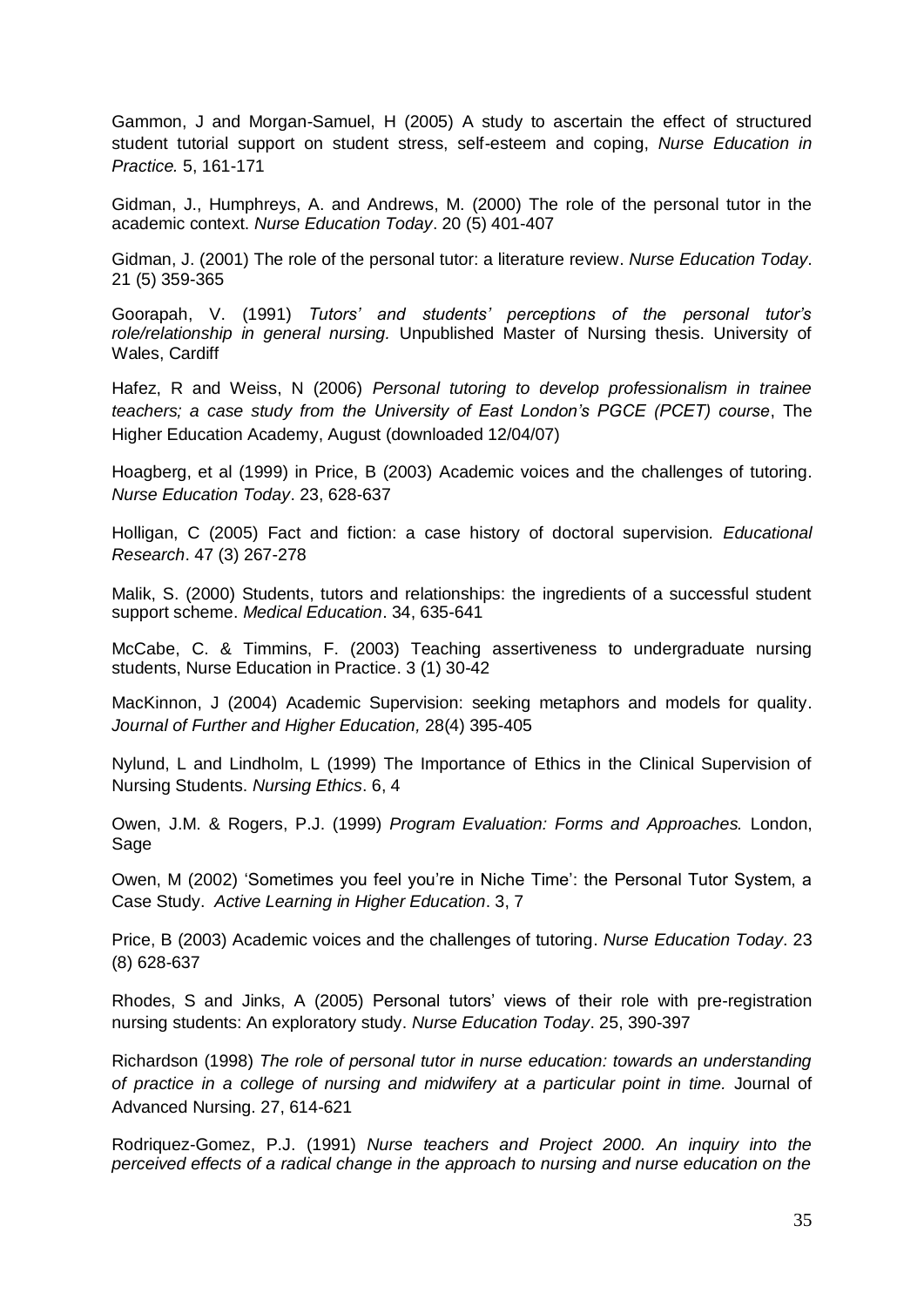Gammon, J and Morgan-Samuel, H (2005) A study to ascertain the effect of structured student tutorial support on student stress, self-esteem and coping, *Nurse Education in Practice.* 5, 161-171

Gidman, J., Humphreys, A. and Andrews, M. (2000) The role of the personal tutor in the academic context. *Nurse Education Today*. 20 (5) 401-407

Gidman, J. (2001) The role of the personal tutor: a literature review. *Nurse Education Today*. 21 (5) 359-365

Goorapah, V. (1991) *Tutors' and students' perceptions of the personal tutor's role/relationship in general nursing.* Unpublished Master of Nursing thesis. University of Wales, Cardiff

Hafez, R and Weiss, N (2006) *Personal tutoring to develop professionalism in trainee teachers; a case study from the University of East London's PGCE (PCET) course*, The Higher Education Academy, August (downloaded 12/04/07)

Hoagberg, et al (1999) in Price, B (2003) Academic voices and the challenges of tutoring. *Nurse Education Today*. 23, 628-637

Holligan, C (2005) Fact and fiction: a case history of doctoral supervision. *Educational Research*. 47 (3) 267-278

Malik, S. (2000) Students, tutors and relationships: the ingredients of a successful student support scheme. *Medical Education*. 34, 635-641

McCabe, C. & Timmins, F. (2003) Teaching assertiveness to undergraduate nursing students, Nurse Education in Practice. 3 (1) 30-42

MacKinnon, J (2004) Academic Supervision: seeking metaphors and models for quality. *Journal of Further and Higher Education,* 28(4) 395-405

Nylund, L and Lindholm, L (1999) The Importance of Ethics in the Clinical Supervision of Nursing Students. *Nursing Ethics*. 6, 4

Owen, J.M. & Rogers, P.J. (1999) *Program Evaluation: Forms and Approaches.* London, Sage

Owen, M (2002) 'Sometimes you feel you're in Niche Time': the Personal Tutor System, a Case Study. *Active Learning in Higher Education*. 3, 7

Price, B (2003) Academic voices and the challenges of tutoring. *Nurse Education Today*. 23 (8) 628-637

Rhodes, S and Jinks, A (2005) Personal tutors' views of their role with pre-registration nursing students: An exploratory study. *Nurse Education Today*. 25, 390-397

Richardson (1998) *The role of personal tutor in nurse education: towards an understanding of practice in a college of nursing and midwifery at a particular point in time.* Journal of Advanced Nursing. 27, 614-621

Rodriquez-Gomez, P.J. (1991) *Nurse teachers and Project 2000. An inquiry into the perceived effects of a radical change in the approach to nursing and nurse education on the*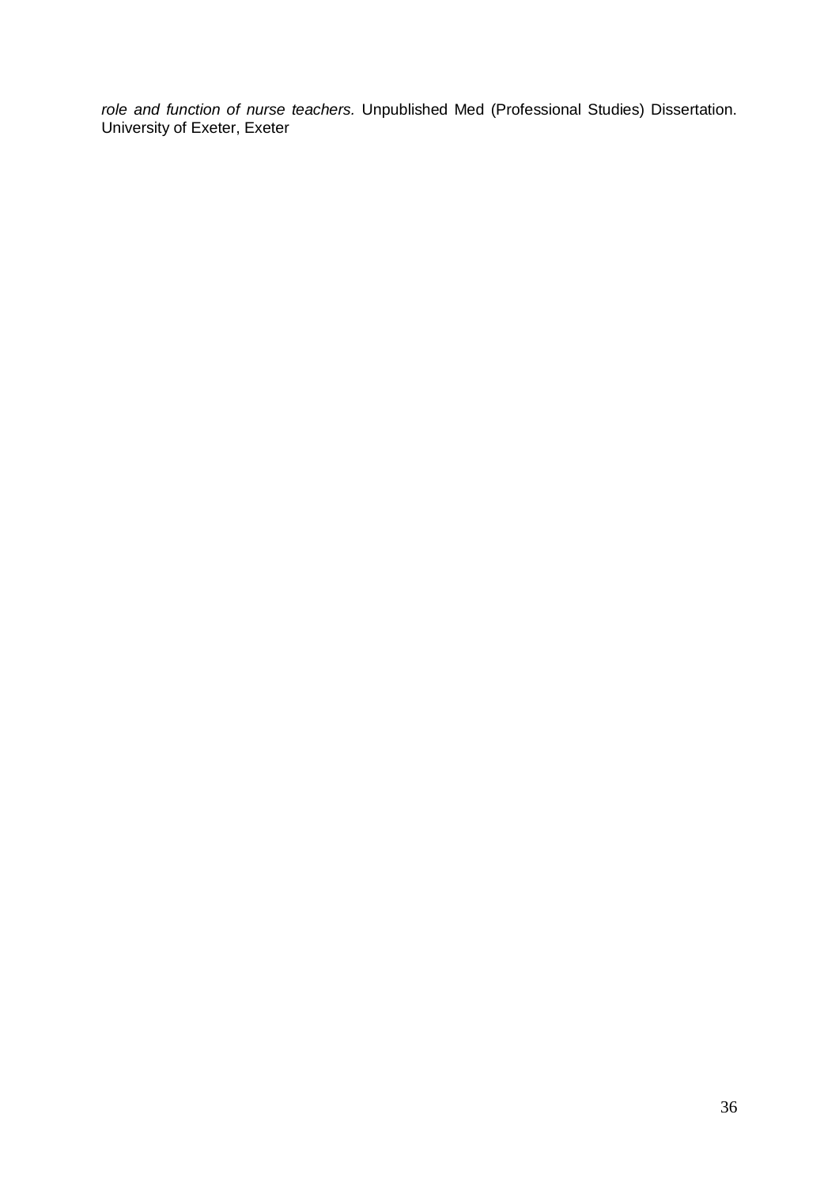*role and function of nurse teachers.* Unpublished Med (Professional Studies) Dissertation. University of Exeter, Exeter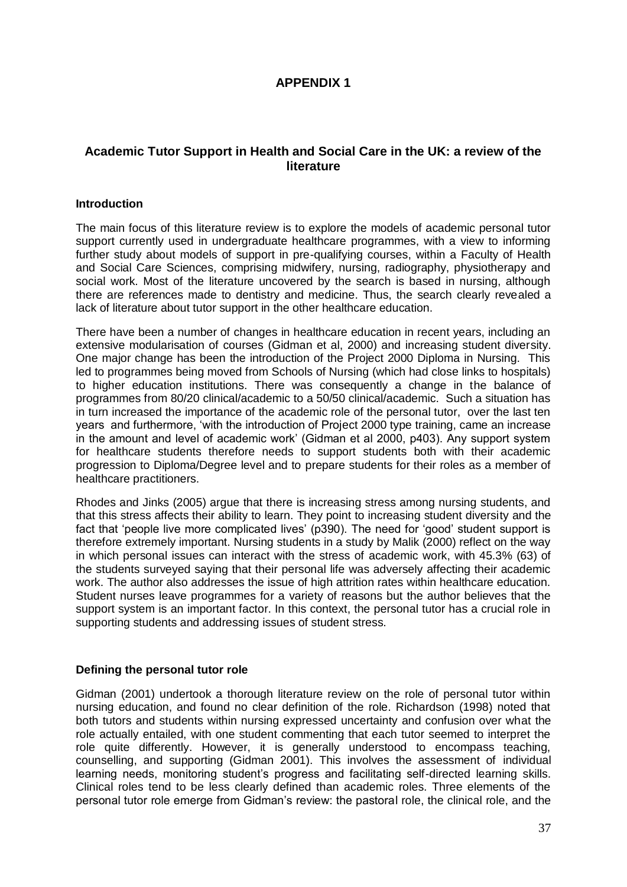# APPENDIX 1

## Academic Tutor Support in Health and Social Care in the UK: a review of the literature

### Introduction

The main focus of this literature review is to explore the models of academic personal tutor support currently used in undergraduate healthcare programmes, with a view to informing further study about models of support in pre-qualifying courses, within a Faculty of Health and Social Care Sciences, comprising midwifery, nursing, radiography, physiotherapy and social work. Most of the literature uncovered by the search is based in nursing, although there are references made to dentistry and medicine. Thus, the search clearly revealed a lack of literature about tutor support in the other healthcare education.

There have been a number of changes in healthcare education in recent years, including an extensive modularisation of courses (Gidman et al, 2000) and increasing student diversity. One major change has been the introduction of the Project 2000 Diploma in Nursing. This led to programmes being moved from Schools of Nursing (which had close links to hospitals) to higher education institutions. There was consequently a change in the balance of programmes from 80/20 clinical/academic to a 50/50 clinical/academic. Such a situation has in turn increased the importance of the academic role of the personal tutor, over the last ten years and furthermore, 'with the introduction of Project 2000 type training, came an increase in the amount and level of academic work' (Gidman et al 2000, p403). Any support system for healthcare students therefore needs to support students both with their academic progression to Diploma/Degree level and to prepare students for their roles as a member of healthcare practitioners.

Rhodes and Jinks (2005) argue that there is increasing stress among nursing students, and that this stress affects their ability to learn. They point to increasing student diversity and the fact that 'people live more complicated lives' (p390). The need for 'good' student support is therefore extremely important. Nursing students in a study by Malik (2000) reflect on the way in which personal issues can interact with the stress of academic work, with 45.3% (63) of the students surveyed saying that their personal life was adversely affecting their academic work. The author also addresses the issue of high attrition rates within healthcare education. Student nurses leave programmes for a variety of reasons but the author believes that the support system is an important factor. In this context, the personal tutor has a crucial role in supporting students and addressing issues of student stress.

### Defining the personal tutor role

Gidman (2001) undertook a thorough literature review on the role of personal tutor within nursing education, and found no clear definition of the role. Richardson (1998) noted that both tutors and students within nursing expressed uncertainty and confusion over what the role actually entailed, with one student commenting that each tutor seemed to interpret the role quite differently. However, it is generally understood to encompass teaching, counselling, and supporting (Gidman 2001). This involves the assessment of individual learning needs, monitoring student's progress and facilitating self-directed learning skills. Clinical roles tend to be less clearly defined than academic roles. Three elements of the personal tutor role emerge from Gidman's review: the pastoral role, the clinical role, and the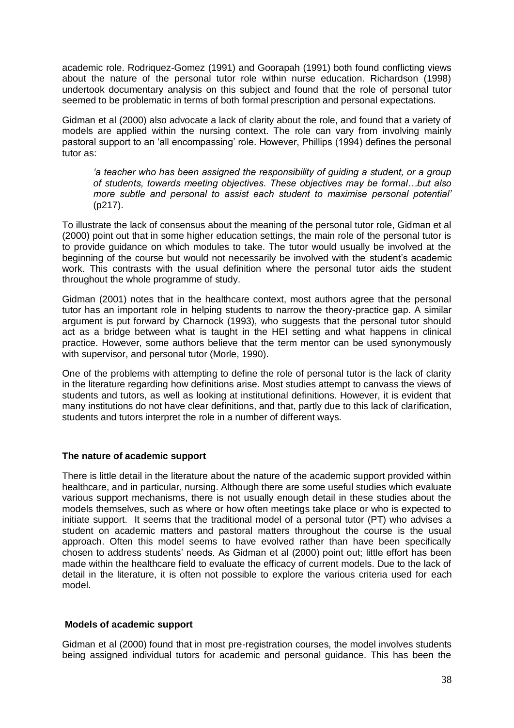academic role. Rodriquez-Gomez (1991) and Goorapah (1991) both found conflicting views about the nature of the personal tutor role within nurse education. Richardson (1998) undertook documentary analysis on this subject and found that the role of personal tutor seemed to be problematic in terms of both formal prescription and personal expectations.

Gidman et al (2000) also advocate a lack of clarity about the role, and found that a variety of models are applied within the nursing context. The role can vary from involving mainly pastoral support to an 'all encompassing' role. However, Phillips (1994) defines the personal tutor as:

> *'a teacher who has been assigned the responsibility of guiding a student, or a group of students, towards meeting objectives. These objectives may be formal…but also more subtle and personal to assist each student to maximise personal potential'* (p217).

To illustrate the lack of consensus about the meaning of the personal tutor role, Gidman et al (2000) point out that in some higher education settings, the main role of the personal tutor is to provide guidance on which modules to take. The tutor would usually be involved at the beginning of the course but would not necessarily be involved with the student's academic work. This contrasts with the usual definition where the personal tutor aids the student throughout the whole programme of study.

Gidman (2001) notes that in the healthcare context, most authors agree that the personal tutor has an important role in helping students to narrow the theory-practice gap. A similar argument is put forward by Charnock (1993), who suggests that the personal tutor should act as a bridge between what is taught in the HEI setting and what happens in clinical practice. However, some authors believe that the term mentor can be used synonymously with supervisor, and personal tutor (Morle, 1990).

One of the problems with attempting to define the role of personal tutor is the lack of clarity in the literature regarding how definitions arise. Most studies attempt to canvass the views of students and tutors, as well as looking at institutional definitions. However, it is evident that many institutions do not have clear definitions, and that, partly due to this lack of clarification, students and tutors interpret the role in a number of different ways.

**The nature of academic support**

There is little detail in the literature about the nature of the academic support provided within healthcare, and in particular, nursing. Although there are some useful studies which evaluate various support mechanisms, there is not usually enough detail in these studies about the models themselves, such as where or how often meetings take place or who is expected to initiate support. It seems that the traditional model of a personal tutor (PT) who advises a student on academic matters and pastoral matters throughout the course is the usual approach. Often this model seems to have evolved rather than have been specifically chosen to address students' needs. As Gidman et al (2000) point out; little effort has been made within the healthcare field to evaluate the efficacy of current models. Due to the lack of detail in the literature, it is often not possible to explore the various criteria used for each model.

**Models of academic support**

Gidman et al (2000) found that in most pre-registration courses, the model involves students being assigned individual tutors for academic and personal guidance. This has been the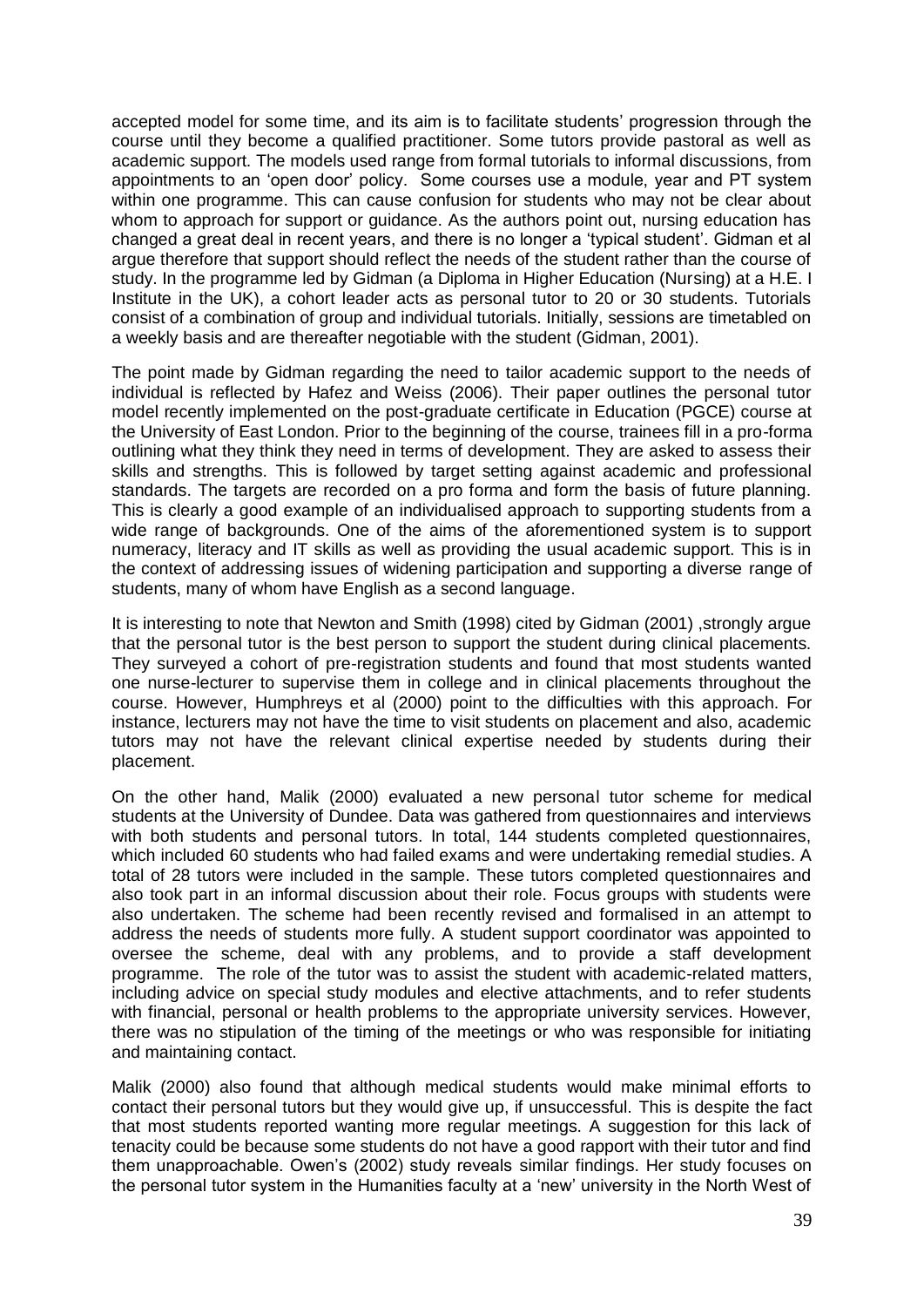accepted model for some time, and its aim is to facilitate students' progression through the course until they become a qualified practitioner. Some tutors provide pastoral as well as academic support. The models used range from formal tutorials to informal discussions, from appointments to an 'open door' policy. Some courses use a module, year and PT system within one programme. This can cause confusion for students who may not be clear about whom to approach for support or guidance. As the authors point out, nursing education has changed a great deal in recent years, and there is no longer a 'typical student'. Gidman et al argue therefore that support should reflect the needs of the student rather than the course of study. In the programme led by Gidman (a Diploma in Higher Education (Nursing) at a H.E. I Institute in the UK), a cohort leader acts as personal tutor to 20 or 30 students. Tutorials consist of a combination of group and individual tutorials. Initially, sessions are timetabled on a weekly basis and are thereafter negotiable with the student (Gidman, 2001).

The point made by Gidman regarding the need to tailor academic support to the needs of individual is reflected by Hafez and Weiss (2006). Their paper outlines the personal tutor model recently implemented on the post-graduate certificate in Education (PGCE) course at the University of East London. Prior to the beginning of the course, trainees fill in a pro-forma outlining what they think they need in terms of development. They are asked to assess their skills and strengths. This is followed by target setting against academic and professional standards. The targets are recorded on a pro forma and form the basis of future planning. This is clearly a good example of an individualised approach to supporting students from a wide range of backgrounds. One of the aims of the aforementioned system is to support numeracy, literacy and IT skills as well as providing the usual academic support. This is in the context of addressing issues of widening participation and supporting a diverse range of students, many of whom have English as a second language.

It is interesting to note that Newton and Smith (1998) cited by Gidman (2001) ,strongly argue that the personal tutor is the best person to support the student during clinical placements. They surveyed a cohort of pre-registration students and found that most students wanted one nurse-lecturer to supervise them in college and in clinical placements throughout the course. However, Humphreys et al (2000) point to the difficulties with this approach. For instance, lecturers may not have the time to visit students on placement and also, academic tutors may not have the relevant clinical expertise needed by students during their placement.

On the other hand, Malik (2000) evaluated a new personal tutor scheme for medical students at the University of Dundee. Data was gathered from questionnaires and interviews with both students and personal tutors. In total, 144 students completed questionnaires, which included 60 students who had failed exams and were undertaking remedial studies. A total of 28 tutors were included in the sample. These tutors completed questionnaires and also took part in an informal discussion about their role. Focus groups with students were also undertaken. The scheme had been recently revised and formalised in an attempt to address the needs of students more fully. A student support coordinator was appointed to oversee the scheme, deal with any problems, and to provide a staff development programme. The role of the tutor was to assist the student with academic-related matters, including advice on special study modules and elective attachments, and to refer students with financial, personal or health problems to the appropriate university services. However, there was no stipulation of the timing of the meetings or who was responsible for initiating and maintaining contact.

Malik (2000) also found that although medical students would make minimal efforts to contact their personal tutors but they would give up, if unsuccessful. This is despite the fact that most students reported wanting more regular meetings. A suggestion for this lack of tenacity could be because some students do not have a good rapport with their tutor and find them unapproachable. Owen's (2002) study reveals similar findings. Her study focuses on the personal tutor system in the Humanities faculty at a 'new' university in the North West of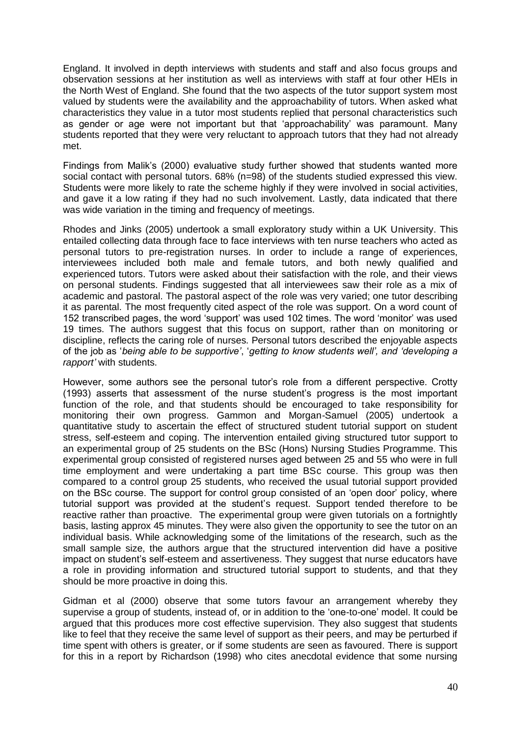England. It involved in depth interviews with students and staff and also focus groups and observation sessions at her institution as well as interviews with staff at four other HEIs in the North West of England. She found that the two aspects of the tutor support system most valued by students were the availability and the approachability of tutors. When asked what characteristics they value in a tutor most students replied that personal characteristics such as gender or age were not important but that 'approachability' was paramount. Many students reported that they were very reluctant to approach tutors that they had not already met.

Findings from Malik's (2000) evaluative study further showed that students wanted more social contact with personal tutors. 68% (n=98) of the students studied expressed this view. Students were more likely to rate the scheme highly if they were involved in social activities, and gave it a low rating if they had no such involvement. Lastly, data indicated that there was wide variation in the timing and frequency of meetings.

Rhodes and Jinks (2005) undertook a small exploratory study within a UK University. This entailed collecting data through face to face interviews with ten nurse teachers who acted as personal tutors to pre-registration nurses. In order to include a range of experiences, interviewees included both male and female tutors, and both newly qualified and experienced tutors. Tutors were asked about their satisfaction with the role, and their views on personal students. Findings suggested that all interviewees saw their role as a mix of academic and pastoral. The pastoral aspect of the role was very varied; one tutor describing it as parental. The most frequently cited aspect of the role was support. On a word count of 152 transcribed pages, the word 'support' was used 102 times. The word 'monitor' was used 19 times. The authors suggest that this focus on support, rather than on monitoring or discipline, reflects the caring role of nurses. Personal tutors described the enjoyable aspects of the job as '*being able to be supportive'*, '*getting to know students well', and 'developing a rapport'* with students.

However, some authors see the personal tutor's role from a different perspective. Crotty (1993) asserts that assessment of the nurse student's progress is the most important function of the role, and that students should be encouraged to take responsibility for monitoring their own progress. Gammon and Morgan-Samuel (2005) undertook a quantitative study to ascertain the effect of structured student tutorial support on student stress, self-esteem and coping. The intervention entailed giving structured tutor support to an experimental group of 25 students on the BSc (Hons) Nursing Studies Programme. This experimental group consisted of registered nurses aged between 25 and 55 who were in full time employment and were undertaking a part time BSc course. This group was then compared to a control group 25 students, who received the usual tutorial support provided on the BSc course. The support for control group consisted of an 'open door' policy, where tutorial support was provided at the student's request. Support tended therefore to be reactive rather than proactive. The experimental group were given tutorials on a fortnightly basis, lasting approx 45 minutes. They were also given the opportunity to see the tutor on an individual basis. While acknowledging some of the limitations of the research, such as the small sample size, the authors argue that the structured intervention did have a positive impact on student's self-esteem and assertiveness. They suggest that nurse educators have a role in providing information and structured tutorial support to students, and that they should be more proactive in doing this.

Gidman et al (2000) observe that some tutors favour an arrangement whereby they supervise a group of students, instead of, or in addition to the 'one-to-one' model. It could be argued that this produces more cost effective supervision. They also suggest that students like to feel that they receive the same level of support as their peers, and may be perturbed if time spent with others is greater, or if some students are seen as favoured. There is support for this in a report by Richardson (1998) who cites anecdotal evidence that some nursing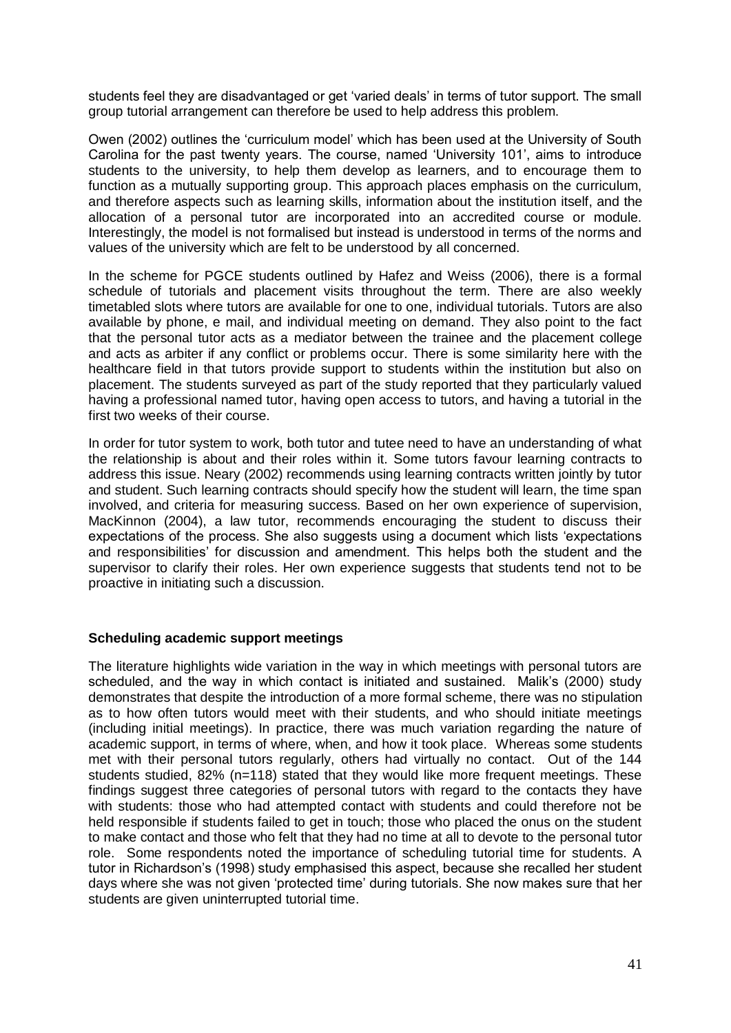students feel they are disadvantaged or get 'varied deals' in terms of tutor support. The small group tutorial arrangement can therefore be used to help address this problem.

Owen (2002) outlines the 'curriculum model' which has been used at the University of South Carolina for the past twenty years. The course, named 'University 101', aims to introduce students to the university, to help them develop as learners, and to encourage them to function as a mutually supporting group. This approach places emphasis on the curriculum, and therefore aspects such as learning skills, information about the institution itself, and the allocation of a personal tutor are incorporated into an accredited course or module. Interestingly, the model is not formalised but instead is understood in terms of the norms and values of the university which are felt to be understood by all concerned.

In the scheme for PGCE students outlined by Hafez and Weiss (2006), there is a formal schedule of tutorials and placement visits throughout the term. There are also weekly timetabled slots where tutors are available for one to one, individual tutorials. Tutors are also available by phone, e mail, and individual meeting on demand. They also point to the fact that the personal tutor acts as a mediator between the trainee and the placement college and acts as arbiter if any conflict or problems occur. There is some similarity here with the healthcare field in that tutors provide support to students within the institution but also on placement. The students surveyed as part of the study reported that they particularly valued having a professional named tutor, having open access to tutors, and having a tutorial in the first two weeks of their course.

In order for tutor system to work, both tutor and tutee need to have an understanding of what the relationship is about and their roles within it. Some tutors favour learning contracts to address this issue. Neary (2002) recommends using learning contracts written jointly by tutor and student. Such learning contracts should specify how the student will learn, the time span involved, and criteria for measuring success. Based on her own experience of supervision, MacKinnon (2004), a law tutor, recommends encouraging the student to discuss their expectations of the process. She also suggests using a document which lists 'expectations and responsibilities' for discussion and amendment. This helps both the student and the supervisor to clarify their roles. Her own experience suggests that students tend not to be proactive in initiating such a discussion.

### Scheduling academic support meetings

The literature highlights wide variation in the way in which meetings with personal tutors are scheduled, and the way in which contact is initiated and sustained. Malik's (2000) study demonstrates that despite the introduction of a more formal scheme, there was no stipulation as to how often tutors would meet with their students, and who should initiate meetings (including initial meetings). In practice, there was much variation regarding the nature of academic support, in terms of where, when, and how it took place. Whereas some students met with their personal tutors regularly, others had virtually no contact. Out of the 144 students studied, 82% (n=118) stated that they would like more frequent meetings. These findings suggest three categories of personal tutors with regard to the contacts they have with students: those who had attempted contact with students and could therefore not be held responsible if students failed to get in touch; those who placed the onus on the student to make contact and those who felt that they had no time at all to devote to the personal tutor role. Some respondents noted the importance of scheduling tutorial time for students. A tutor in Richardson's (1998) study emphasised this aspect, because she recalled her student days where she was not given 'protected time' during tutorials. She now makes sure that her students are given uninterrupted tutorial time.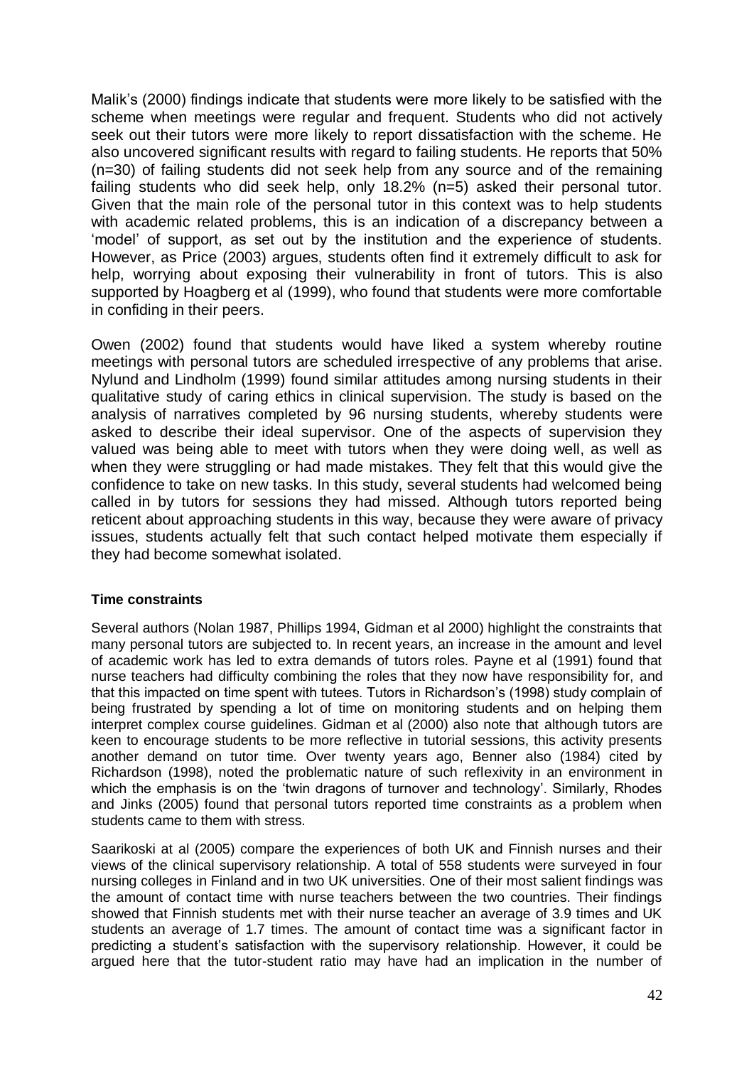Malik's (2000) findings indicate that students were more likely to be satisfied with the scheme when meetings were regular and frequent. Students who did not actively seek out their tutors were more likely to report dissatisfaction with the scheme. He also uncovered significant results with regard to failing students. He reports that 50% (n=30) of failing students did not seek help from any source and of the remaining failing students who did seek help, only 18.2% (n=5) asked their personal tutor. Given that the main role of the personal tutor in this context was to help students with academic related problems, this is an indication of a discrepancy between a 'model' of support, as set out by the institution and the experience of students. However, as Price (2003) argues, students often find it extremely difficult to ask for help, worrying about exposing their vulnerability in front of tutors. This is also supported by Hoagberg et al (1999), who found that students were more comfortable in confiding in their peers.

Owen (2002) found that students would have liked a system whereby routine meetings with personal tutors are scheduled irrespective of any problems that arise. Nylund and Lindholm (1999) found similar attitudes among nursing students in their qualitative study of caring ethics in clinical supervision. The study is based on the analysis of narratives completed by 96 nursing students, whereby students were asked to describe their ideal supervisor. One of the aspects of supervision they valued was being able to meet with tutors when they were doing well, as well as when they were struggling or had made mistakes. They felt that this would give the confidence to take on new tasks. In this study, several students had welcomed being called in by tutors for sessions they had missed. Although tutors reported being reticent about approaching students in this way, because they were aware of privacy issues, students actually felt that such contact helped motivate them especially if they had become somewhat isolated.

**Time constraints**

Several authors (Nolan 1987, Phillips 1994, Gidman et al 2000) highlight the constraints that many personal tutors are subjected to. In recent years, an increase in the amount and level of academic work has led to extra demands of tutors roles. Payne et al (1991) found that nurse teachers had difficulty combining the roles that they now have responsibility for, and that this impacted on time spent with tutees. Tutors in Richardson's (1998) study complain of being frustrated by spending a lot of time on monitoring students and on helping them interpret complex course guidelines. Gidman et al (2000) also note that although tutors are keen to encourage students to be more reflective in tutorial sessions, this activity presents another demand on tutor time. Over twenty years ago, Benner also (1984) cited by Richardson (1998), noted the problematic nature of such reflexivity in an environment in which the emphasis is on the 'twin dragons of turnover and technology'. Similarly, Rhodes and Jinks (2005) found that personal tutors reported time constraints as a problem when students came to them with stress.

Saarikoski at al (2005) compare the experiences of both UK and Finnish nurses and their views of the clinical supervisory relationship. A total of 558 students were surveyed in four nursing colleges in Finland and in two UK universities. One of their most salient findings was the amount of contact time with nurse teachers between the two countries. Their findings showed that Finnish students met with their nurse teacher an average of 3.9 times and UK students an average of 1.7 times. The amount of contact time was a significant factor in predicting a student's satisfaction with the supervisory relationship. However, it could be argued here that the tutor-student ratio may have had an implication in the number of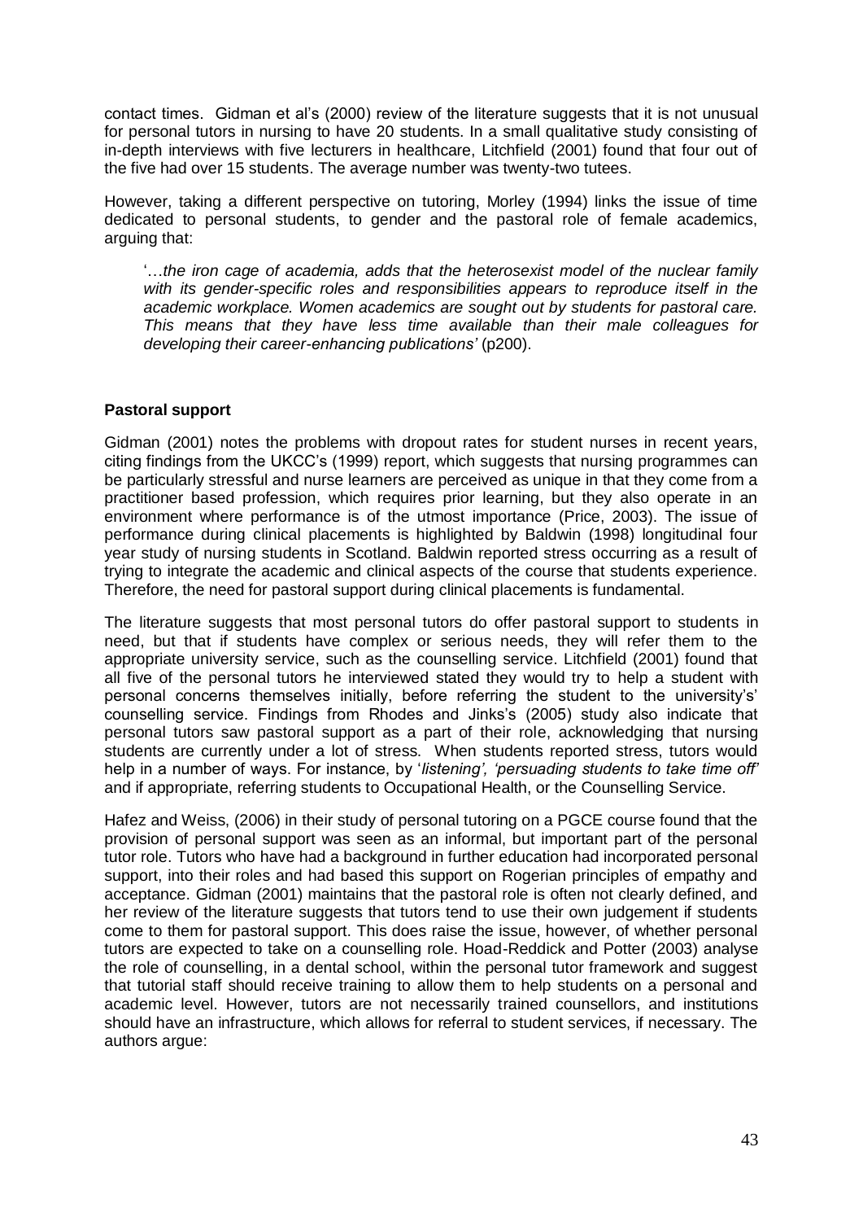contact times. Gidman et al's (2000) review of the literature suggests that it is not unusual for personal tutors in nursing to have 20 students. In a small qualitative study consisting of in-depth interviews with five lecturers in healthcare, Litchfield (2001) found that four out of the five had over 15 students. The average number was twenty-two tutees.

However, taking a different perspective on tutoring, Morley (1994) links the issue of time dedicated to personal students, to gender and the pastoral role of female academics, arguing that:

> '…*the iron cage of academia, adds that the heterosexist model of the nuclear family with its gender-specific roles and responsibilities appears to reproduce itself in the academic workplace. Women academics are sought out by students for pastoral care. This means that they have less time available than their male colleagues for developing their career-enhancing publications'* (p200).

**Pastoral support**

Gidman (2001) notes the problems with dropout rates for student nurses in recent years, citing findings from the UKCC's (1999) report, which suggests that nursing programmes can be particularly stressful and nurse learners are perceived as unique in that they come from a practitioner based profession, which requires prior learning, but they also operate in an environment where performance is of the utmost importance (Price, 2003). The issue of performance during clinical placements is highlighted by Baldwin (1998) longitudinal four year study of nursing students in Scotland. Baldwin reported stress occurring as a result of trying to integrate the academic and clinical aspects of the course that students experience. Therefore, the need for pastoral support during clinical placements is fundamental.

The literature suggests that most personal tutors do offer pastoral support to students in need, but that if students have complex or serious needs, they will refer them to the appropriate university service, such as the counselling service. Litchfield (2001) found that all five of the personal tutors he interviewed stated they would try to help a student with personal concerns themselves initially, before referring the student to the university's' counselling service. Findings from Rhodes and Jinks's (2005) study also indicate that personal tutors saw pastoral support as a part of their role, acknowledging that nursing students are currently under a lot of stress. When students reported stress, tutors would help in a number of ways. For instance, by '*listening', 'persuading students to take time off'* and if appropriate, referring students to Occupational Health, or the Counselling Service.

Hafez and Weiss, (2006) in their study of personal tutoring on a PGCE course found that the provision of personal support was seen as an informal, but important part of the personal tutor role. Tutors who have had a background in further education had incorporated personal support, into their roles and had based this support on Rogerian principles of empathy and acceptance. Gidman (2001) maintains that the pastoral role is often not clearly defined, and her review of the literature suggests that tutors tend to use their own judgement if students come to them for pastoral support. This does raise the issue, however, of whether personal tutors are expected to take on a counselling role. Hoad-Reddick and Potter (2003) analyse the role of counselling, in a dental school, within the personal tutor framework and suggest that tutorial staff should receive training to allow them to help students on a personal and academic level. However, tutors are not necessarily trained counsellors, and institutions should have an infrastructure, which allows for referral to student services, if necessary. The authors argue: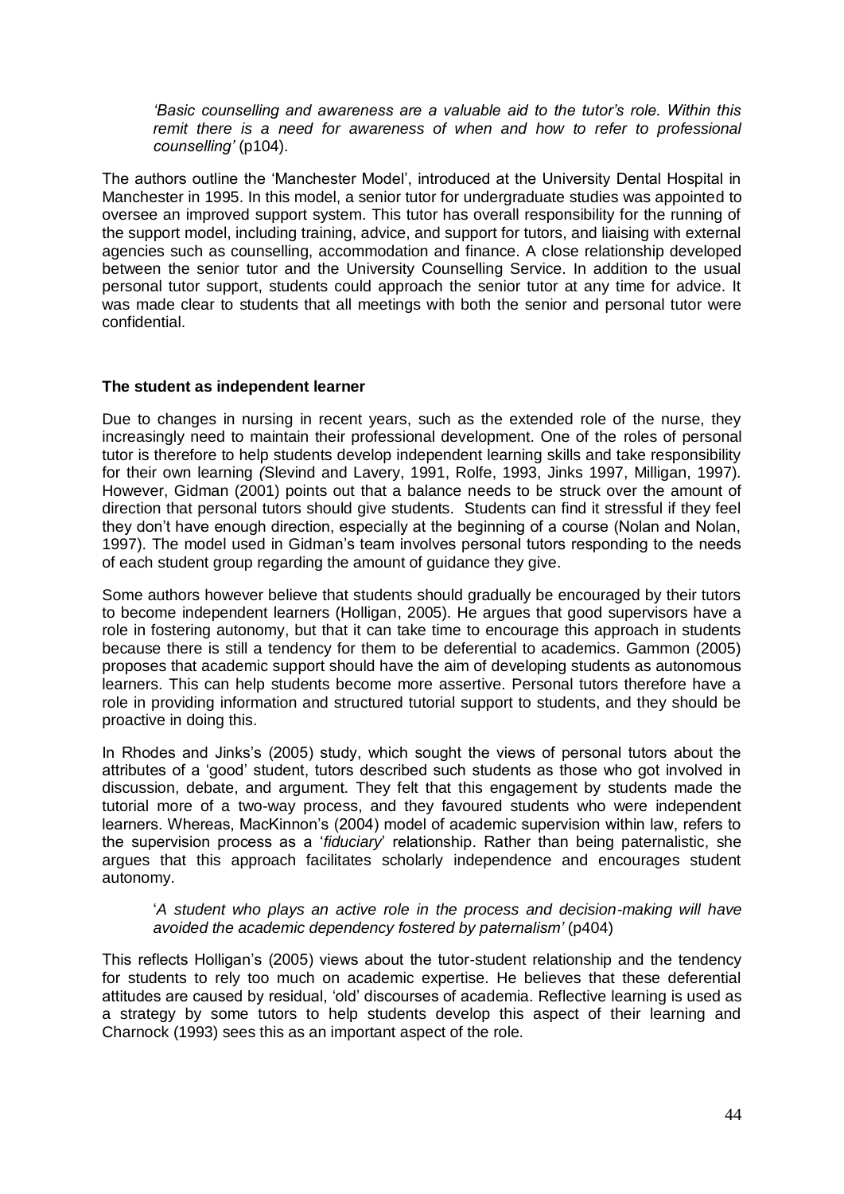> *'Basic counselling and awareness are a valuable aid to the tutor's role. Within this remit there is a need for awareness of when and how to refer to professional counselling'* (p104).

The authors outline the 'Manchester Model', introduced at the University Dental Hospital in Manchester in 1995. In this model, a senior tutor for undergraduate studies was appointed to oversee an improved support system. This tutor has overall responsibility for the running of the support model, including training, advice, and support for tutors, and liaising with external agencies such as counselling, accommodation and finance. A close relationship developed between the senior tutor and the University Counselling Service. In addition to the usual personal tutor support, students could approach the senior tutor at any time for advice. It was made clear to students that all meetings with both the senior and personal tutor were confidential.

### The student as independent learner

Due to changes in nursing in recent years, such as the extended role of the nurse, they increasingly need to maintain their professional development. One of the roles of personal tutor is therefore to help students develop independent learning skills and take responsibility for their own learning *(*Slevind and Lavery, 1991, Rolfe, 1993, Jinks 1997, Milligan, 1997). However, Gidman (2001) points out that a balance needs to be struck over the amount of direction that personal tutors should give students. Students can find it stressful if they feel they don't have enough direction, especially at the beginning of a course (Nolan and Nolan, 1997). The model used in Gidman's team involves personal tutors responding to the needs of each student group regarding the amount of guidance they give.

Some authors however believe that students should gradually be encouraged by their tutors to become independent learners (Holligan, 2005). He argues that good supervisors have a role in fostering autonomy, but that it can take time to encourage this approach in students because there is still a tendency for them to be deferential to academics. Gammon (2005) proposes that academic support should have the aim of developing students as autonomous learners. This can help students become more assertive. Personal tutors therefore have a role in providing information and structured tutorial support to students, and they should be proactive in doing this.

In Rhodes and Jinks's (2005) study, which sought the views of personal tutors about the attributes of a 'good' student, tutors described such students as those who got involved in discussion, debate, and argument. They felt that this engagement by students made the tutorial more of a two-way process, and they favoured students who were independent learners. Whereas, MacKinnon's (2004) model of academic supervision within law, refers to the supervision process as a '*fiduciary*' relationship. Rather than being paternalistic, she argues that this approach facilitates scholarly independence and encourages student autonomy.

> '*A student who plays an active role in the process and decision-making will have avoided the academic dependency fostered by paternalism'* (p404)

This reflects Holligan's (2005) views about the tutor-student relationship and the tendency for students to rely too much on academic expertise. He believes that these deferential attitudes are caused by residual, 'old' discourses of academia. Reflective learning is used as a strategy by some tutors to help students develop this aspect of their learning and Charnock (1993) sees this as an important aspect of the role.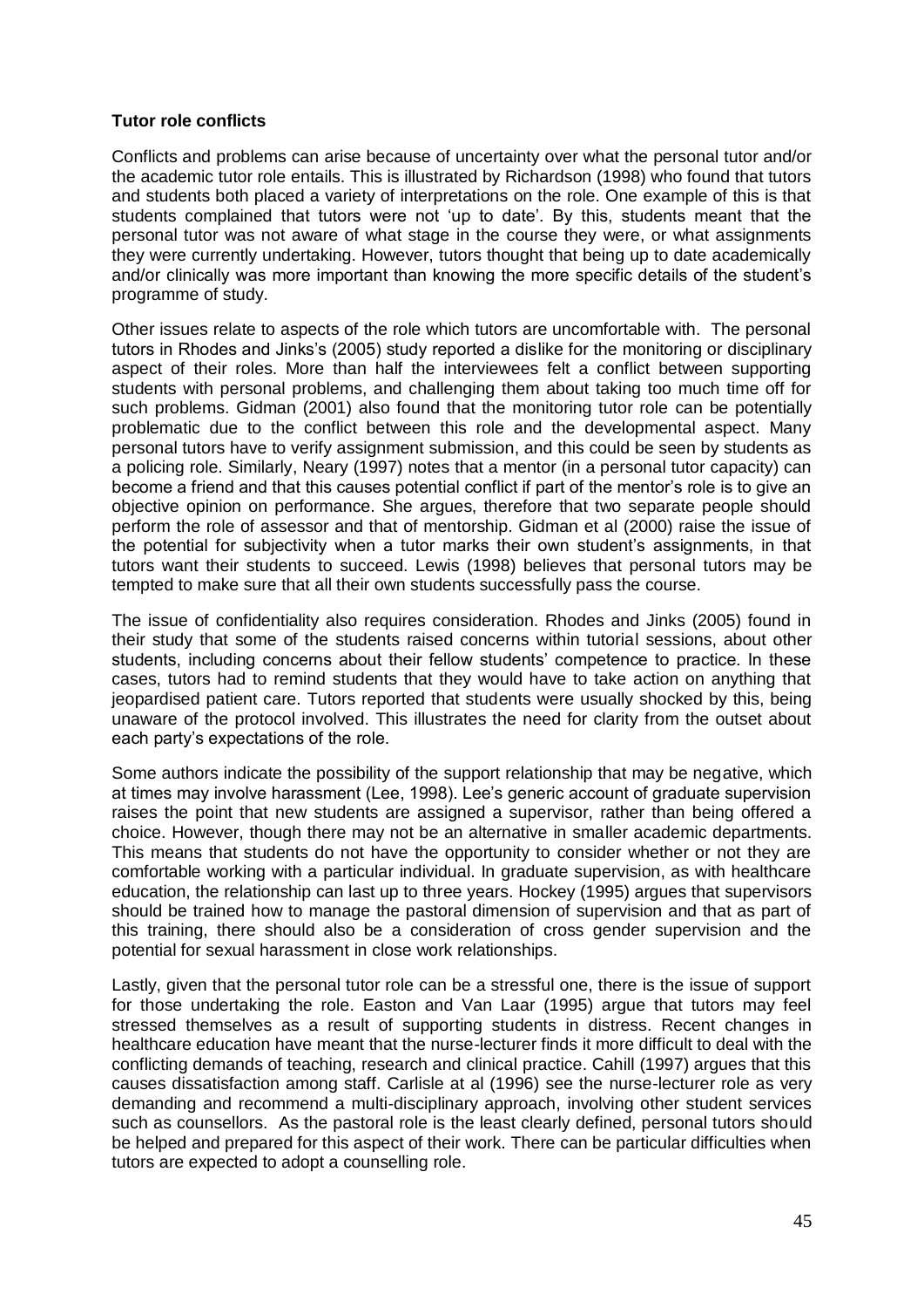**Tutor role conflicts**

Conflicts and problems can arise because of uncertainty over what the personal tutor and/or the academic tutor role entails. This is illustrated by Richardson (1998) who found that tutors and students both placed a variety of interpretations on the role. One example of this is that students complained that tutors were not 'up to date'. By this, students meant that the personal tutor was not aware of what stage in the course they were, or what assignments they were currently undertaking. However, tutors thought that being up to date academically and/or clinically was more important than knowing the more specific details of the student's programme of study.

Other issues relate to aspects of the role which tutors are uncomfortable with. The personal tutors in Rhodes and Jinks's (2005) study reported a dislike for the monitoring or disciplinary aspect of their roles. More than half the interviewees felt a conflict between supporting students with personal problems, and challenging them about taking too much time off for such problems. Gidman (2001) also found that the monitoring tutor role can be potentially problematic due to the conflict between this role and the developmental aspect. Many personal tutors have to verify assignment submission, and this could be seen by students as a policing role. Similarly, Neary (1997) notes that a mentor (in a personal tutor capacity) can become a friend and that this causes potential conflict if part of the mentor's role is to give an objective opinion on performance. She argues, therefore that two separate people should perform the role of assessor and that of mentorship. Gidman et al (2000) raise the issue of the potential for subjectivity when a tutor marks their own student's assignments, in that tutors want their students to succeed. Lewis (1998) believes that personal tutors may be tempted to make sure that all their own students successfully pass the course.

The issue of confidentiality also requires consideration. Rhodes and Jinks (2005) found in their study that some of the students raised concerns within tutorial sessions, about other students, including concerns about their fellow students' competence to practice. In these cases, tutors had to remind students that they would have to take action on anything that jeopardised patient care. Tutors reported that students were usually shocked by this, being unaware of the protocol involved. This illustrates the need for clarity from the outset about each party's expectations of the role.

Some authors indicate the possibility of the support relationship that may be negative, which at times may involve harassment (Lee, 1998). Lee's generic account of graduate supervision raises the point that new students are assigned a supervisor, rather than being offered a choice. However, though there may not be an alternative in smaller academic departments. This means that students do not have the opportunity to consider whether or not they are comfortable working with a particular individual. In graduate supervision, as with healthcare education, the relationship can last up to three years. Hockey (1995) argues that supervisors should be trained how to manage the pastoral dimension of supervision and that as part of this training, there should also be a consideration of cross gender supervision and the potential for sexual harassment in close work relationships.

Lastly, given that the personal tutor role can be a stressful one, there is the issue of support for those undertaking the role. Easton and Van Laar (1995) argue that tutors may feel stressed themselves as a result of supporting students in distress. Recent changes in healthcare education have meant that the nurse-lecturer finds it more difficult to deal with the conflicting demands of teaching, research and clinical practice. Cahill (1997) argues that this causes dissatisfaction among staff. Carlisle at al (1996) see the nurse-lecturer role as very demanding and recommend a multi-disciplinary approach, involving other student services such as counsellors. As the pastoral role is the least clearly defined, personal tutors should be helped and prepared for this aspect of their work. There can be particular difficulties when tutors are expected to adopt a counselling role.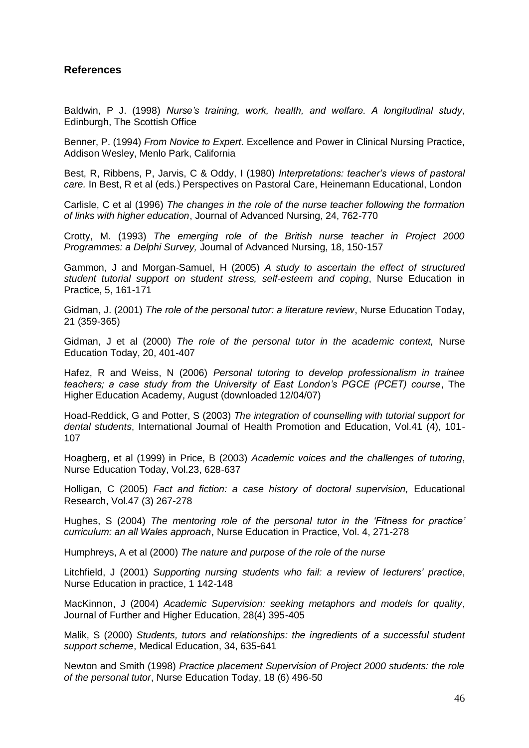## References

Baldwin, P J. (1998) *Nurse's training, work, health, and welfare. A longitudinal study*, Edinburgh, The Scottish Office

Benner, P. (1994) *From Novice to Expert*. Excellence and Power in Clinical Nursing Practice, Addison Wesley, Menlo Park, California

Best, R, Ribbens, P, Jarvis, C & Oddy, I (1980) *Interpretations: teacher's views of pastoral care.* In Best, R et al (eds.) Perspectives on Pastoral Care, Heinemann Educational, London

Carlisle, C et al (1996) *The changes in the role of the nurse teacher following the formation of links with higher education*, Journal of Advanced Nursing, 24, 762-770

Crotty, M. (1993) *The emerging role of the British nurse teacher in Project 2000 Programmes: a Delphi Survey,* Journal of Advanced Nursing, 18, 150-157

Gammon, J and Morgan-Samuel, H (2005) *A study to ascertain the effect of structured student tutorial support on student stress, self-esteem and coping*, Nurse Education in Practice, 5, 161-171

Gidman, J. (2001) *The role of the personal tutor: a literature review*, Nurse Education Today, 21 (359-365)

Gidman, J et al (2000) *The role of the personal tutor in the academic context,* Nurse Education Today, 20, 401-407

Hafez, R and Weiss, N (2006) *Personal tutoring to develop professionalism in trainee teachers; a case study from the University of East London's PGCE (PCET) course*, The Higher Education Academy, August (downloaded 12/04/07)

Hoad-Reddick, G and Potter, S (2003) *The integration of counselling with tutorial support for dental students*, International Journal of Health Promotion and Education, Vol.41 (4), 101-107

Hoagberg, et al (1999) in Price, B (2003) *Academic voices and the challenges of tutoring*, Nurse Education Today, Vol.23, 628-637

Holligan, C (2005) *Fact and fiction: a case history of doctoral supervision,* Educational Research, Vol.47 (3) 267-278

Hughes, S (2004) *The mentoring role of the personal tutor in the 'Fitness for practice' curriculum: an all Wales approach*, Nurse Education in Practice, Vol. 4, 271-278

Humphreys, A et al (2000) *The nature and purpose of the role of the nurse*

Litchfield, J (2001) *Supporting nursing students who fail: a review of lecturers' practice*, Nurse Education in practice, 1 142-148

MacKinnon, J (2004) *Academic Supervision: seeking metaphors and models for quality*, Journal of Further and Higher Education, 28(4) 395-405

Malik, S (2000) *Students, tutors and relationships: the ingredients of a successful student support scheme*, Medical Education, 34, 635-641

Newton and Smith (1998) *Practice placement Supervision of Project 2000 students: the role of the personal tutor*, Nurse Education Today, 18 (6) 496-50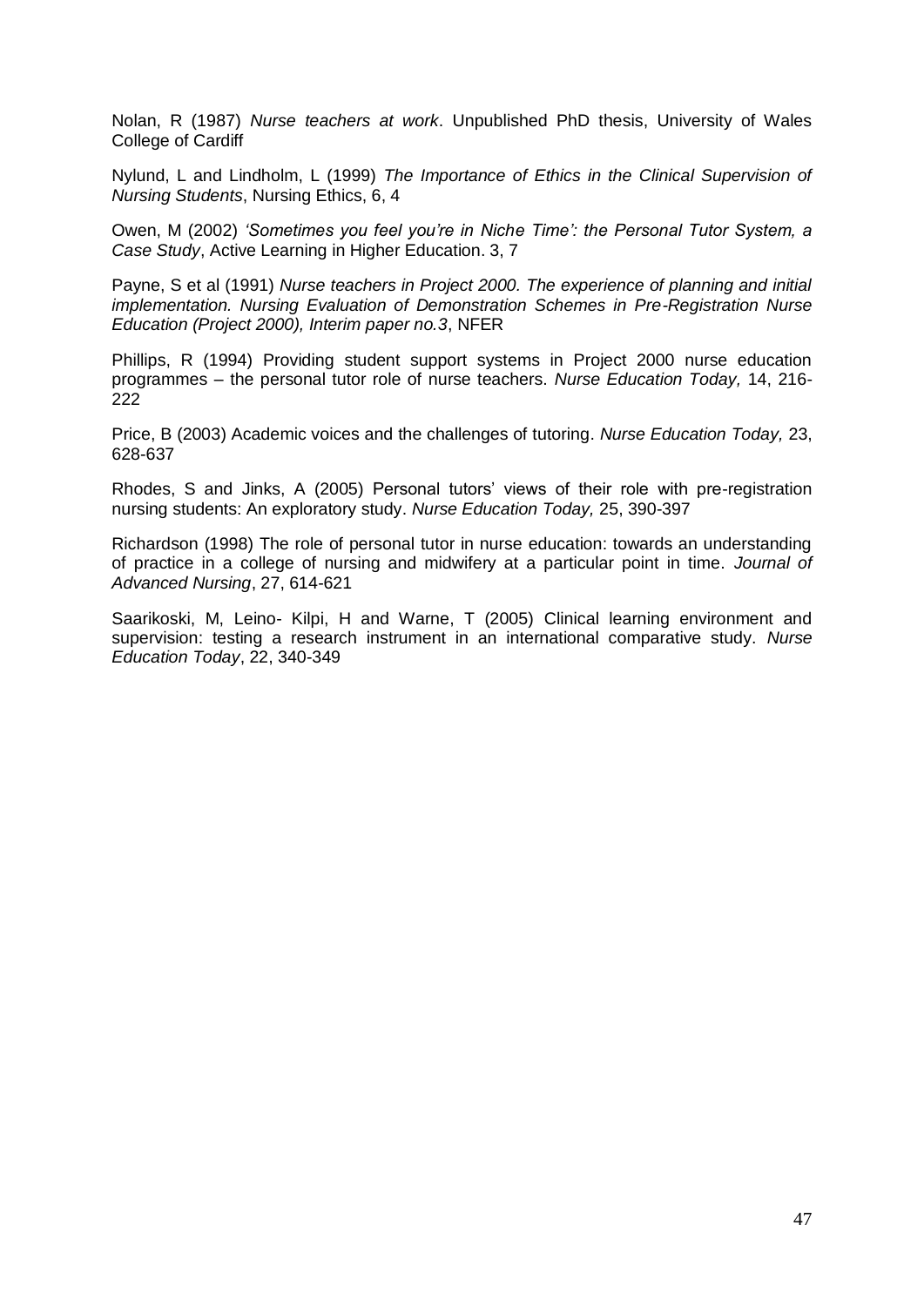Nolan, R (1987) *Nurse teachers at work*. Unpublished PhD thesis, University of Wales College of Cardiff

Nylund, L and Lindholm, L (1999) *The Importance of Ethics in the Clinical Supervision of Nursing Students*, Nursing Ethics, 6, 4

Owen, M (2002) *'Sometimes you feel you're in Niche Time': the Personal Tutor System, a Case Study*, Active Learning in Higher Education. 3, 7

Payne, S et al (1991) *Nurse teachers in Project 2000. The experience of planning and initial implementation. Nursing Evaluation of Demonstration Schemes in Pre-Registration Nurse Education (Project 2000), Interim paper no.3*, NFER

Phillips, R (1994) Providing student support systems in Project 2000 nurse education programmes – the personal tutor role of nurse teachers. *Nurse Education Today,* 14, 216-222

Price, B (2003) Academic voices and the challenges of tutoring. *Nurse Education Today,* 23, 628-637

Rhodes, S and Jinks, A (2005) Personal tutors' views of their role with pre-registration nursing students: An exploratory study. *Nurse Education Today,* 25, 390-397

Richardson (1998) The role of personal tutor in nurse education: towards an understanding of practice in a college of nursing and midwifery at a particular point in time. *Journal of Advanced Nursing*, 27, 614-621

Saarikoski, M, Leino- Kilpi, H and Warne, T (2005) Clinical learning environment and supervision: testing a research instrument in an international comparative study. *Nurse Education Today*, 22, 340-349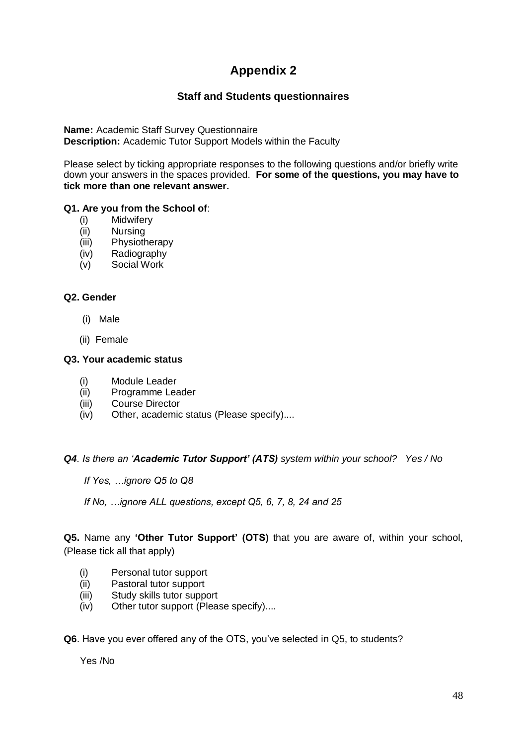# Appendix 2

## Staff and Students questionnaires

**Name:** Academic Staff Survey Questionnaire
**Description:** Academic Tutor Support Models within the Faculty

Please select by ticking appropriate responses to the following questions and/or briefly write down your answers in the spaces provided. **For some of the questions, you may have to tick more than one relevant answer.**

**Q1. Are you from the School of**:

- (i) Midwifery
- (ii) Nursing
- (iii) Physiotherapy
- (iv) Radiography
- (v) Social Work

**Q2. Gender**

- (i) Male
- (ii) Female

**Q3. Your academic status**

- (i) Module Leader
- (ii) Programme Leader
- (iii) Course Director
- (iv) Other, academic status (Please specify)....

***Q4**. Is there an '**Academic Tutor Support' (ATS)** system within your school? Yes / No*

*If Yes, …ignore Q5 to Q8*

*If No, …ignore ALL questions, except Q5, 6, 7, 8, 24 and 25*

**Q5.** Name any **'Other Tutor Support' (OTS)** that you are aware of, within your school, (Please tick all that apply)

- (i) Personal tutor support
- (ii) Pastoral tutor support
- (iii) Study skills tutor support
- (iv) Other tutor support (Please specify)....

**Q6**. Have you ever offered any of the OTS, you've selected in Q5, to students?

Yes /No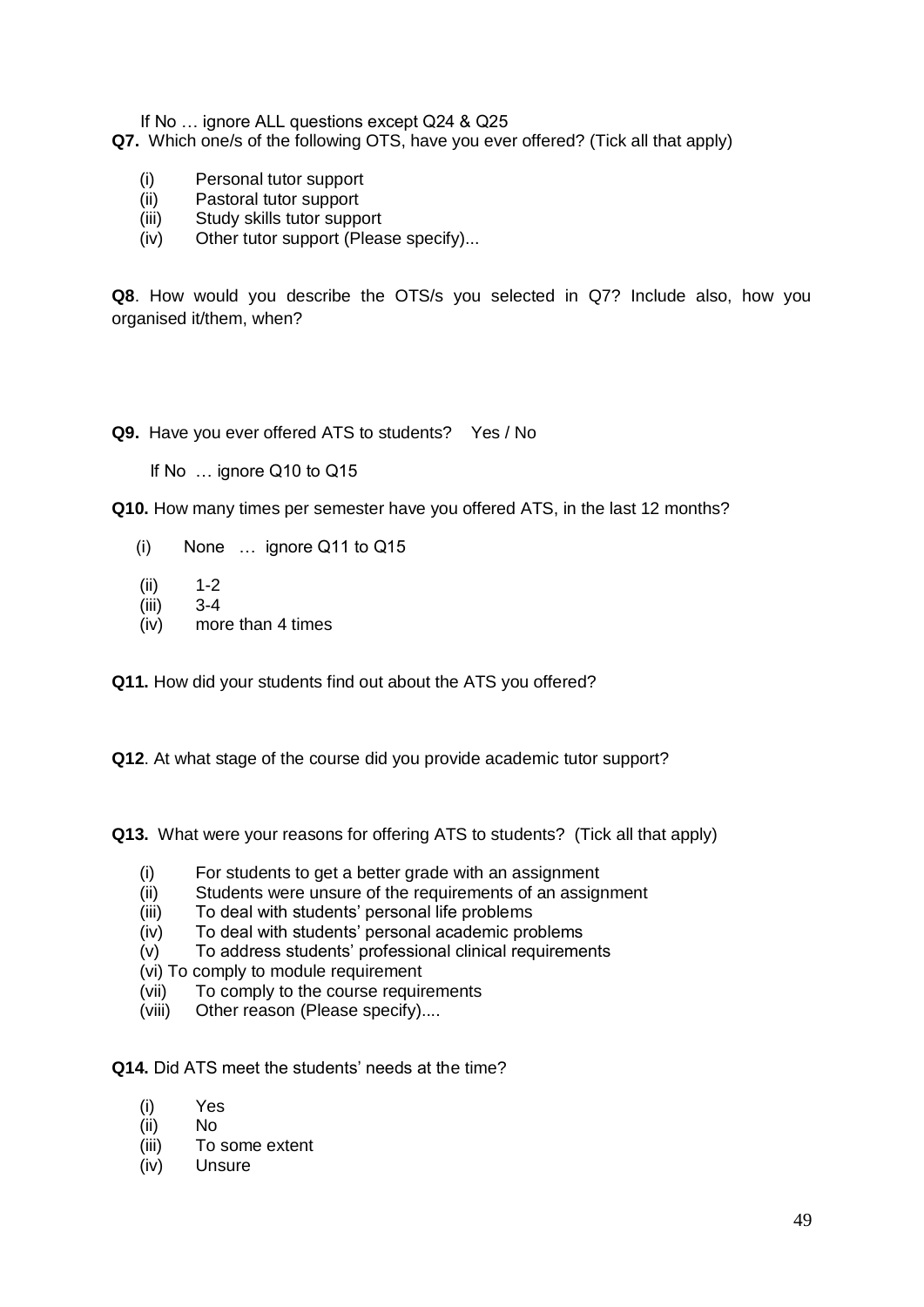If No … ignore ALL questions except Q24 & Q25

**Q7.** Which one/s of the following OTS, have you ever offered? (Tick all that apply)

(i) Personal tutor support
(ii) Pastoral tutor support
(iii) Study skills tutor support
(iv) Other tutor support (Please specify)...

**Q8**. How would you describe the OTS/s you selected in Q7? Include also, how you organised it/them, when?

**Q9.** Have you ever offered ATS to students? Yes / No

If No … ignore Q10 to Q15

**Q10.** How many times per semester have you offered ATS, in the last 12 months?

(i) None … ignore Q11 to Q15
(ii) 1-2
(iii) 3-4
(iv) more than 4 times

**Q11.** How did your students find out about the ATS you offered?

**Q12**. At what stage of the course did you provide academic tutor support?

**Q13.** What were your reasons for offering ATS to students? (Tick all that apply)

(i) For students to get a better grade with an assignment
(ii) Students were unsure of the requirements of an assignment
(iii) To deal with students' personal life problems
(iv) To deal with students' personal academic problems
(v) To address students' professional clinical requirements
(vi) To comply to module requirement
(vii) To comply to the course requirements
(viii) Other reason (Please specify)....

**Q14.** Did ATS meet the students' needs at the time?

(i) Yes
(ii) No
(iii) To some extent
(iv) Unsure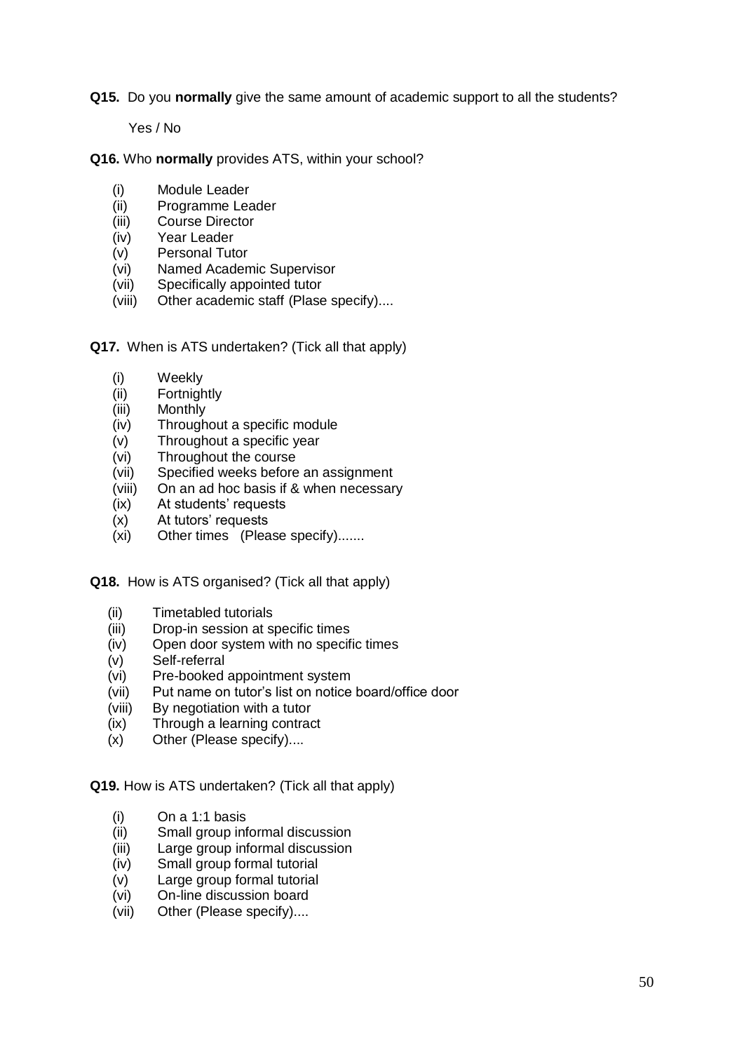**Q15.** Do you **normally** give the same amount of academic support to all the students?

Yes / No

**Q16.** Who **normally** provides ATS, within your school?

(i) Module Leader
(ii) Programme Leader
(iii) Course Director
(iv) Year Leader
(v) Personal Tutor
(vi) Named Academic Supervisor
(vii) Specifically appointed tutor
(viii) Other academic staff (Plase specify)....

**Q17.** When is ATS undertaken? (Tick all that apply)

(i) Weekly
(ii) Fortnightly
(iii) Monthly
(iv) Throughout a specific module
(v) Throughout a specific year
(vi) Throughout the course
(vii) Specified weeks before an assignment
(viii) On an ad hoc basis if & when necessary
(ix) At students' requests
(x) At tutors' requests
(xi) Other times (Please specify).......

**Q18.** How is ATS organised? (Tick all that apply)

(ii) Timetabled tutorials
(iii) Drop-in session at specific times
(iv) Open door system with no specific times
(v) Self-referral
(vi) Pre-booked appointment system
(vii) Put name on tutor's list on notice board/office door
(viii) By negotiation with a tutor
(ix) Through a learning contract
(x) Other (Please specify)....

**Q19.** How is ATS undertaken? (Tick all that apply)

(i) On a 1:1 basis
(ii) Small group informal discussion
(iii) Large group informal discussion
(iv) Small group formal tutorial
(v) Large group formal tutorial
(vi) On-line discussion board
(vii) Other (Please specify)....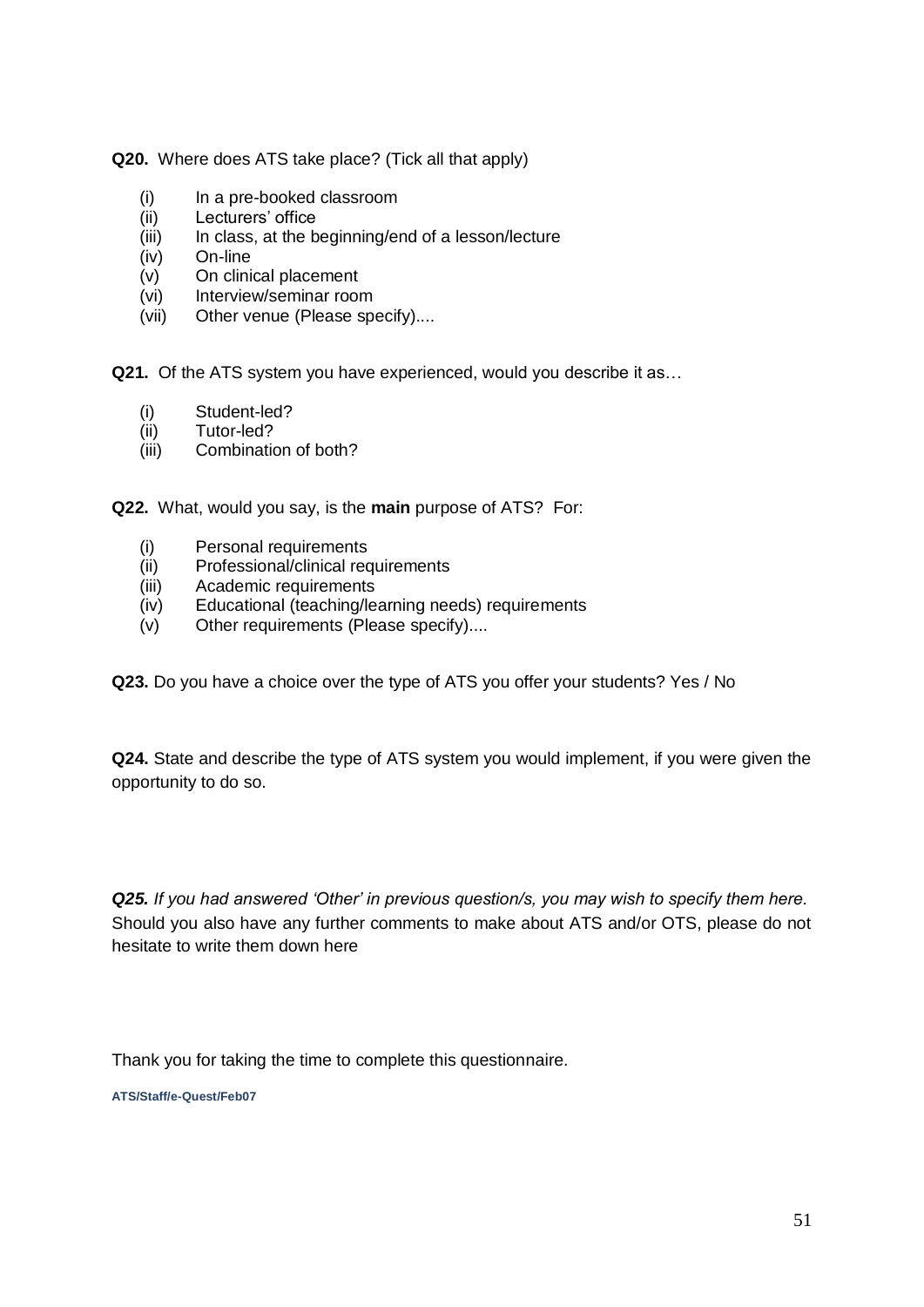**Q20.** Where does ATS take place? (Tick all that apply)

- (i) In a pre-booked classroom
- (ii) Lecturers' office
- (iii) In class, at the beginning/end of a lesson/lecture
- (iv) On-line
- (v) On clinical placement
- (vi) Interview/seminar room
- (vii) Other venue (Please specify)....

**Q21.** Of the ATS system you have experienced, would you describe it as…

- (i) Student-led?
- (ii) Tutor-led?
- (iii) Combination of both?

**Q22.** What, would you say, is the **main** purpose of ATS? For:

- (i) Personal requirements
- (ii) Professional/clinical requirements
- (iii) Academic requirements
- (iv) Educational (teaching/learning needs) requirements
- (v) Other requirements (Please specify)....

**Q23.** Do you have a choice over the type of ATS you offer your students? Yes / No

**Q24.** State and describe the type of ATS system you would implement, if you were given the opportunity to do so.

***Q25.*** *If you had answered 'Other' in previous question/s, you may wish to specify them here.* Should you also have any further comments to make about ATS and/or OTS, please do not hesitate to write them down here

Thank you for taking the time to complete this questionnaire.

**ATS/Staff/e-Quest/Feb07**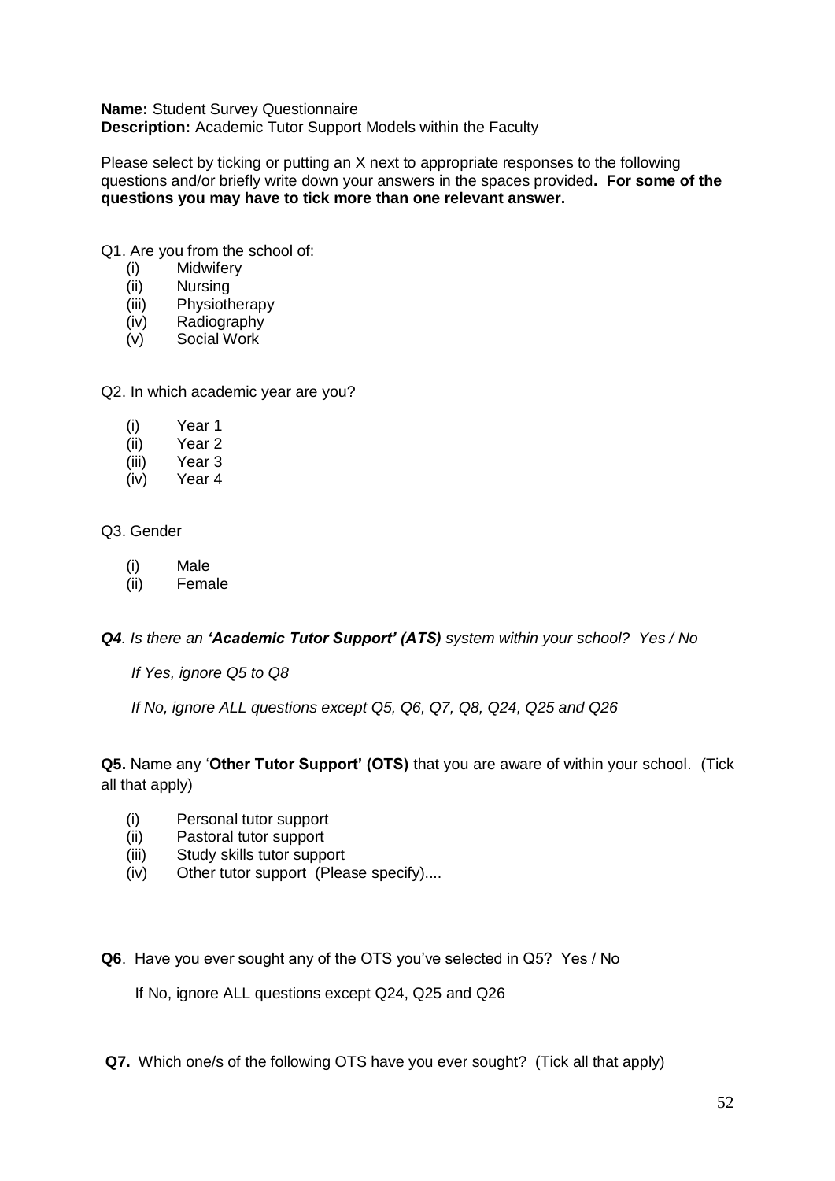**Name:** Student Survey Questionnaire
**Description:** Academic Tutor Support Models within the Faculty

Please select by ticking or putting an X next to appropriate responses to the following questions and/or briefly write down your answers in the spaces provided**. For some of the questions you may have to tick more than one relevant answer.**

Q1. Are you from the school of:

- (i) Midwifery
- (ii) Nursing
- (iii) Physiotherapy
- (iv) Radiography
- (v) Social Work

Q2. In which academic year are you?

- (i) Year 1
- (ii) Year 2
- (iii) Year 3
- (iv) Year 4

Q3. Gender

- (i) Male
- (ii) Female

***Q4****. Is there an* ***'Academic Tutor Support' (ATS)*** *system within your school? Yes / No*

*If Yes, ignore Q5 to Q8*

*If No, ignore ALL questions except Q5, Q6, Q7, Q8, Q24, Q25 and Q26*

**Q5.** Name any '**Other Tutor Support' (OTS)** that you are aware of within your school. (Tick all that apply)

- (i) Personal tutor support
- (ii) Pastoral tutor support
- (iii) Study skills tutor support
- (iv) Other tutor support (Please specify)....

**Q6**. Have you ever sought any of the OTS you've selected in Q5? Yes / No

If No, ignore ALL questions except Q24, Q25 and Q26

**Q7.** Which one/s of the following OTS have you ever sought? (Tick all that apply)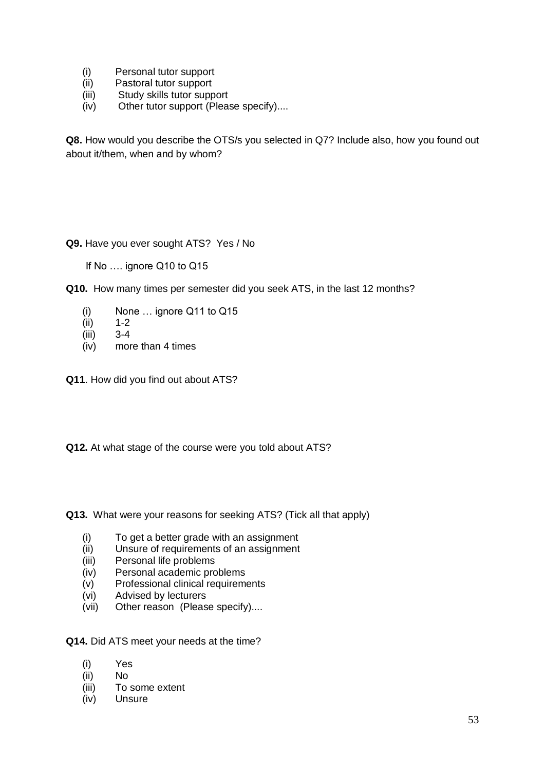(i) Personal tutor support
(ii) Pastoral tutor support
(iii) Study skills tutor support
(iv) Other tutor support (Please specify)....

**Q8.** How would you describe the OTS/s you selected in Q7? Include also, how you found out about it/them, when and by whom?

**Q9.** Have you ever sought ATS? Yes / No

If No …. ignore Q10 to Q15

**Q10.** How many times per semester did you seek ATS, in the last 12 months?

(i) None … ignore Q11 to Q15
(ii) 1-2
(iii) 3-4
(iv) more than 4 times

**Q11**. How did you find out about ATS?

**Q12.** At what stage of the course were you told about ATS?

**Q13.** What were your reasons for seeking ATS? (Tick all that apply)

(i) To get a better grade with an assignment
(ii) Unsure of requirements of an assignment
(iii) Personal life problems
(iv) Personal academic problems
(v) Professional clinical requirements
(vi) Advised by lecturers
(vii) Other reason (Please specify)....

**Q14.** Did ATS meet your needs at the time?

(i) Yes
(ii) No
(iii) To some extent
(iv) Unsure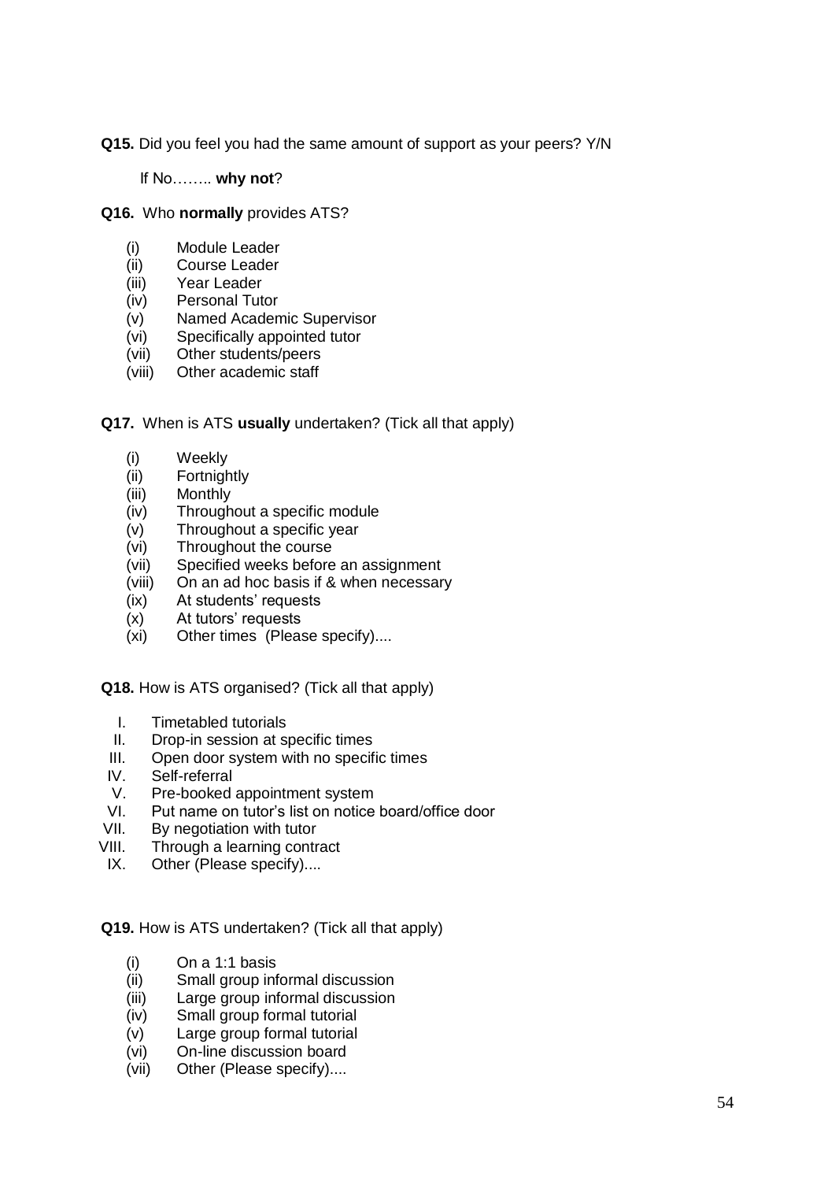**Q15.** Did you feel you had the same amount of support as your peers? Y/N

If No…….. **why not**?

**Q16.** Who **normally** provides ATS?

- (i) Module Leader
- (ii) Course Leader
- (iii) Year Leader
- (iv) Personal Tutor
- (v) Named Academic Supervisor
- (vi) Specifically appointed tutor
- (vii) Other students/peers
- (viii) Other academic staff

**Q17.** When is ATS **usually** undertaken? (Tick all that apply)

- (i) Weekly
- (ii) Fortnightly
- (iii) Monthly
- (iv) Throughout a specific module
- (v) Throughout a specific year
- (vi) Throughout the course
- (vii) Specified weeks before an assignment
- (viii) On an ad hoc basis if & when necessary
- (ix) At students' requests
- (x) At tutors' requests
- (xi) Other times (Please specify)....

**Q18.** How is ATS organised? (Tick all that apply)

- I. Timetabled tutorials
- II. Drop-in session at specific times
- III. Open door system with no specific times
- IV. Self-referral
- V. Pre-booked appointment system
- VI. Put name on tutor's list on notice board/office door
- VII. By negotiation with tutor
- VIII. Through a learning contract
- IX. Other (Please specify)....

**Q19.** How is ATS undertaken? (Tick all that apply)

- (i) On a 1:1 basis
- (ii) Small group informal discussion
- (iii) Large group informal discussion
- (iv) Small group formal tutorial
- (v) Large group formal tutorial
- (vi) On-line discussion board
- (vii) Other (Please specify)....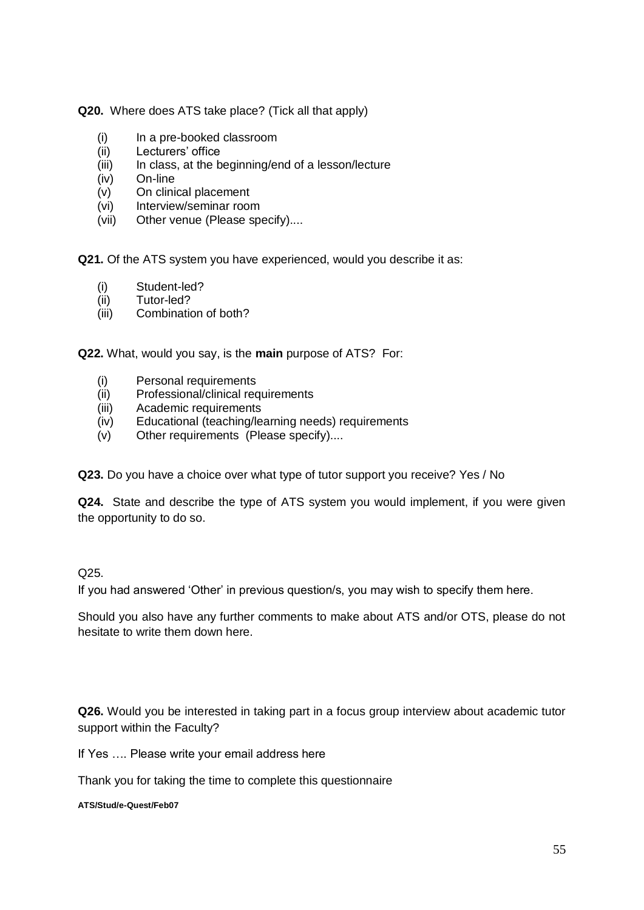**Q20.** Where does ATS take place? (Tick all that apply)

(i) In a pre-booked classroom
(ii) Lecturers' office
(iii) In class, at the beginning/end of a lesson/lecture
(iv) On-line
(v) On clinical placement
(vi) Interview/seminar room
(vii) Other venue (Please specify)....

**Q21.** Of the ATS system you have experienced, would you describe it as:

(i) Student-led?
(ii) Tutor-led?
(iii) Combination of both?

**Q22.** What, would you say, is the **main** purpose of ATS? For:

(i) Personal requirements
(ii) Professional/clinical requirements
(iii) Academic requirements
(iv) Educational (teaching/learning needs) requirements
(v) Other requirements (Please specify)....

**Q23.** Do you have a choice over what type of tutor support you receive? Yes / No

**Q24.** State and describe the type of ATS system you would implement, if you were given the opportunity to do so.

Q25.

If you had answered 'Other' in previous question/s, you may wish to specify them here.

Should you also have any further comments to make about ATS and/or OTS, please do not hesitate to write them down here.

**Q26.** Would you be interested in taking part in a focus group interview about academic tutor support within the Faculty?

If Yes …. Please write your email address here

Thank you for taking the time to complete this questionnaire

**ATS/Stud/e-Quest/Feb07**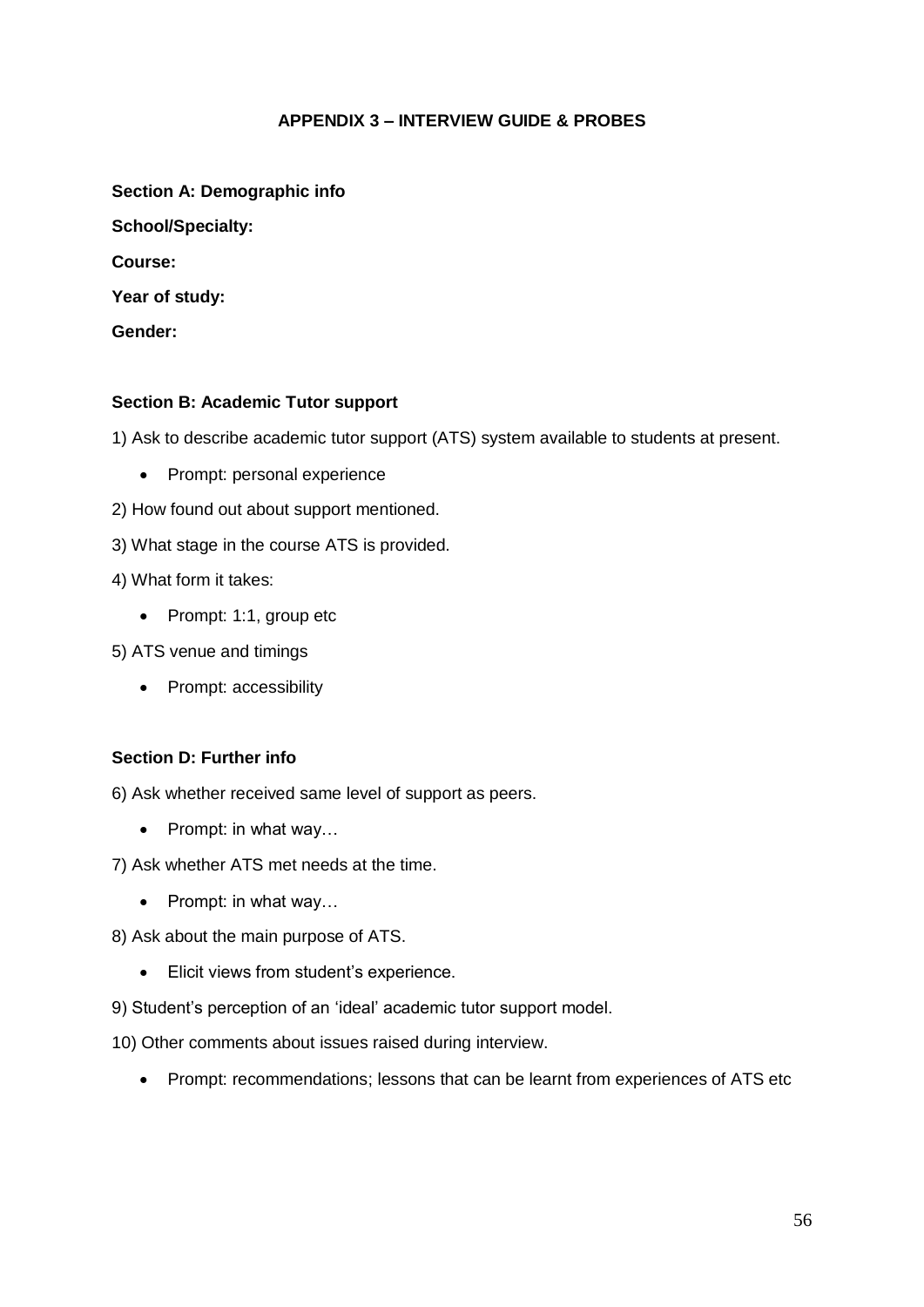## APPENDIX 3 – INTERVIEW GUIDE & PROBES

**Section A: Demographic info**

**School/Specialty:**

**Course:**

**Year of study:**

**Gender:**

**Section B: Academic Tutor support**

1) Ask to describe academic tutor support (ATS) system available to students at present.

- Prompt: personal experience

2) How found out about support mentioned.

3) What stage in the course ATS is provided.

4) What form it takes:

- Prompt: 1:1, group etc

5) ATS venue and timings

- Prompt: accessibility

**Section D: Further info**

6) Ask whether received same level of support as peers.

- Prompt: in what way…

7) Ask whether ATS met needs at the time.

- Prompt: in what way…

8) Ask about the main purpose of ATS.

- Elicit views from student's experience.

9) Student's perception of an 'ideal' academic tutor support model.

10) Other comments about issues raised during interview.

- Prompt: recommendations; lessons that can be learnt from experiences of ATS etc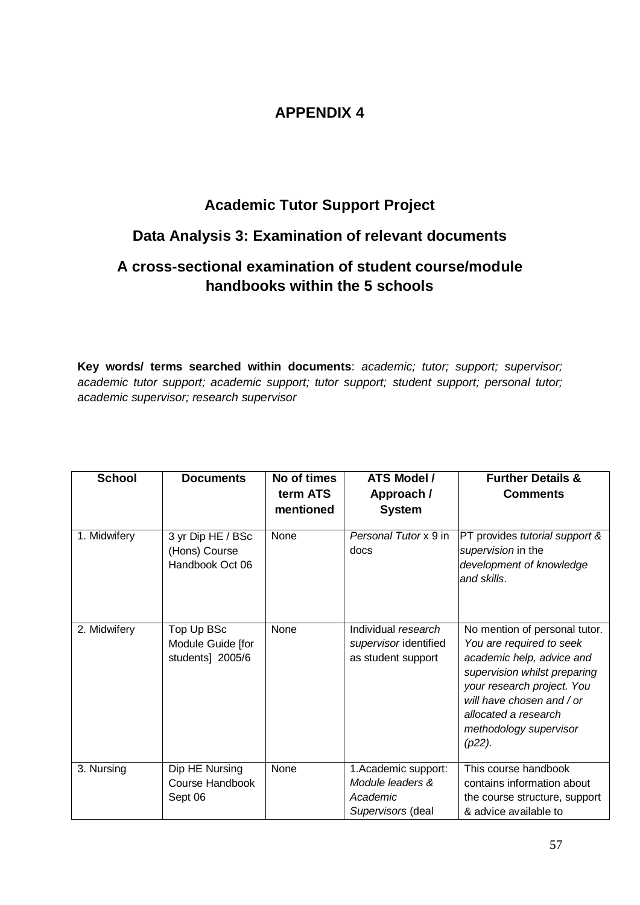# APPENDIX 4

## Academic Tutor Support Project

## Data Analysis 3: Examination of relevant documents

## A cross-sectional examination of student course/module handbooks within the 5 schools

**Key words/ terms searched within documents**: *academic; tutor; support; supervisor; academic tutor support; academic support; tutor support; student support; personal tutor; academic supervisor; research supervisor*

| School | Documents | No of times term ATS mentioned | ATS Model / Approach / System | Further Details & Comments |
|---|---|---|---|---|
| 1. Midwifery | 3 yr Dip HE / BSc (Hons) Course Handbook Oct 06 | None | *Personal Tutor* x 9 in docs | PT provides *tutorial support & supervision* in the *development of knowledge and skills*. |
| 2. Midwifery | Top Up BSc Module Guide [for students] 2005/6 | None | Individual *research supervisor* identified as student support | No mention of personal tutor. *You are required to seek academic help, advice and supervision whilst preparing your research project. You will have chosen and / or allocated a research methodology supervisor (p22).* |
| 3. Nursing | Dip HE Nursing Course Handbook Sept 06 | None | 1.Academic support: *Module leaders & Academic Supervisors* (deal | This course handbook contains information about the course structure, support & advice available to |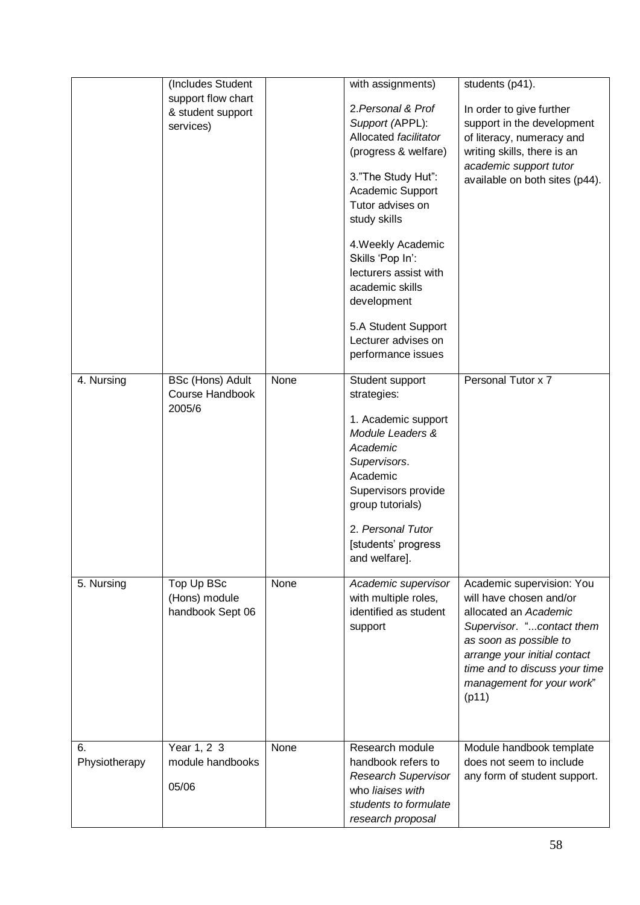|  | (Includes Student support flow chart & student support services) |  | with assignments)<br><br>2.*Personal & Prof Support (*APPL): Allocated *facilitator* (progress & welfare)<br><br>3."The Study Hut": Academic Support Tutor advises on study skills<br><br>4.Weekly Academic Skills 'Pop In': lecturers assist with academic skills development<br><br>5.A Student Support Lecturer advises on performance issues | students (p41).<br><br>In order to give further support in the development of literacy, numeracy and writing skills, there is an *academic support tutor* available on both sites (p44). |
|---|---|---|---|---|
| 4. Nursing | BSc (Hons) Adult Course Handbook 2005/6 | None | Student support strategies:<br><br>1. Academic support *Module Leaders & Academic Supervisors*. Academic Supervisors provide group tutorials)<br><br>2. *Personal Tutor* [students' progress and welfare]. | Personal Tutor x 7 |
| 5. Nursing | Top Up BSc (Hons) module handbook Sept 06 | None | *Academic supervisor* with multiple roles, identified as student support | Academic supervision: You will have chosen and/or allocated an *Academic Supervisor*. "*...contact them as soon as possible to arrange your initial contact time and to discuss your time management for your work*" (p11) |
| 6. Physiotherapy | Year 1, 2 3 module handbooks<br><br>05/06 | None | Research module handbook refers to *Research Supervisor* who *liaises with students to formulate research proposal* | Module handbook template does not seem to include any form of student support. |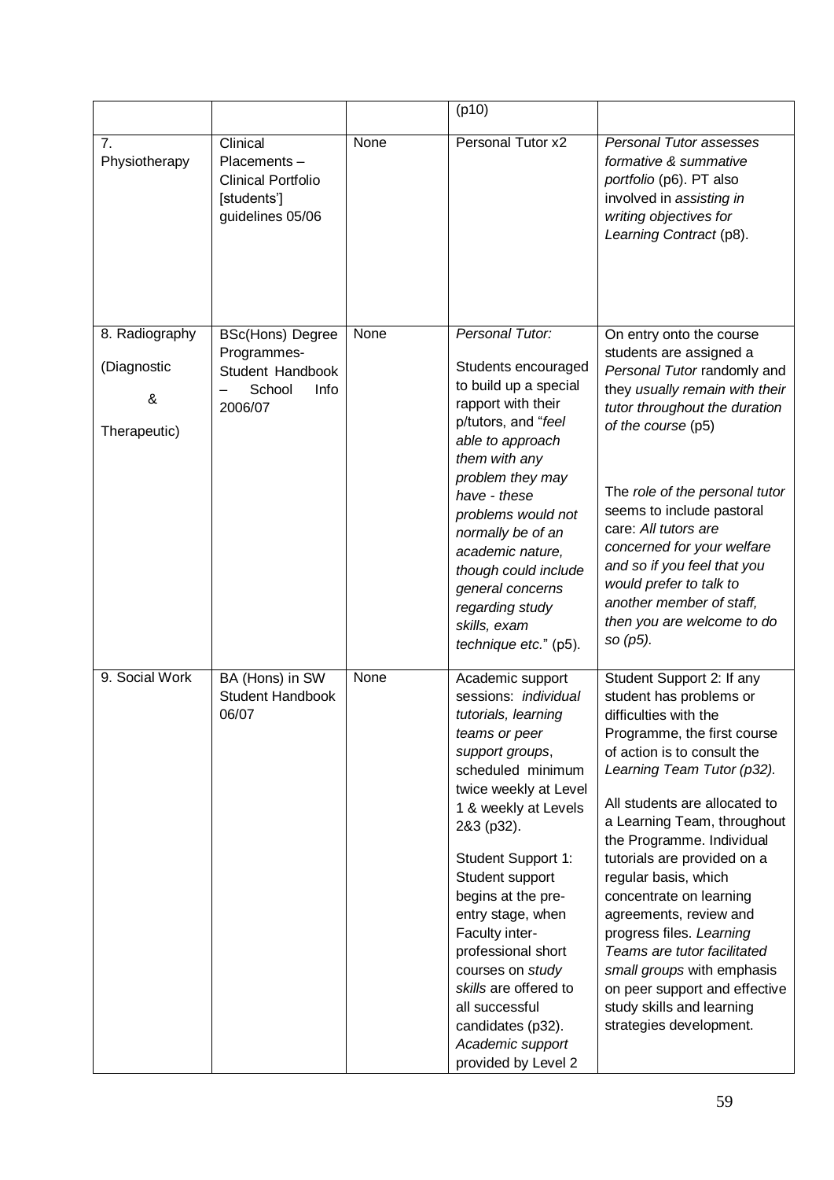| | | | (p10) | |
|---|---|---|---|---|
| 7. Physiotherapy | Clinical Placements – Clinical Portfolio [students'] guidelines 05/06 | None | Personal Tutor x2 | *Personal Tutor assesses formative & summative portfolio* (p6). PT also involved in *assisting in writing objectives for Learning Contract* (p8). |
| 8. Radiography (Diagnostic & Therapeutic) | BSc(Hons) Degree Programmes- Student Handbook – School Info 2006/07 | None | *Personal Tutor:*<br><br>Students encouraged to build up a special rapport with their p/tutors, and "*feel able to approach them with any problem they may have - these problems would not normally be of an academic nature, though could include general concerns regarding study skills, exam technique etc.*" (p5). | On entry onto the course students are assigned a *Personal Tutor* randomly and they *usually remain with their tutor throughout the duration of the course* (p5)<br><br>The *role of the personal tutor* seems to include pastoral care: *All tutors are concerned for your welfare and so if you feel that you would prefer to talk to another member of staff, then you are welcome to do so (p5).* |
| 9. Social Work | BA (Hons) in SW Student Handbook 06/07 | None | Academic support sessions: *individual tutorials, learning teams or peer support groups*, scheduled minimum twice weekly at Level 1 & weekly at Levels 2&3 (p32).<br><br>Student Support 1: Student support begins at the pre-entry stage, when Faculty inter-professional short courses on *study skills* are offered to all successful candidates (p32). *Academic support* provided by Level 2 | Student Support 2: If any student has problems or difficulties with the Programme, the first course of action is to consult the *Learning Team Tutor (p32).*<br><br>All students are allocated to a Learning Team, throughout the Programme. Individual tutorials are provided on a regular basis, which concentrate on learning agreements, review and progress files. *Learning Teams are tutor facilitated small groups* with emphasis on peer support and effective study skills and learning strategies development. |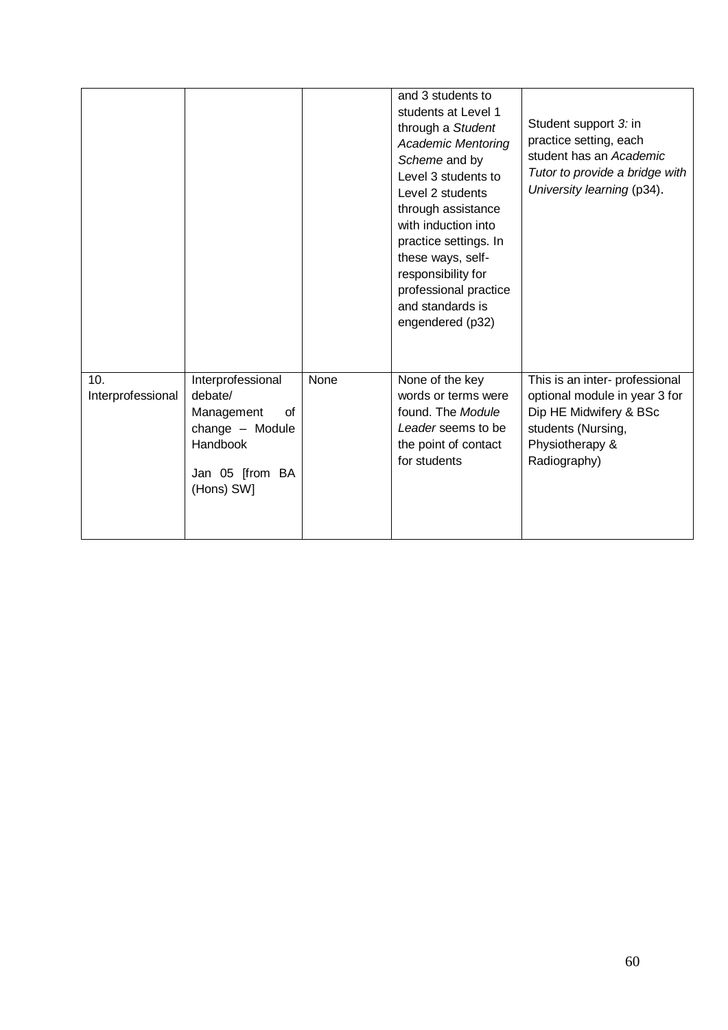| | | | | |
|---|---|---|---|---|
| | | | and 3 students to students at Level 1 through a *Student Academic Mentoring Scheme* and by Level 3 students to Level 2 students through assistance with induction into practice settings. In these ways, self-responsibility for professional practice and standards is engendered (p32) | Student support *3:* in practice setting, each student has an *Academic Tutor to provide a bridge with University learning* (p34). |
| 10. Interprofessional | Interprofessional debate/ Management of change – Module Handbook<br><br>Jan 05 [from BA (Hons) SW] | None | None of the key words or terms were found. The *Module Leader* seems to be the point of contact for students | This is an inter- professional optional module in year 3 for Dip HE Midwifery & BSc students (Nursing, Physiotherapy & Radiography) |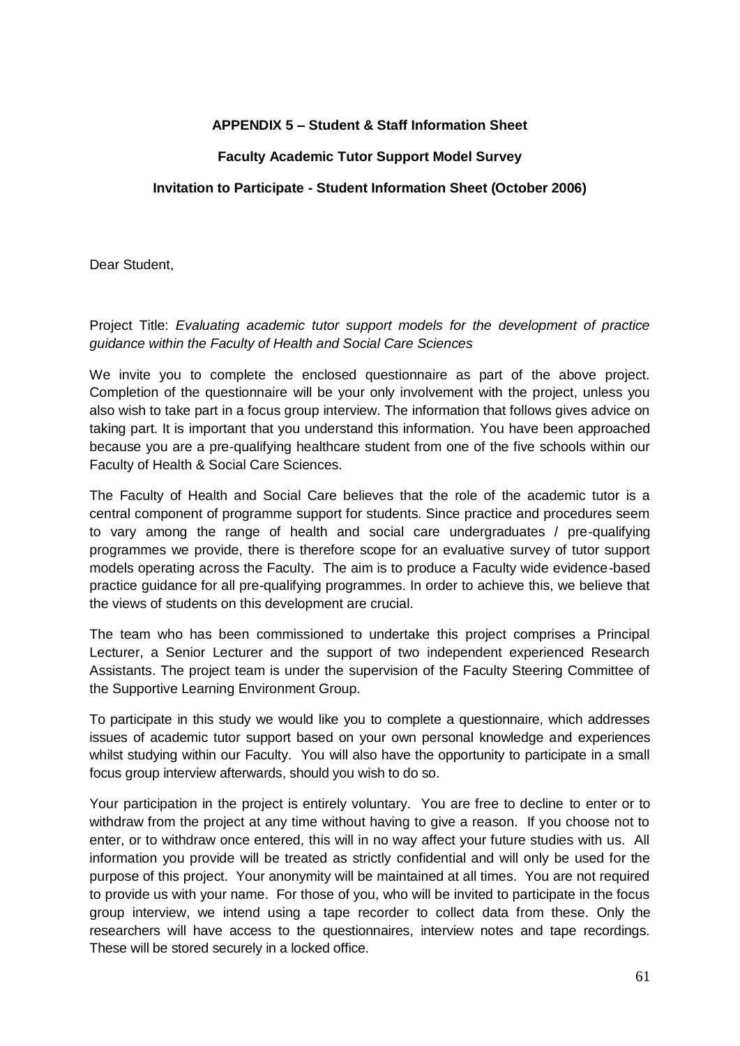**APPENDIX 5 – Student & Staff Information Sheet**

**Faculty Academic Tutor Support Model Survey**

**Invitation to Participate - Student Information Sheet (October 2006)**

Dear Student,

Project Title: *Evaluating academic tutor support models for the development of practice guidance within the Faculty of Health and Social Care Sciences*

We invite you to complete the enclosed questionnaire as part of the above project. Completion of the questionnaire will be your only involvement with the project, unless you also wish to take part in a focus group interview. The information that follows gives advice on taking part. It is important that you understand this information. You have been approached because you are a pre-qualifying healthcare student from one of the five schools within our Faculty of Health & Social Care Sciences.

The Faculty of Health and Social Care believes that the role of the academic tutor is a central component of programme support for students. Since practice and procedures seem to vary among the range of health and social care undergraduates / pre-qualifying programmes we provide, there is therefore scope for an evaluative survey of tutor support models operating across the Faculty. The aim is to produce a Faculty wide evidence-based practice guidance for all pre-qualifying programmes. In order to achieve this, we believe that the views of students on this development are crucial.

The team who has been commissioned to undertake this project comprises a Principal Lecturer, a Senior Lecturer and the support of two independent experienced Research Assistants. The project team is under the supervision of the Faculty Steering Committee of the Supportive Learning Environment Group.

To participate in this study we would like you to complete a questionnaire, which addresses issues of academic tutor support based on your own personal knowledge and experiences whilst studying within our Faculty. You will also have the opportunity to participate in a small focus group interview afterwards, should you wish to do so.

Your participation in the project is entirely voluntary. You are free to decline to enter or to withdraw from the project at any time without having to give a reason. If you choose not to enter, or to withdraw once entered, this will in no way affect your future studies with us. All information you provide will be treated as strictly confidential and will only be used for the purpose of this project. Your anonymity will be maintained at all times. You are not required to provide us with your name. For those of you, who will be invited to participate in the focus group interview, we intend using a tape recorder to collect data from these. Only the researchers will have access to the questionnaires, interview notes and tape recordings. These will be stored securely in a locked office.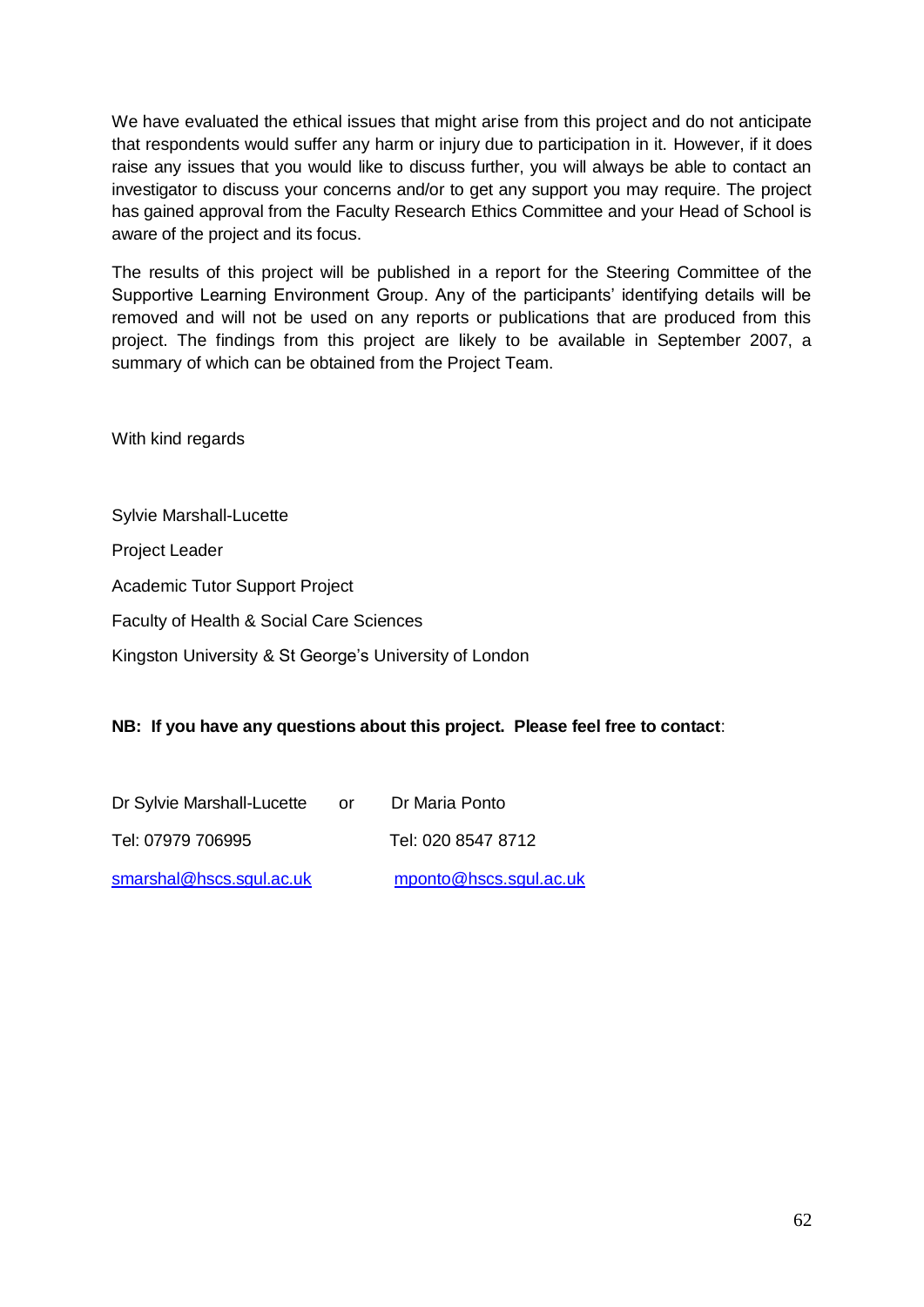We have evaluated the ethical issues that might arise from this project and do not anticipate that respondents would suffer any harm or injury due to participation in it. However, if it does raise any issues that you would like to discuss further, you will always be able to contact an investigator to discuss your concerns and/or to get any support you may require. The project has gained approval from the Faculty Research Ethics Committee and your Head of School is aware of the project and its focus.

The results of this project will be published in a report for the Steering Committee of the Supportive Learning Environment Group. Any of the participants' identifying details will be removed and will not be used on any reports or publications that are produced from this project. The findings from this project are likely to be available in September 2007, a summary of which can be obtained from the Project Team.

With kind regards

Sylvie Marshall-Lucette

Project Leader

Academic Tutor Support Project

Faculty of Health & Social Care Sciences

Kingston University & St George's University of London

**NB: If you have any questions about this project. Please feel free to contact**:

| Dr Sylvie Marshall-Lucette | or | Dr Maria Ponto |
|---|---|---|
| Tel: 07979 706995 | | Tel: 020 8547 8712 |
| smarshal@hscs.sgul.ac.uk | | mponto@hscs.sgul.ac.uk |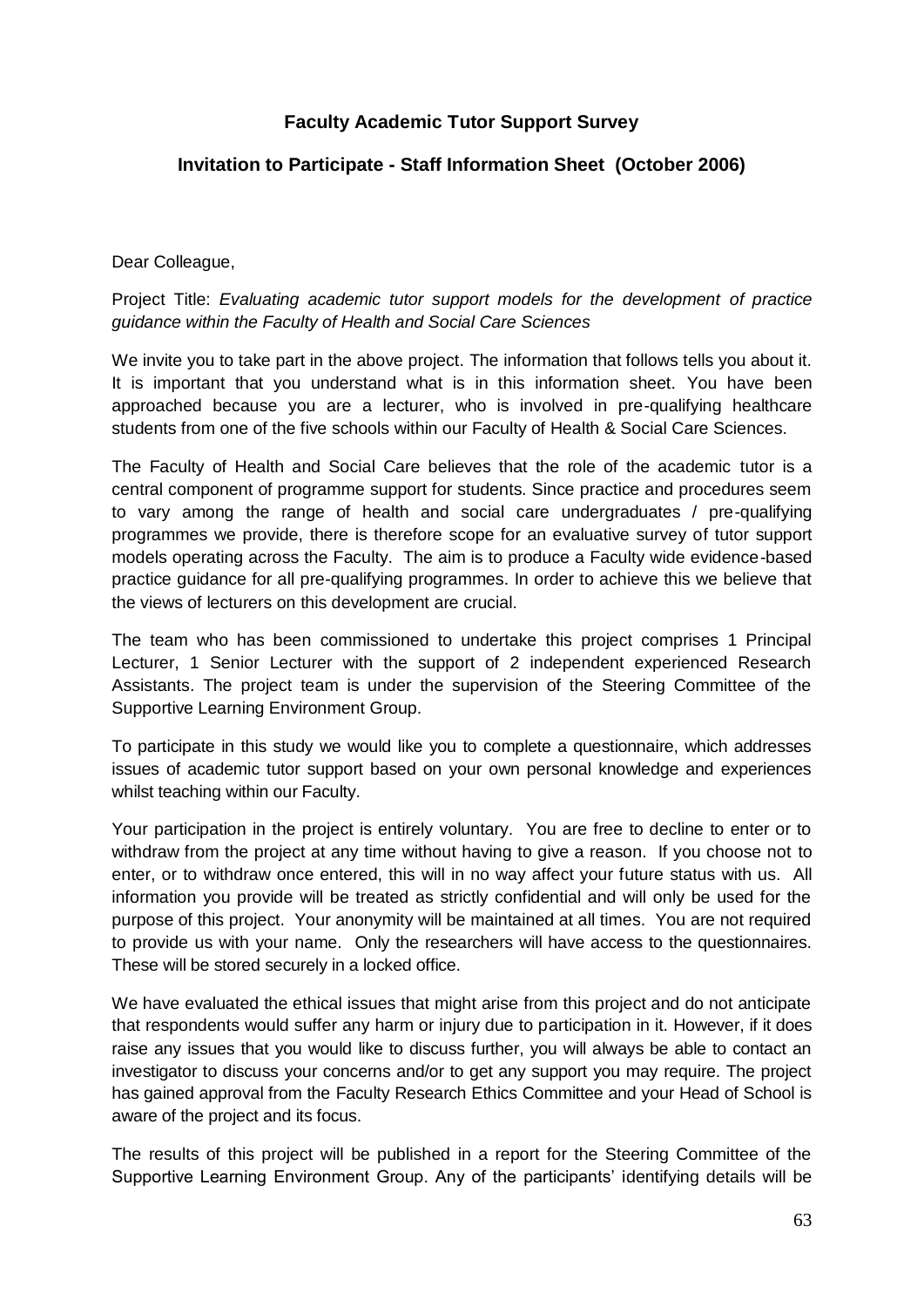## Faculty Academic Tutor Support Survey

## Invitation to Participate - Staff Information Sheet (October 2006)

Dear Colleague,

Project Title: *Evaluating academic tutor support models for the development of practice guidance within the Faculty of Health and Social Care Sciences*

We invite you to take part in the above project. The information that follows tells you about it. It is important that you understand what is in this information sheet. You have been approached because you are a lecturer, who is involved in pre-qualifying healthcare students from one of the five schools within our Faculty of Health & Social Care Sciences.

The Faculty of Health and Social Care believes that the role of the academic tutor is a central component of programme support for students. Since practice and procedures seem to vary among the range of health and social care undergraduates / pre-qualifying programmes we provide, there is therefore scope for an evaluative survey of tutor support models operating across the Faculty. The aim is to produce a Faculty wide evidence-based practice guidance for all pre-qualifying programmes. In order to achieve this we believe that the views of lecturers on this development are crucial.

The team who has been commissioned to undertake this project comprises 1 Principal Lecturer, 1 Senior Lecturer with the support of 2 independent experienced Research Assistants. The project team is under the supervision of the Steering Committee of the Supportive Learning Environment Group.

To participate in this study we would like you to complete a questionnaire, which addresses issues of academic tutor support based on your own personal knowledge and experiences whilst teaching within our Faculty.

Your participation in the project is entirely voluntary. You are free to decline to enter or to withdraw from the project at any time without having to give a reason. If you choose not to enter, or to withdraw once entered, this will in no way affect your future status with us. All information you provide will be treated as strictly confidential and will only be used for the purpose of this project. Your anonymity will be maintained at all times. You are not required to provide us with your name. Only the researchers will have access to the questionnaires. These will be stored securely in a locked office.

We have evaluated the ethical issues that might arise from this project and do not anticipate that respondents would suffer any harm or injury due to participation in it. However, if it does raise any issues that you would like to discuss further, you will always be able to contact an investigator to discuss your concerns and/or to get any support you may require. The project has gained approval from the Faculty Research Ethics Committee and your Head of School is aware of the project and its focus.

The results of this project will be published in a report for the Steering Committee of the Supportive Learning Environment Group. Any of the participants' identifying details will be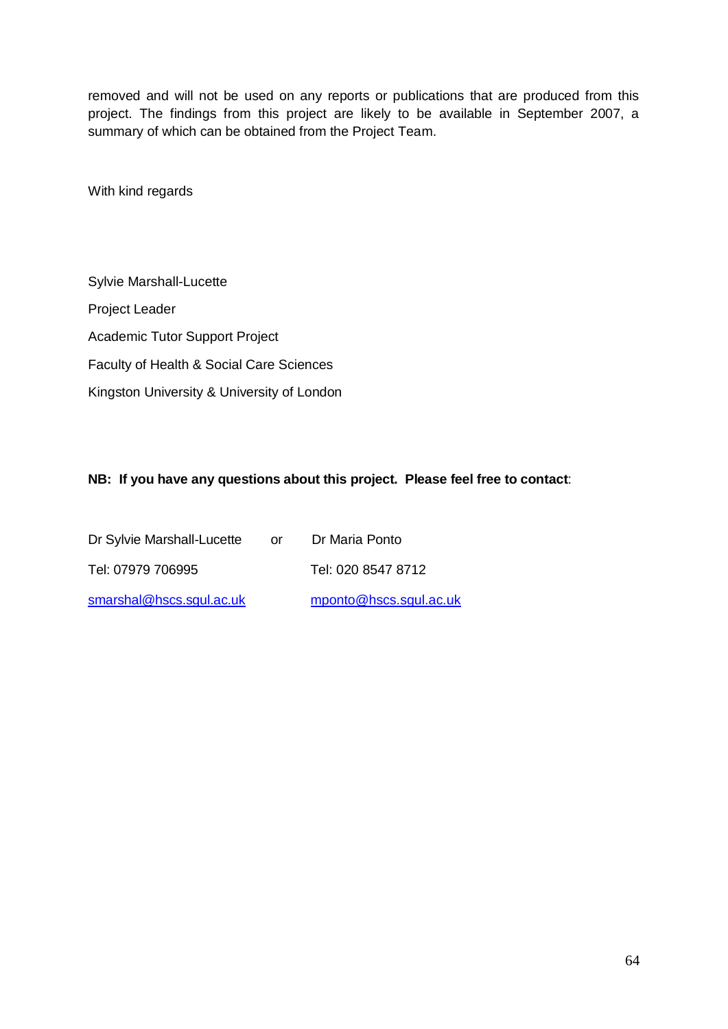removed and will not be used on any reports or publications that are produced from this project. The findings from this project are likely to be available in September 2007, a summary of which can be obtained from the Project Team.

With kind regards

Sylvie Marshall-Lucette

Project Leader

Academic Tutor Support Project

Faculty of Health & Social Care Sciences

Kingston University & University of London

**NB: If you have any questions about this project. Please feel free to contact**:

| | | |
|---|---|---|
| Dr Sylvie Marshall-Lucette | or | Dr Maria Ponto |
| Tel: 07979 706995 | | Tel: 020 8547 8712 |
| smarshal@hscs.sgul.ac.uk | | mponto@hscs.sgul.ac.uk |